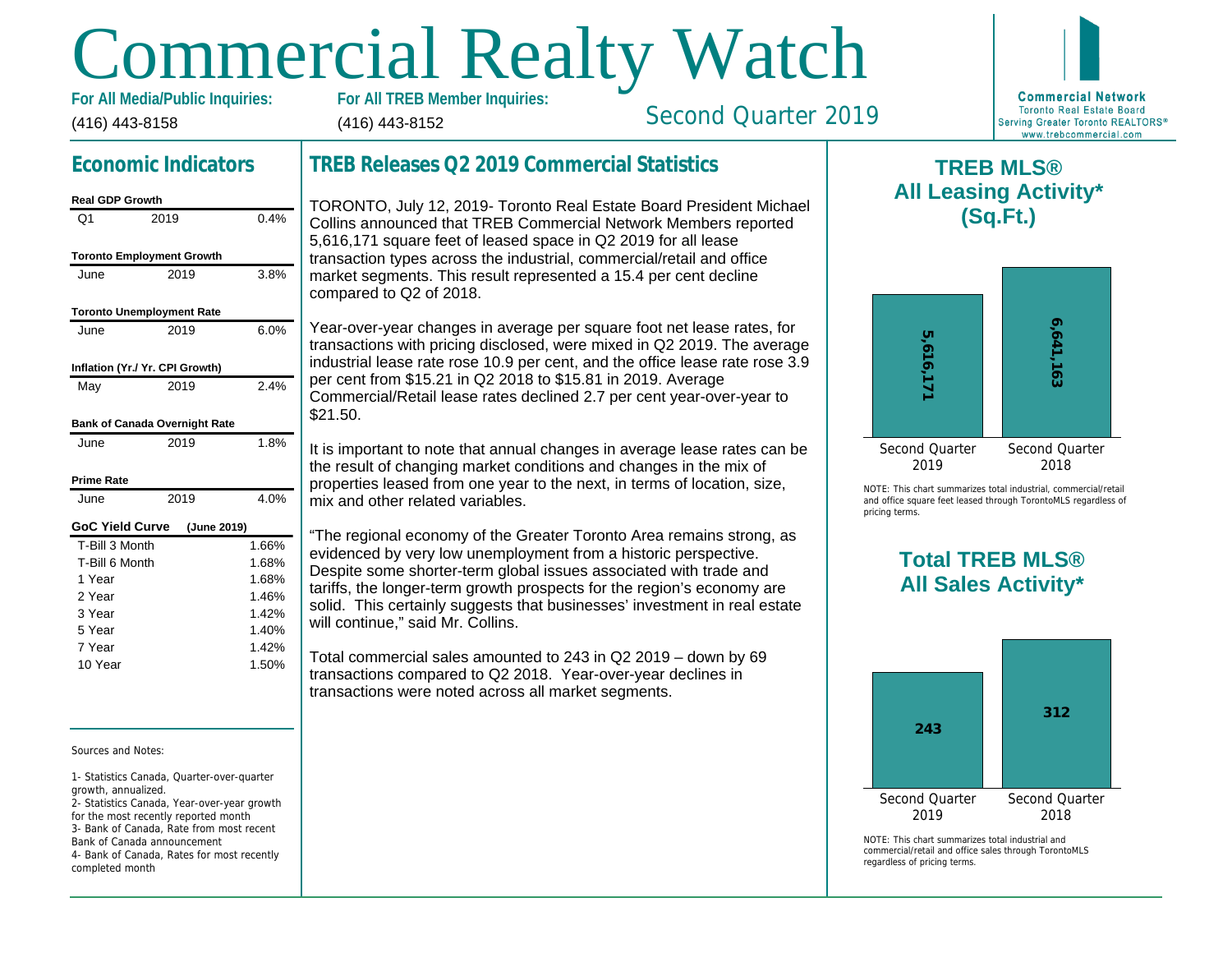# Commercial Realty Watch

**For All Media/Public Inquiries:**
(416) 443-8158

**For All TREB Member Inquiries:**
(416) 443-8152

Second Quarter 2019

**Commercial Network**
Toronto Real Estate Board
Serving Greater Toronto REALTORS®
www.trebcommercial.com

## Economic Indicators

**Real GDP Growth**

| | | |
|---|---|---|
| Q1 | 2019 | 0.4% |

**Toronto Employment Growth**

| | | |
|---|---|---|
| June | 2019 | 3.8% |

**Toronto Unemployment Rate**

| | | |
|---|---|---|
| June | 2019 | 6.0% |

**Inflation (Yr./ Yr. CPI Growth)**

| | | |
|---|---|---|
| May | 2019 | 2.4% |

**Bank of Canada Overnight Rate**

| | | |
|---|---|---|
| June | 2019 | 1.8% |

**Prime Rate**

| | | |
|---|---|---|
| June | 2019 | 4.0% |

**GoC Yield Curve** (June 2019)

| | |
|---|---|
| T-Bill 3 Month | 1.66% |
| T-Bill 6 Month | 1.68% |
| 1 Year | 1.68% |
| 2 Year | 1.46% |
| 3 Year | 1.42% |
| 5 Year | 1.40% |
| 7 Year | 1.42% |
| 10 Year | 1.50% |

Sources and Notes:

1- Statistics Canada, Quarter-over-quarter growth, annualized.
2- Statistics Canada, Year-over-year growth for the most recently reported month
3- Bank of Canada, Rate from most recent Bank of Canada announcement
4- Bank of Canada, Rates for most recently completed month

## TREB Releases Q2 2019 Commercial Statistics

TORONTO, July 12, 2019- Toronto Real Estate Board President Michael Collins announced that TREB Commercial Network Members reported 5,616,171 square feet of leased space in Q2 2019 for all lease transaction types across the industrial, commercial/retail and office market segments. This result represented a 15.4 per cent decline compared to Q2 of 2018.

Year-over-year changes in average per square foot net lease rates, for transactions with pricing disclosed, were mixed in Q2 2019. The average industrial lease rate rose 10.9 per cent, and the office lease rate rose 3.9 per cent from $15.21 in Q2 2018 to $15.81 in 2019. Average Commercial/Retail lease rates declined 2.7 per cent year-over-year to $21.50.

It is important to note that annual changes in average lease rates can be the result of changing market conditions and changes in the mix of properties leased from one year to the next, in terms of location, size, mix and other related variables.

"The regional economy of the Greater Toronto Area remains strong, as evidenced by very low unemployment from a historic perspective. Despite some shorter-term global issues associated with trade and tariffs, the longer-term growth prospects for the region's economy are solid. This certainly suggests that businesses' investment in real estate will continue," said Mr. Collins.

Total commercial sales amounted to 243 in Q2 2019 – down by 69 transactions compared to Q2 2018. Year-over-year declines in transactions were noted across all market segments.

## TREB MLS® All Leasing Activity* (Sq.Ft.)

| Second Quarter 2019 | Second Quarter 2018 |
|---|---|
| 5,616,171 | 6,641,163 |

NOTE: This chart summarizes total industrial, commercial/retail and office square feet leased through TorontoMLS regardless of pricing terms.

## Total TREB MLS® All Sales Activity*

| Second Quarter 2019 | Second Quarter 2018 |
|---|---|
| 243 | 312 |

NOTE: This chart summarizes total industrial and commercial/retail and office sales through TorontoMLS regardless of pricing terms.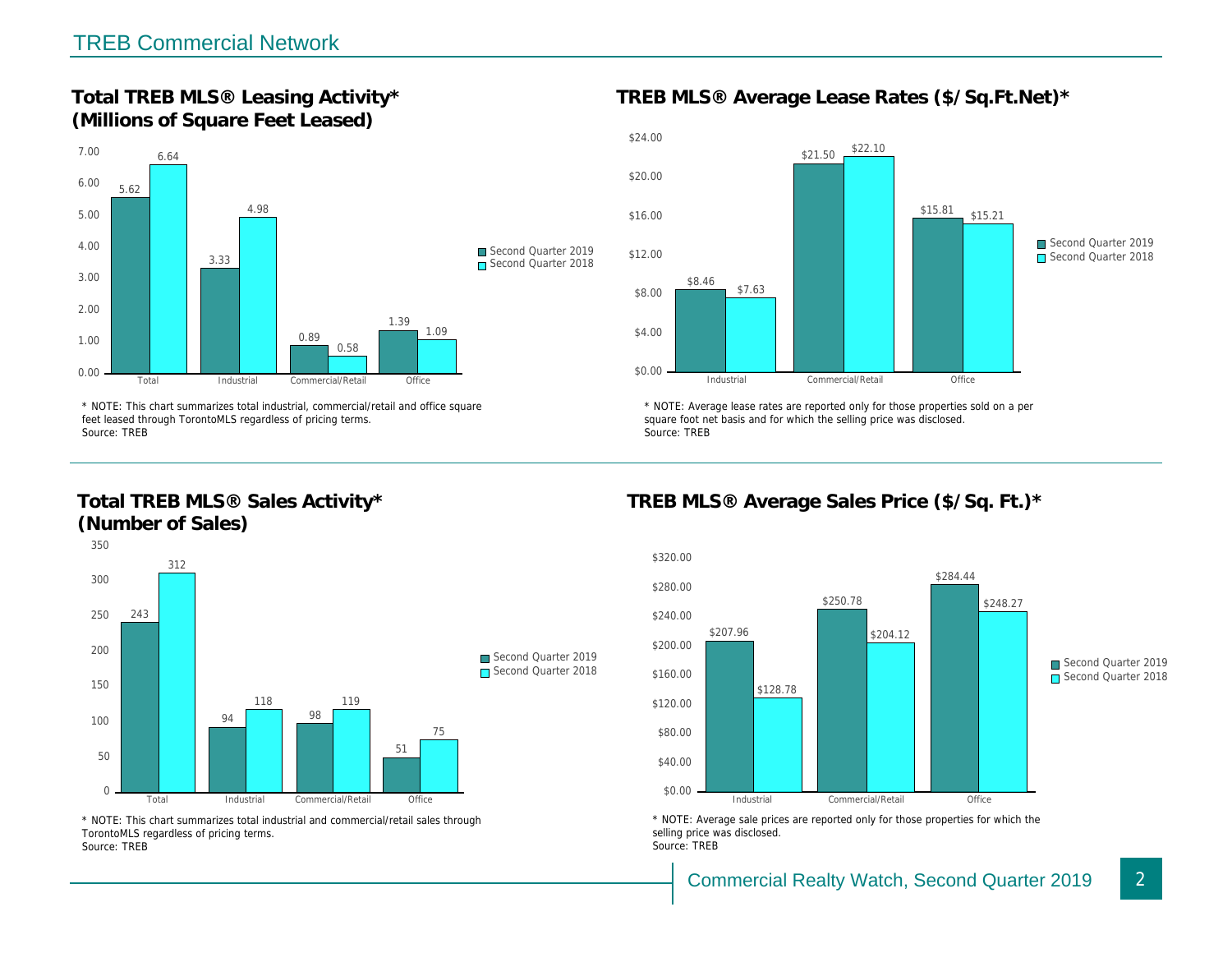## Total TREB MLS® Leasing Activity* (Millions of Square Feet Leased)

| | Second Quarter 2019 | Second Quarter 2018 |
|---|---|---|
| Total | 5.62 | 6.64 |
| Industrial | 3.33 | 4.98 |
| Commercial/Retail | 0.89 | 0.58 |
| Office | 1.39 | 1.09 |

* NOTE: This chart summarizes total industrial, commercial/retail and office square feet leased through TorontoMLS regardless of pricing terms.
Source: TREB

## TREB MLS® Average Lease Rates ($/Sq.Ft.Net)*

| | Second Quarter 2019 | Second Quarter 2018 |
|---|---|---|
| Industrial | $8.46 | $7.63 |
| Commercial/Retail | $21.50 | $22.10 |
| Office | $15.81 | $15.21 |

* NOTE: Average lease rates are reported only for those properties sold on a per square foot net basis and for which the selling price was disclosed.
Source: TREB

## Total TREB MLS® Sales Activity* (Number of Sales)

| | Second Quarter 2019 | Second Quarter 2018 |
|---|---|---|
| Total | 243 | 312 |
| Industrial | 94 | 118 |
| Commercial/Retail | 98 | 119 |
| Office | 51 | 75 |

* NOTE: This chart summarizes total industrial and commercial/retail sales through TorontoMLS regardless of pricing terms.
Source: TREB

## TREB MLS® Average Sales Price ($/Sq. Ft.)*

| | Second Quarter 2019 | Second Quarter 2018 |
|---|---|---|
| Industrial | $207.96 | $128.78 |
| Commercial/Retail | $250.78 | $204.12 |
| Office | $284.44 | $248.27 |

* NOTE: Average sale prices are reported only for those properties for which the selling price was disclosed.
Source: TREB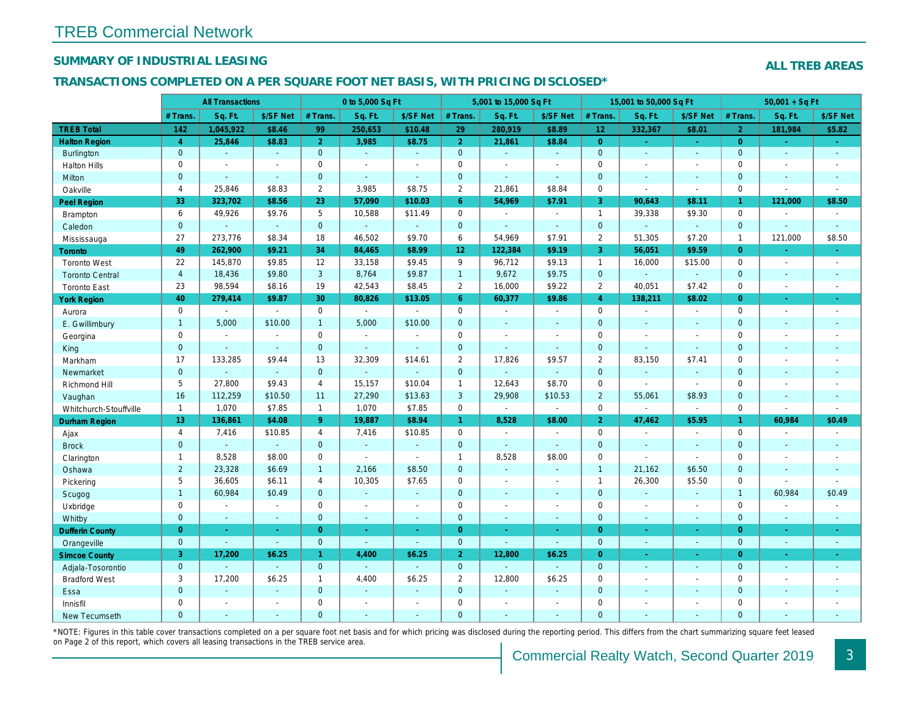## TREB Commercial Network

### SUMMARY OF INDUSTRIAL LEASING

**ALL TREB AREAS**

### TRANSACTIONS COMPLETED ON A PER SQUARE FOOT NET BASIS, WITH PRICING DISCLOSED*

| | All Transactions | | | 0 to 5,000 Sq Ft | | | 5,001 to 15,000 Sq Ft | | | 15,001 to 50,000 Sq Ft | | | 50,001 + Sq Ft | | |
|---|---|---|---|---|---|---|---|---|---|---|---|---|---|---|---|
| | # Trans. | Sq. Ft. | $/SF Net | # Trans. | Sq. Ft. | $/SF Net | # Trans. | Sq. Ft. | $/SF Net | # Trans. | Sq. Ft. | $/SF Net | # Trans. | Sq. Ft. | $/SF Net |
| **TREB Total** | **142** | **1,045,922** | **$8.46** | **99** | **250,653** | **$10.48** | **29** | **280,919** | **$8.89** | **12** | **332,367** | **$8.01** | **2** | **181,984** | **$5.82** |
| **Halton Region** | **4** | **25,846** | **$8.83** | **2** | **3,985** | **$8.75** | **2** | **21,861** | **$8.84** | **0** | **-** | **-** | **0** | **-** | **-** |
| Burlington | 0 | - | - | 0 | - | - | 0 | - | - | 0 | - | - | 0 | - | - |
| Halton Hills | 0 | - | - | 0 | - | - | 0 | - | - | 0 | - | - | 0 | - | - |
| Milton | 0 | - | - | 0 | - | - | 0 | - | - | 0 | - | - | 0 | - | - |
| Oakville | 4 | 25,846 | $8.83 | 2 | 3,985 | $8.75 | 2 | 21,861 | $8.84 | 0 | - | - | 0 | - | - |
| **Peel Region** | **33** | **323,702** | **$8.56** | **23** | **57,090** | **$10.03** | **6** | **54,969** | **$7.91** | **3** | **90,643** | **$8.11** | **1** | **121,000** | **$8.50** |
| Brampton | 6 | 49,926 | $9.76 | 5 | 10,588 | $11.49 | 0 | - | - | 1 | 39,338 | $9.30 | 0 | - | - |
| Caledon | 0 | - | - | 0 | - | - | 0 | - | - | 0 | - | - | 0 | - | - |
| Mississauga | 27 | 273,776 | $8.34 | 18 | 46,502 | $9.70 | 6 | 54,969 | $7.91 | 2 | 51,305 | $7.20 | 1 | 121,000 | $8.50 |
| **Toronto** | **49** | **262,900** | **$9.21** | **34** | **84,465** | **$8.99** | **12** | **122,384** | **$9.19** | **3** | **56,051** | **$9.59** | **0** | **-** | **-** |
| Toronto West | 22 | 145,870 | $9.85 | 12 | 33,158 | $9.45 | 9 | 96,712 | $9.13 | 1 | 16,000 | $15.00 | 0 | - | - |
| Toronto Central | 4 | 18,436 | $9.80 | 3 | 8,764 | $9.87 | 1 | 9,672 | $9.75 | 0 | - | - | 0 | - | - |
| Toronto East | 23 | 98,594 | $8.16 | 19 | 42,543 | $8.45 | 2 | 16,000 | $9.22 | 2 | 40,051 | $7.42 | 0 | - | - |
| **York Region** | **40** | **279,414** | **$9.87** | **30** | **80,826** | **$13.05** | **6** | **60,377** | **$9.86** | **4** | **138,211** | **$8.02** | **0** | **-** | **-** |
| Aurora | 0 | - | - | 0 | - | - | 0 | - | - | 0 | - | - | 0 | - | - |
| E. Gwillimbury | 1 | 5,000 | $10.00 | 1 | 5,000 | $10.00 | 0 | - | - | 0 | - | - | 0 | - | - |
| Georgina | 0 | - | - | 0 | - | - | 0 | - | - | 0 | - | - | 0 | - | - |
| King | 0 | - | - | 0 | - | - | 0 | - | - | 0 | - | - | 0 | - | - |
| Markham | 17 | 133,285 | $9.44 | 13 | 32,309 | $14.61 | 2 | 17,826 | $9.57 | 2 | 83,150 | $7.41 | 0 | - | - |
| Newmarket | 0 | - | - | 0 | - | - | 0 | - | - | 0 | - | - | 0 | - | - |
| Richmond Hill | 5 | 27,800 | $9.43 | 4 | 15,157 | $10.04 | 1 | 12,643 | $8.70 | 0 | - | - | 0 | - | - |
| Vaughan | 16 | 112,259 | $10.50 | 11 | 27,290 | $13.63 | 3 | 29,908 | $10.53 | 2 | 55,061 | $8.93 | 0 | - | - |
| Whitchurch-Stouffville | 1 | 1,070 | $7.85 | 1 | 1,070 | $7.85 | 0 | - | - | 0 | - | - | 0 | - | - |
| **Durham Region** | **13** | **136,861** | **$4.08** | **9** | **19,887** | **$8.94** | **1** | **8,528** | **$8.00** | **2** | **47,462** | **$5.95** | **1** | **60,984** | **$0.49** |
| Ajax | 4 | 7,416 | $10.85 | 4 | 7,416 | $10.85 | 0 | - | - | 0 | - | - | 0 | - | - |
| Brock | 0 | - | - | 0 | - | - | 0 | - | - | 0 | - | - | 0 | - | - |
| Clarington | 1 | 8,528 | $8.00 | 0 | - | - | 1 | 8,528 | $8.00 | 0 | - | - | 0 | - | - |
| Oshawa | 2 | 23,328 | $6.69 | 1 | 2,166 | $8.50 | 0 | - | - | 1 | 21,162 | $6.50 | 0 | - | - |
| Pickering | 5 | 36,605 | $6.11 | 4 | 10,305 | $7.65 | 0 | - | - | 1 | 26,300 | $5.50 | 0 | - | - |
| Scugog | 1 | 60,984 | $0.49 | 0 | - | - | 0 | - | - | 0 | - | - | 1 | 60,984 | $0.49 |
| Uxbridge | 0 | - | - | 0 | - | - | 0 | - | - | 0 | - | - | 0 | - | - |
| Whitby | 0 | - | - | 0 | - | - | 0 | - | - | 0 | - | - | 0 | - | - |
| **Dufferin County** | **0** | **-** | **-** | **0** | **-** | **-** | **0** | **-** | **-** | **0** | **-** | **-** | **0** | **-** | **-** |
| Orangeville | 0 | - | - | 0 | - | - | 0 | - | - | 0 | - | - | 0 | - | - |
| **Simcoe County** | **3** | **17,200** | **$6.25** | **1** | **4,400** | **$6.25** | **2** | **12,800** | **$6.25** | **0** | **-** | **-** | **0** | **-** | **-** |
| Adjala-Tosorontio | 0 | - | - | 0 | - | - | 0 | - | - | 0 | - | - | 0 | - | - |
| Bradford West | 3 | 17,200 | $6.25 | 1 | 4,400 | $6.25 | 2 | 12,800 | $6.25 | 0 | - | - | 0 | - | - |
| Essa | 0 | - | - | 0 | - | - | 0 | - | - | 0 | - | - | 0 | - | - |
| Innisfil | 0 | - | - | 0 | - | - | 0 | - | - | 0 | - | - | 0 | - | - |
| New Tecumseth | 0 | - | - | 0 | - | - | 0 | - | - | 0 | - | - | 0 | - | - |

*NOTE: Figures in this table cover transactions completed on a per square foot net basis and for which pricing was disclosed during the reporting period. This differs from the chart summarizing square feet leased on Page 2 of this report, which covers all leasing transactions in the TREB service area.

Commercial Realty Watch, Second Quarter 2019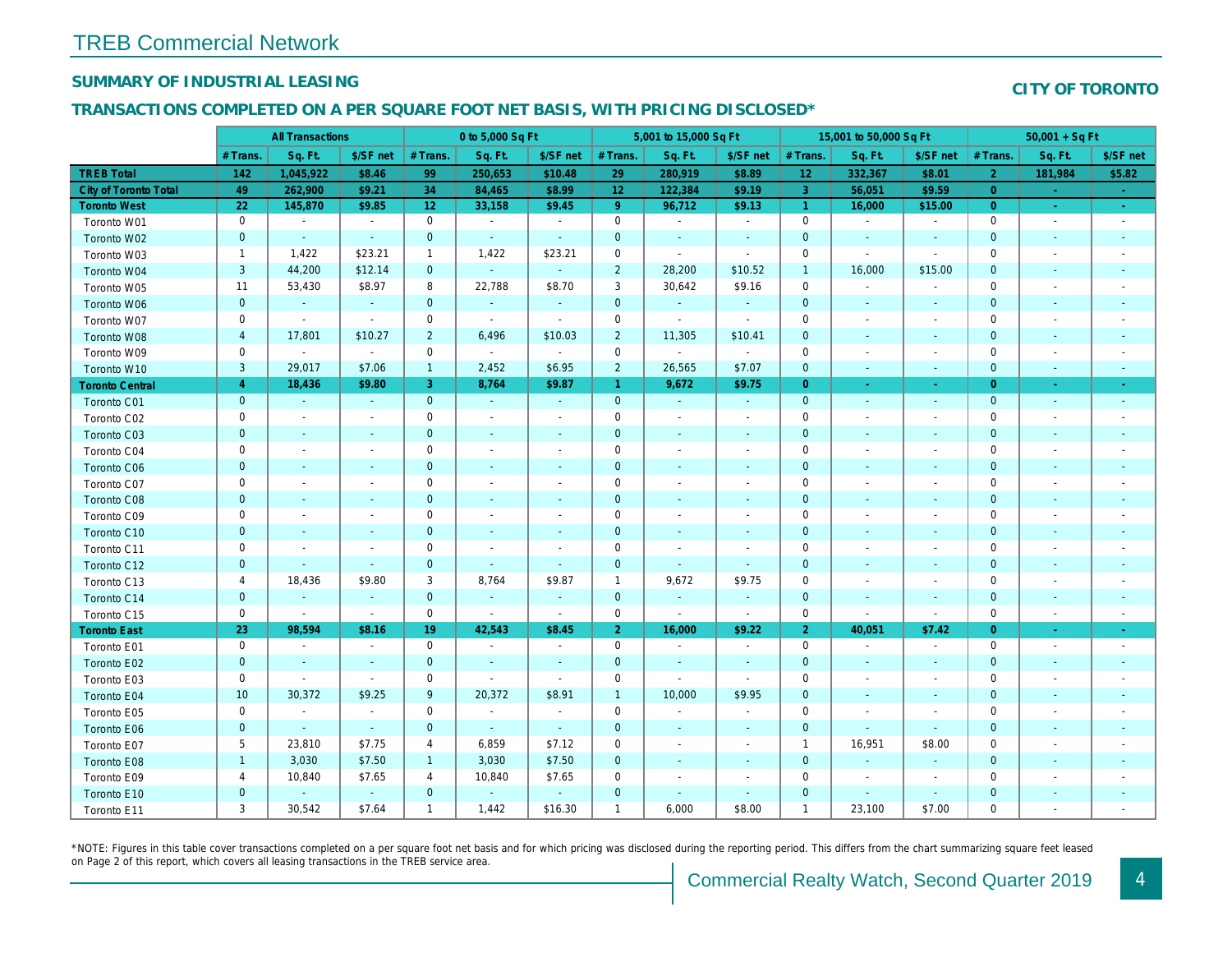# TREB Commercial Network

## SUMMARY OF INDUSTRIAL LEASING

**CITY OF TORONTO**

## TRANSACTIONS COMPLETED ON A PER SQUARE FOOT NET BASIS, WITH PRICING DISCLOSED*

| | All Transactions | | | 0 to 5,000 Sq Ft | | | 5,001 to 15,000 Sq Ft | | | 15,001 to 50,000 Sq Ft | | | 50,001 + Sq Ft | | |
|---|---|---|---|---|---|---|---|---|---|---|---|---|---|---|---|
| | # Trans. | Sq. Ft. | $/SF net | # Trans. | Sq. Ft. | $/SF net | # Trans. | Sq. Ft. | $/SF net | # Trans. | Sq. Ft. | $/SF net | # Trans. | Sq. Ft. | $/SF net |
| **TREB Total** | **142** | **1,045,922** | **$8.46** | **99** | **250,653** | **$10.48** | **29** | **280,919** | **$8.89** | **12** | **332,367** | **$8.01** | **2** | **181,984** | **$5.82** |
| **City of Toronto Total** | **49** | **262,900** | **$9.21** | **34** | **84,465** | **$8.99** | **12** | **122,384** | **$9.19** | **3** | **56,051** | **$9.59** | **0** | **-** | **-** |
| **Toronto West** | **22** | **145,870** | **$9.85** | **12** | **33,158** | **$9.45** | **9** | **96,712** | **$9.13** | **1** | **16,000** | **$15.00** | **0** | **-** | **-** |
| Toronto W01 | 0 | - | - | 0 | - | - | 0 | - | - | 0 | - | - | 0 | - | - |
| Toronto W02 | 0 | - | - | 0 | - | - | 0 | - | - | 0 | - | - | 0 | - | - |
| Toronto W03 | 1 | 1,422 | $23.21 | 1 | 1,422 | $23.21 | 0 | - | - | 0 | - | - | 0 | - | - |
| Toronto W04 | 3 | 44,200 | $12.14 | 0 | - | - | 2 | 28,200 | $10.52 | 1 | 16,000 | $15.00 | 0 | - | - |
| Toronto W05 | 11 | 53,430 | $8.97 | 8 | 22,788 | $8.70 | 3 | 30,642 | $9.16 | 0 | - | - | 0 | - | - |
| Toronto W06 | 0 | - | - | 0 | - | - | 0 | - | - | 0 | - | - | 0 | - | - |
| Toronto W07 | 0 | - | - | 0 | - | - | 0 | - | - | 0 | - | - | 0 | - | - |
| Toronto W08 | 4 | 17,801 | $10.27 | 2 | 6,496 | $10.03 | 2 | 11,305 | $10.41 | 0 | - | - | 0 | - | - |
| Toronto W09 | 0 | - | - | 0 | - | - | 0 | - | - | 0 | - | - | 0 | - | - |
| Toronto W10 | 3 | 29,017 | $7.06 | 1 | 2,452 | $6.95 | 2 | 26,565 | $7.07 | 0 | - | - | 0 | - | - |
| **Toronto Central** | **4** | **18,436** | **$9.80** | **3** | **8,764** | **$9.87** | **1** | **9,672** | **$9.75** | **0** | **-** | **-** | **0** | **-** | **-** |
| Toronto C01 | 0 | - | - | 0 | - | - | 0 | - | - | 0 | - | - | 0 | - | - |
| Toronto C02 | 0 | - | - | 0 | - | - | 0 | - | - | 0 | - | - | 0 | - | - |
| Toronto C03 | 0 | - | - | 0 | - | - | 0 | - | - | 0 | - | - | 0 | - | - |
| Toronto C04 | 0 | - | - | 0 | - | - | 0 | - | - | 0 | - | - | 0 | - | - |
| Toronto C06 | 0 | - | - | 0 | - | - | 0 | - | - | 0 | - | - | 0 | - | - |
| Toronto C07 | 0 | - | - | 0 | - | - | 0 | - | - | 0 | - | - | 0 | - | - |
| Toronto C08 | 0 | - | - | 0 | - | - | 0 | - | - | 0 | - | - | 0 | - | - |
| Toronto C09 | 0 | - | - | 0 | - | - | 0 | - | - | 0 | - | - | 0 | - | - |
| Toronto C10 | 0 | - | - | 0 | - | - | 0 | - | - | 0 | - | - | 0 | - | - |
| Toronto C11 | 0 | - | - | 0 | - | - | 0 | - | - | 0 | - | - | 0 | - | - |
| Toronto C12 | 0 | - | - | 0 | - | - | 0 | - | - | 0 | - | - | 0 | - | - |
| Toronto C13 | 4 | 18,436 | $9.80 | 3 | 8,764 | $9.87 | 1 | 9,672 | $9.75 | 0 | - | - | 0 | - | - |
| Toronto C14 | 0 | - | - | 0 | - | - | 0 | - | - | 0 | - | - | 0 | - | - |
| Toronto C15 | 0 | - | - | 0 | - | - | 0 | - | - | 0 | - | - | 0 | - | - |
| **Toronto East** | **23** | **98,594** | **$8.16** | **19** | **42,543** | **$8.45** | **2** | **16,000** | **$9.22** | **2** | **40,051** | **$7.42** | **0** | **-** | **-** |
| Toronto E01 | 0 | - | - | 0 | - | - | 0 | - | - | 0 | - | - | 0 | - | - |
| Toronto E02 | 0 | - | - | 0 | - | - | 0 | - | - | 0 | - | - | 0 | - | - |
| Toronto E03 | 0 | - | - | 0 | - | - | 0 | - | - | 0 | - | - | 0 | - | - |
| Toronto E04 | 10 | 30,372 | $9.25 | 9 | 20,372 | $8.91 | 1 | 10,000 | $9.95 | 0 | - | - | 0 | - | - |
| Toronto E05 | 0 | - | - | 0 | - | - | 0 | - | - | 0 | - | - | 0 | - | - |
| Toronto E06 | 0 | - | - | 0 | - | - | 0 | - | - | 0 | - | - | 0 | - | - |
| Toronto E07 | 5 | 23,810 | $7.75 | 4 | 6,859 | $7.12 | 0 | - | - | 1 | 16,951 | $8.00 | 0 | - | - |
| Toronto E08 | 1 | 3,030 | $7.50 | 1 | 3,030 | $7.50 | 0 | - | - | 0 | - | - | 0 | - | - |
| Toronto E09 | 4 | 10,840 | $7.65 | 4 | 10,840 | $7.65 | 0 | - | - | 0 | - | - | 0 | - | - |
| Toronto E10 | 0 | - | - | 0 | - | - | 0 | - | - | 0 | - | - | 0 | - | - |
| Toronto E11 | 3 | 30,542 | $7.64 | 1 | 1,442 | $16.30 | 1 | 6,000 | $8.00 | 1 | 23,100 | $7.00 | 0 | - | - |

*NOTE: Figures in this table cover transactions completed on a per square foot net basis and for which pricing was disclosed during the reporting period. This differs from the chart summarizing square feet leased on Page 2 of this report, which covers all leasing transactions in the TREB service area.

Commercial Realty Watch, Second Quarter 2019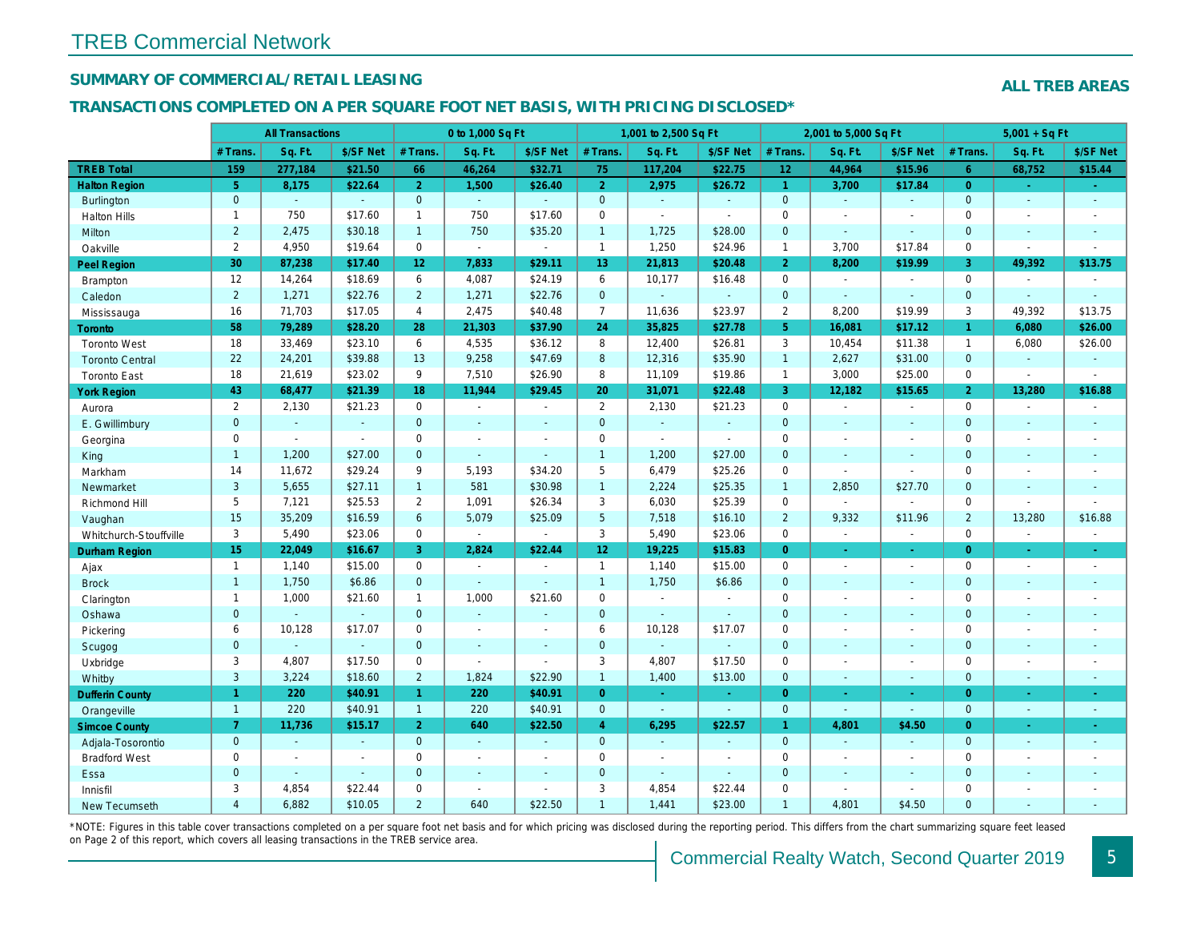# TREB Commercial Network

## SUMMARY OF COMMERCIAL/RETAIL LEASING

**ALL TREB AREAS**

## TRANSACTIONS COMPLETED ON A PER SQUARE FOOT NET BASIS, WITH PRICING DISCLOSED*

| | All Transactions | | | 0 to 1,000 Sq Ft | | | 1,001 to 2,500 Sq Ft | | | 2,001 to 5,000 Sq Ft | | | 5,001 + Sq Ft | | |
|---|---|---|---|---|---|---|---|---|---|---|---|---|---|---|---|
| | # Trans. | Sq. Ft. | $/SF Net | # Trans. | Sq. Ft. | $/SF Net | # Trans. | Sq. Ft. | $/SF Net | # Trans. | Sq. Ft. | $/SF Net | # Trans. | Sq. Ft. | $/SF Net |
| **TREB Total** | **159** | **277,184** | **$21.50** | **66** | **46,264** | **$32.71** | **75** | **117,204** | **$22.75** | **12** | **44,964** | **$15.96** | **6** | **68,752** | **$15.44** |
| **Halton Region** | **5** | **8,175** | **$22.64** | **2** | **1,500** | **$26.40** | **2** | **2,975** | **$26.72** | **1** | **3,700** | **$17.84** | **0** | **-** | **-** |
| Burlington | 0 | - | - | 0 | - | - | 0 | - | - | 0 | - | - | 0 | - | - |
| Halton Hills | 1 | 750 | $17.60 | 1 | 750 | $17.60 | 0 | - | - | 0 | - | - | 0 | - | - |
| Milton | 2 | 2,475 | $30.18 | 1 | 750 | $35.20 | 1 | 1,725 | $28.00 | 0 | - | - | 0 | - | - |
| Oakville | 2 | 4,950 | $19.64 | 0 | - | - | 1 | 1,250 | $24.96 | 1 | 3,700 | $17.84 | 0 | - | - |
| **Peel Region** | **30** | **87,238** | **$17.40** | **12** | **7,833** | **$29.11** | **13** | **21,813** | **$20.48** | **2** | **8,200** | **$19.99** | **3** | **49,392** | **$13.75** |
| Brampton | 12 | 14,264 | $18.69 | 6 | 4,087 | $24.19 | 6 | 10,177 | $16.48 | 0 | - | - | 0 | - | - |
| Caledon | 2 | 1,271 | $22.76 | 2 | 1,271 | $22.76 | 0 | - | - | 0 | - | - | 0 | - | - |
| Mississauga | 16 | 71,703 | $17.05 | 4 | 2,475 | $40.48 | 7 | 11,636 | $23.97 | 2 | 8,200 | $19.99 | 3 | 49,392 | $13.75 |
| **Toronto** | **58** | **79,289** | **$28.20** | **28** | **21,303** | **$37.90** | **24** | **35,825** | **$27.78** | **5** | **16,081** | **$17.12** | **1** | **6,080** | **$26.00** |
| Toronto West | 18 | 33,469 | $23.10 | 6 | 4,535 | $36.12 | 8 | 12,400 | $26.81 | 3 | 10,454 | $11.38 | 1 | 6,080 | $26.00 |
| Toronto Central | 22 | 24,201 | $39.88 | 13 | 9,258 | $47.69 | 8 | 12,316 | $35.90 | 1 | 2,627 | $31.00 | 0 | - | - |
| Toronto East | 18 | 21,619 | $23.02 | 9 | 7,510 | $26.90 | 8 | 11,109 | $19.86 | 1 | 3,000 | $25.00 | 0 | - | - |
| **York Region** | **43** | **68,477** | **$21.39** | **18** | **11,944** | **$29.45** | **20** | **31,071** | **$22.48** | **3** | **12,182** | **$15.65** | **2** | **13,280** | **$16.88** |
| Aurora | 2 | 2,130 | $21.23 | 0 | - | - | 2 | 2,130 | $21.23 | 0 | - | - | 0 | - | - |
| E. Gwillimbury | 0 | - | - | 0 | - | - | 0 | - | - | 0 | - | - | 0 | - | - |
| Georgina | 0 | - | - | 0 | - | - | 0 | - | - | 0 | - | - | 0 | - | - |
| King | 1 | 1,200 | $27.00 | 0 | - | - | 1 | 1,200 | $27.00 | 0 | - | - | 0 | - | - |
| Markham | 14 | 11,672 | $29.24 | 9 | 5,193 | $34.20 | 5 | 6,479 | $25.26 | 0 | - | - | 0 | - | - |
| Newmarket | 3 | 5,655 | $27.11 | 1 | 581 | $30.98 | 1 | 2,224 | $25.35 | 1 | 2,850 | $27.70 | 0 | - | - |
| Richmond Hill | 5 | 7,121 | $25.53 | 2 | 1,091 | $26.34 | 3 | 6,030 | $25.39 | 0 | - | - | 0 | - | - |
| Vaughan | 15 | 35,209 | $16.59 | 6 | 5,079 | $25.09 | 5 | 7,518 | $16.10 | 2 | 9,332 | $11.96 | 2 | 13,280 | $16.88 |
| Whitchurch-Stouffville | 3 | 5,490 | $23.06 | 0 | - | - | 3 | 5,490 | $23.06 | 0 | - | - | 0 | - | - |
| **Durham Region** | **15** | **22,049** | **$16.67** | **3** | **2,824** | **$22.44** | **12** | **19,225** | **$15.83** | **0** | **-** | **-** | **0** | **-** | **-** |
| Ajax | 1 | 1,140 | $15.00 | 0 | - | - | 1 | 1,140 | $15.00 | 0 | - | - | 0 | - | - |
| Brock | 1 | 1,750 | $6.86 | 0 | - | - | 1 | 1,750 | $6.86 | 0 | - | - | 0 | - | - |
| Clarington | 1 | 1,000 | $21.60 | 1 | 1,000 | $21.60 | 0 | - | - | 0 | - | - | 0 | - | - |
| Oshawa | 0 | - | - | 0 | - | - | 0 | - | - | 0 | - | - | 0 | - | - |
| Pickering | 6 | 10,128 | $17.07 | 0 | - | - | 6 | 10,128 | $17.07 | 0 | - | - | 0 | - | - |
| Scugog | 0 | - | - | 0 | - | - | 0 | - | - | 0 | - | - | 0 | - | - |
| Uxbridge | 3 | 4,807 | $17.50 | 0 | - | - | 3 | 4,807 | $17.50 | 0 | - | - | 0 | - | - |
| Whitby | 3 | 3,224 | $18.60 | 2 | 1,824 | $22.90 | 1 | 1,400 | $13.00 | 0 | - | - | 0 | - | - |
| **Dufferin County** | **1** | **220** | **$40.91** | **1** | **220** | **$40.91** | **0** | **-** | **-** | **0** | **-** | **-** | **0** | **-** | **-** |
| Orangeville | 1 | 220 | $40.91 | 1 | 220 | $40.91 | 0 | - | - | 0 | - | - | 0 | - | - |
| **Simcoe County** | **7** | **11,736** | **$15.17** | **2** | **640** | **$22.50** | **4** | **6,295** | **$22.57** | **1** | **4,801** | **$4.50** | **0** | **-** | **-** |
| Adjala-Tosorontio | 0 | - | - | 0 | - | - | 0 | - | - | 0 | - | - | 0 | - | - |
| Bradford West | 0 | - | - | 0 | - | - | 0 | - | - | 0 | - | - | 0 | - | - |
| Essa | 0 | - | - | 0 | - | - | 0 | - | - | 0 | - | - | 0 | - | - |
| Innisfil | 3 | 4,854 | $22.44 | 0 | - | - | 3 | 4,854 | $22.44 | 0 | - | - | 0 | - | - |
| New Tecumseth | 4 | 6,882 | $10.05 | 2 | 640 | $22.50 | 1 | 1,441 | $23.00 | 1 | 4,801 | $4.50 | 0 | - | - |

*NOTE: Figures in this table cover transactions completed on a per square foot net basis and for which pricing was disclosed during the reporting period. This differs from the chart summarizing square feet leased on Page 2 of this report, which covers all leasing transactions in the TREB service area.

Commercial Realty Watch, Second Quarter 2019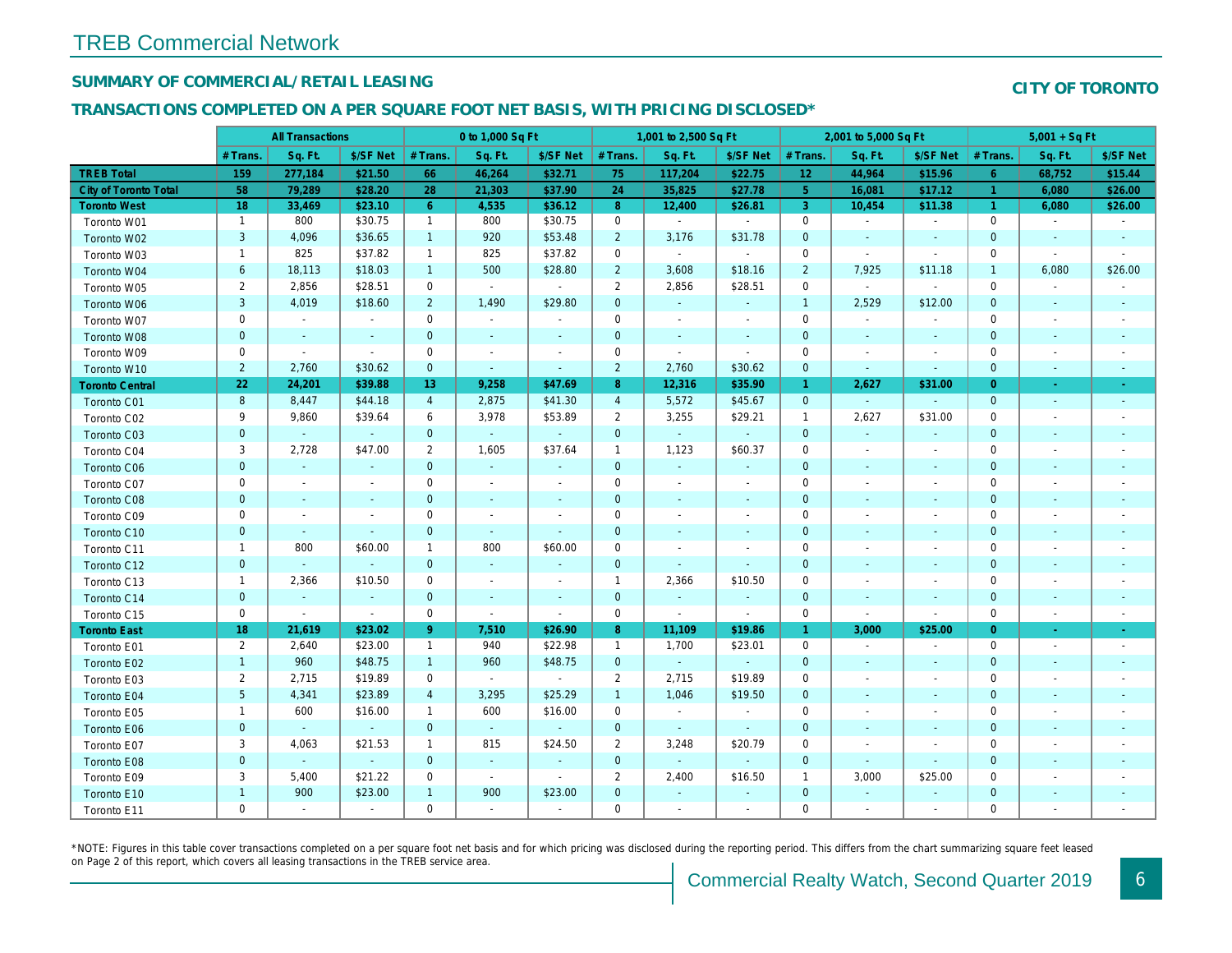# TREB Commercial Network

## SUMMARY OF COMMERCIAL/RETAIL LEASING

## CITY OF TORONTO

## TRANSACTIONS COMPLETED ON A PER SQUARE FOOT NET BASIS, WITH PRICING DISCLOSED*

| | All Transactions | | | 0 to 1,000 Sq Ft | | | 1,001 to 2,500 Sq Ft | | | 2,001 to 5,000 Sq Ft | | | 5,001 + Sq Ft | | |
|---|---|---|---|---|---|---|---|---|---|---|---|---|---|---|---|
| | # Trans. | Sq. Ft. | $/SF Net | # Trans. | Sq. Ft. | $/SF Net | # Trans. | Sq. Ft. | $/SF Net | # Trans. | Sq. Ft. | $/SF Net | # Trans. | Sq. Ft. | $/SF Net |
| **TREB Total** | **159** | **277,184** | **$21.50** | **66** | **46,264** | **$32.71** | **75** | **117,204** | **$22.75** | **12** | **44,964** | **$15.96** | **6** | **68,752** | **$15.44** |
| **City of Toronto Total** | **58** | **79,289** | **$28.20** | **28** | **21,303** | **$37.90** | **24** | **35,825** | **$27.78** | **5** | **16,081** | **$17.12** | **1** | **6,080** | **$26.00** |
| **Toronto West** | **18** | **33,469** | **$23.10** | **6** | **4,535** | **$36.12** | **8** | **12,400** | **$26.81** | **3** | **10,454** | **$11.38** | **1** | **6,080** | **$26.00** |
| Toronto W01 | 1 | 800 | $30.75 | 1 | 800 | $30.75 | 0 | - | - | 0 | - | - | 0 | - | - |
| Toronto W02 | 3 | 4,096 | $36.65 | 1 | 920 | $53.48 | 2 | 3,176 | $31.78 | 0 | - | - | 0 | - | - |
| Toronto W03 | 1 | 825 | $37.82 | 1 | 825 | $37.82 | 0 | - | - | 0 | - | - | 0 | - | - |
| Toronto W04 | 6 | 18,113 | $18.03 | 1 | 500 | $28.80 | 2 | 3,608 | $18.16 | 2 | 7,925 | $11.18 | 1 | 6,080 | $26.00 |
| Toronto W05 | 2 | 2,856 | $28.51 | 0 | - | - | 2 | 2,856 | $28.51 | 0 | - | - | 0 | - | - |
| Toronto W06 | 3 | 4,019 | $18.60 | 2 | 1,490 | $29.80 | 0 | - | - | 1 | 2,529 | $12.00 | 0 | - | - |
| Toronto W07 | 0 | - | - | 0 | - | - | 0 | - | - | 0 | - | - | 0 | - | - |
| Toronto W08 | 0 | - | - | 0 | - | - | 0 | - | - | 0 | - | - | 0 | - | - |
| Toronto W09 | 0 | - | - | 0 | - | - | 0 | - | - | 0 | - | - | 0 | - | - |
| Toronto W10 | 2 | 2,760 | $30.62 | 0 | - | - | 2 | 2,760 | $30.62 | 0 | - | - | 0 | - | - |
| **Toronto Central** | **22** | **24,201** | **$39.88** | **13** | **9,258** | **$47.69** | **8** | **12,316** | **$35.90** | **1** | **2,627** | **$31.00** | **0** | **-** | **-** |
| Toronto C01 | 8 | 8,447 | $44.18 | 4 | 2,875 | $41.30 | 4 | 5,572 | $45.67 | 0 | - | - | 0 | - | - |
| Toronto C02 | 9 | 9,860 | $39.64 | 6 | 3,978 | $53.89 | 2 | 3,255 | $29.21 | 1 | 2,627 | $31.00 | 0 | - | - |
| Toronto C03 | 0 | - | - | 0 | - | - | 0 | - | - | 0 | - | - | 0 | - | - |
| Toronto C04 | 3 | 2,728 | $47.00 | 2 | 1,605 | $37.64 | 1 | 1,123 | $60.37 | 0 | - | - | 0 | - | - |
| Toronto C06 | 0 | - | - | 0 | - | - | 0 | - | - | 0 | - | - | 0 | - | - |
| Toronto C07 | 0 | - | - | 0 | - | - | 0 | - | - | 0 | - | - | 0 | - | - |
| Toronto C08 | 0 | - | - | 0 | - | - | 0 | - | - | 0 | - | - | 0 | - | - |
| Toronto C09 | 0 | - | - | 0 | - | - | 0 | - | - | 0 | - | - | 0 | - | - |
| Toronto C10 | 0 | - | - | 0 | - | - | 0 | - | - | 0 | - | - | 0 | - | - |
| Toronto C11 | 1 | 800 | $60.00 | 1 | 800 | $60.00 | 0 | - | - | 0 | - | - | 0 | - | - |
| Toronto C12 | 0 | - | - | 0 | - | - | 0 | - | - | 0 | - | - | 0 | - | - |
| Toronto C13 | 1 | 2,366 | $10.50 | 0 | - | - | 1 | 2,366 | $10.50 | 0 | - | - | 0 | - | - |
| Toronto C14 | 0 | - | - | 0 | - | - | 0 | - | - | 0 | - | - | 0 | - | - |
| Toronto C15 | 0 | - | - | 0 | - | - | 0 | - | - | 0 | - | - | 0 | - | - |
| **Toronto East** | **18** | **21,619** | **$23.02** | **9** | **7,510** | **$26.90** | **8** | **11,109** | **$19.86** | **1** | **3,000** | **$25.00** | **0** | **-** | **-** |
| Toronto E01 | 2 | 2,640 | $23.00 | 1 | 940 | $22.98 | 1 | 1,700 | $23.01 | 0 | - | - | 0 | - | - |
| Toronto E02 | 1 | 960 | $48.75 | 1 | 960 | $48.75 | 0 | - | - | 0 | - | - | 0 | - | - |
| Toronto E03 | 2 | 2,715 | $19.89 | 0 | - | - | 2 | 2,715 | $19.89 | 0 | - | - | 0 | - | - |
| Toronto E04 | 5 | 4,341 | $23.89 | 4 | 3,295 | $25.29 | 1 | 1,046 | $19.50 | 0 | - | - | 0 | - | - |
| Toronto E05 | 1 | 600 | $16.00 | 1 | 600 | $16.00 | 0 | - | - | 0 | - | - | 0 | - | - |
| Toronto E06 | 0 | - | - | 0 | - | - | 0 | - | - | 0 | - | - | 0 | - | - |
| Toronto E07 | 3 | 4,063 | $21.53 | 1 | 815 | $24.50 | 2 | 3,248 | $20.79 | 0 | - | - | 0 | - | - |
| Toronto E08 | 0 | - | - | 0 | - | - | 0 | - | - | 0 | - | - | 0 | - | - |
| Toronto E09 | 3 | 5,400 | $21.22 | 0 | - | - | 2 | 2,400 | $16.50 | 1 | 3,000 | $25.00 | 0 | - | - |
| Toronto E10 | 1 | 900 | $23.00 | 1 | 900 | $23.00 | 0 | - | - | 0 | - | - | 0 | - | - |
| Toronto E11 | 0 | - | - | 0 | - | - | 0 | - | - | 0 | - | - | 0 | - | - |

*NOTE: Figures in this table cover transactions completed on a per square foot net basis and for which pricing was disclosed during the reporting period. This differs from the chart summarizing square feet leased on Page 2 of this report, which covers all leasing transactions in the TREB service area.

Commercial Realty Watch, Second Quarter 2019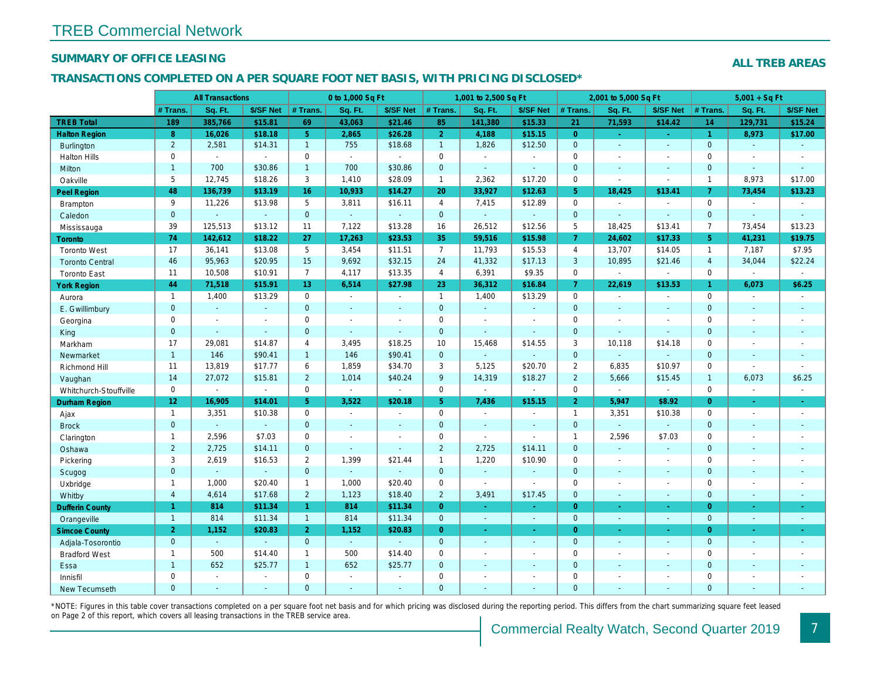# TREB Commercial Network

## SUMMARY OF OFFICE LEASING

**ALL TREB AREAS**

## TRANSACTIONS COMPLETED ON A PER SQUARE FOOT NET BASIS, WITH PRICING DISCLOSED*

| | All Transactions | | | 0 to 1,000 Sq Ft | | | 1,001 to 2,500 Sq Ft | | | 2,001 to 5,000 Sq Ft | | | 5,001 + Sq Ft | | |
|---|---|---|---|---|---|---|---|---|---|---|---|---|---|---|---|
| | # Trans. | Sq. Ft. | $/SF Net | # Trans. | Sq. Ft. | $/SF Net | # Trans. | Sq. Ft. | $/SF Net | # Trans. | Sq. Ft. | $/SF Net | # Trans. | Sq. Ft. | $/SF Net |
| **TREB Total** | **189** | **385,766** | **$15.81** | **69** | **43,063** | **$21.46** | **85** | **141,380** | **$15.33** | **21** | **71,593** | **$14.42** | **14** | **129,731** | **$15.24** |
| **Halton Region** | **8** | **16,026** | **$18.18** | **5** | **2,865** | **$26.28** | **2** | **4,188** | **$15.15** | **0** | **-** | **-** | **1** | **8,973** | **$17.00** |
| Burlington | 2 | 2,581 | $14.31 | 1 | 755 | $18.68 | 1 | 1,826 | $12.50 | 0 | - | - | 0 | - | - |
| Halton Hills | 0 | - | - | 0 | - | - | 0 | - | - | 0 | - | - | 0 | - | - |
| Milton | 1 | 700 | $30.86 | 1 | 700 | $30.86 | 0 | - | - | 0 | - | - | 0 | - | - |
| Oakville | 5 | 12,745 | $18.26 | 3 | 1,410 | $28.09 | 1 | 2,362 | $17.20 | 0 | - | - | 1 | 8,973 | $17.00 |
| **Peel Region** | **48** | **136,739** | **$13.19** | **16** | **10,933** | **$14.27** | **20** | **33,927** | **$12.63** | **5** | **18,425** | **$13.41** | **7** | **73,454** | **$13.23** |
| Brampton | 9 | 11,226 | $13.98 | 5 | 3,811 | $16.11 | 4 | 7,415 | $12.89 | 0 | - | - | 0 | - | - |
| Caledon | 0 | - | - | 0 | - | - | 0 | - | - | 0 | - | - | 0 | - | - |
| Mississauga | 39 | 125,513 | $13.12 | 11 | 7,122 | $13.28 | 16 | 26,512 | $12.56 | 5 | 18,425 | $13.41 | 7 | 73,454 | $13.23 |
| **Toronto** | **74** | **142,612** | **$18.22** | **27** | **17,263** | **$23.53** | **35** | **59,516** | **$15.98** | **7** | **24,602** | **$17.33** | **5** | **41,231** | **$19.75** |
| Toronto West | 17 | 36,141 | $13.08 | 5 | 3,454 | $11.51 | 7 | 11,793 | $15.53 | 4 | 13,707 | $14.05 | 1 | 7,187 | $7.95 |
| Toronto Central | 46 | 95,963 | $20.95 | 15 | 9,692 | $32.15 | 24 | 41,332 | $17.13 | 3 | 10,895 | $21.46 | 4 | 34,044 | $22.24 |
| Toronto East | 11 | 10,508 | $10.91 | 7 | 4,117 | $13.35 | 4 | 6,391 | $9.35 | 0 | - | - | 0 | - | - |
| **York Region** | **44** | **71,518** | **$15.91** | **13** | **6,514** | **$27.98** | **23** | **36,312** | **$16.84** | **7** | **22,619** | **$13.53** | **1** | **6,073** | **$6.25** |
| Aurora | 1 | 1,400 | $13.29 | 0 | - | - | 1 | 1,400 | $13.29 | 0 | - | - | 0 | - | - |
| E. Gwillimbury | 0 | - | - | 0 | - | - | 0 | - | - | 0 | - | - | 0 | - | - |
| Georgina | 0 | - | - | 0 | - | - | 0 | - | - | 0 | - | - | 0 | - | - |
| King | 0 | - | - | 0 | - | - | 0 | - | - | 0 | - | - | 0 | - | - |
| Markham | 17 | 29,081 | $14.87 | 4 | 3,495 | $18.25 | 10 | 15,468 | $14.55 | 3 | 10,118 | $14.18 | 0 | - | - |
| Newmarket | 1 | 146 | $90.41 | 1 | 146 | $90.41 | 0 | - | - | 0 | - | - | 0 | - | - |
| Richmond Hill | 11 | 13,819 | $17.77 | 6 | 1,859 | $34.70 | 3 | 5,125 | $20.70 | 2 | 6,835 | $10.97 | 0 | - | - |
| Vaughan | 14 | 27,072 | $15.81 | 2 | 1,014 | $40.24 | 9 | 14,319 | $18.27 | 2 | 5,666 | $15.45 | 1 | 6,073 | $6.25 |
| Whitchurch-Stouffville | 0 | - | - | 0 | - | - | 0 | - | - | 0 | - | - | 0 | - | - |
| **Durham Region** | **12** | **16,905** | **$14.01** | **5** | **3,522** | **$20.18** | **5** | **7,436** | **$15.15** | **2** | **5,947** | **$8.92** | **0** | **-** | **-** |
| Ajax | 1 | 3,351 | $10.38 | 0 | - | - | 0 | - | - | 1 | 3,351 | $10.38 | 0 | - | - |
| Brock | 0 | - | - | 0 | - | - | 0 | - | - | 0 | - | - | 0 | - | - |
| Clarington | 1 | 2,596 | $7.03 | 0 | - | - | 0 | - | - | 1 | 2,596 | $7.03 | 0 | - | - |
| Oshawa | 2 | 2,725 | $14.11 | 0 | - | - | 2 | 2,725 | $14.11 | 0 | - | - | 0 | - | - |
| Pickering | 3 | 2,619 | $16.53 | 2 | 1,399 | $21.44 | 1 | 1,220 | $10.90 | 0 | - | - | 0 | - | - |
| Scugog | 0 | - | - | 0 | - | - | 0 | - | - | 0 | - | - | 0 | - | - |
| Uxbridge | 1 | 1,000 | $20.40 | 1 | 1,000 | $20.40 | 0 | - | - | 0 | - | - | 0 | - | - |
| Whitby | 4 | 4,614 | $17.68 | 2 | 1,123 | $18.40 | 2 | 3,491 | $17.45 | 0 | - | - | 0 | - | - |
| **Dufferin County** | **1** | **814** | **$11.34** | **1** | **814** | **$11.34** | **0** | **-** | **-** | **0** | **-** | **-** | **0** | **-** | **-** |
| Orangeville | 1 | 814 | $11.34 | 1 | 814 | $11.34 | 0 | - | - | 0 | - | - | 0 | - | - |
| **Simcoe County** | **2** | **1,152** | **$20.83** | **2** | **1,152** | **$20.83** | **0** | **-** | **-** | **0** | **-** | **-** | **0** | **-** | **-** |
| Adjala-Tosorontio | 0 | - | - | 0 | - | - | 0 | - | - | 0 | - | - | 0 | - | - |
| Bradford West | 1 | 500 | $14.40 | 1 | 500 | $14.40 | 0 | - | - | 0 | - | - | 0 | - | - |
| Essa | 1 | 652 | $25.77 | 1 | 652 | $25.77 | 0 | - | - | 0 | - | - | 0 | - | - |
| Innisfil | 0 | - | - | 0 | - | - | 0 | - | - | 0 | - | - | 0 | - | - |
| New Tecumseth | 0 | - | - | 0 | - | - | 0 | - | - | 0 | - | - | 0 | - | - |

*NOTE: Figures in this table cover transactions completed on a per square foot net basis and for which pricing was disclosed during the reporting period. This differs from the chart summarizing square feet leased on Page 2 of this report, which covers all leasing transactions in the TREB service area.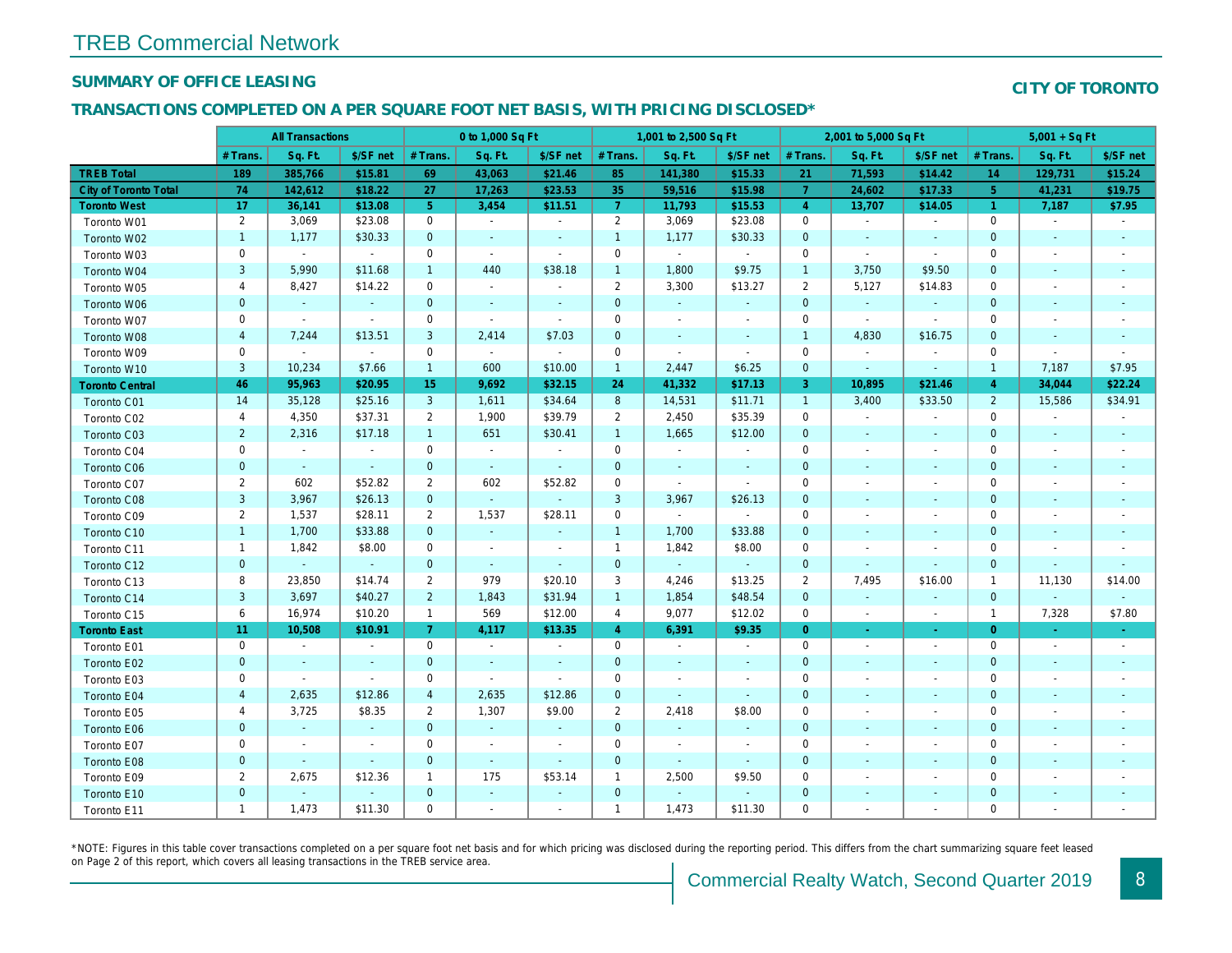# TREB Commercial Network

## SUMMARY OF OFFICE LEASING

**CITY OF TORONTO**

## TRANSACTIONS COMPLETED ON A PER SQUARE FOOT NET BASIS, WITH PRICING DISCLOSED*

| | All Transactions | | | 0 to 1,000 Sq Ft | | | 1,001 to 2,500 Sq Ft | | | 2,001 to 5,000 Sq Ft | | | 5,001 + Sq Ft | | |
|---|---|---|---|---|---|---|---|---|---|---|---|---|---|---|---|
| | # Trans. | Sq. Ft. | $/SF net | # Trans. | Sq. Ft. | $/SF net | # Trans. | Sq. Ft. | $/SF net | # Trans. | Sq. Ft. | $/SF net | # Trans. | Sq. Ft. | $/SF net |
| **TREB Total** | **189** | **385,766** | **$15.81** | **69** | **43,063** | **$21.46** | **85** | **141,380** | **$15.33** | **21** | **71,593** | **$14.42** | **14** | **129,731** | **$15.24** |
| **City of Toronto Total** | **74** | **142,612** | **$18.22** | **27** | **17,263** | **$23.53** | **35** | **59,516** | **$15.98** | **7** | **24,602** | **$17.33** | **5** | **41,231** | **$19.75** |
| **Toronto West** | **17** | **36,141** | **$13.08** | **5** | **3,454** | **$11.51** | **7** | **11,793** | **$15.53** | **4** | **13,707** | **$14.05** | **1** | **7,187** | **$7.95** |
| Toronto W01 | 2 | 3,069 | $23.08 | 0 | - | - | 2 | 3,069 | $23.08 | 0 | - | - | 0 | - | - |
| Toronto W02 | 1 | 1,177 | $30.33 | 0 | - | - | 1 | 1,177 | $30.33 | 0 | - | - | 0 | - | - |
| Toronto W03 | 0 | - | - | 0 | - | - | 0 | - | - | 0 | - | - | 0 | - | - |
| Toronto W04 | 3 | 5,990 | $11.68 | 1 | 440 | $38.18 | 1 | 1,800 | $9.75 | 1 | 3,750 | $9.50 | 0 | - | - |
| Toronto W05 | 4 | 8,427 | $14.22 | 0 | - | - | 2 | 3,300 | $13.27 | 2 | 5,127 | $14.83 | 0 | - | - |
| Toronto W06 | 0 | - | - | 0 | - | - | 0 | - | - | 0 | - | - | 0 | - | - |
| Toronto W07 | 0 | - | - | 0 | - | - | 0 | - | - | 0 | - | - | 0 | - | - |
| Toronto W08 | 4 | 7,244 | $13.51 | 3 | 2,414 | $7.03 | 0 | - | - | 1 | 4,830 | $16.75 | 0 | - | - |
| Toronto W09 | 0 | - | - | 0 | - | - | 0 | - | - | 0 | - | - | 0 | - | - |
| Toronto W10 | 3 | 10,234 | $7.66 | 1 | 600 | $10.00 | 1 | 2,447 | $6.25 | 0 | - | - | 1 | 7,187 | $7.95 |
| **Toronto Central** | **46** | **95,963** | **$20.95** | **15** | **9,692** | **$32.15** | **24** | **41,332** | **$17.13** | **3** | **10,895** | **$21.46** | **4** | **34,044** | **$22.24** |
| Toronto C01 | 14 | 35,128 | $25.16 | 3 | 1,611 | $34.64 | 8 | 14,531 | $11.71 | 1 | 3,400 | $33.50 | 2 | 15,586 | $34.91 |
| Toronto C02 | 4 | 4,350 | $37.31 | 2 | 1,900 | $39.79 | 2 | 2,450 | $35.39 | 0 | - | - | 0 | - | - |
| Toronto C03 | 2 | 2,316 | $17.18 | 1 | 651 | $30.41 | 1 | 1,665 | $12.00 | 0 | - | - | 0 | - | - |
| Toronto C04 | 0 | - | - | 0 | - | - | 0 | - | - | 0 | - | - | 0 | - | - |
| Toronto C06 | 0 | - | - | 0 | - | - | 0 | - | - | 0 | - | - | 0 | - | - |
| Toronto C07 | 2 | 602 | $52.82 | 2 | 602 | $52.82 | 0 | - | - | 0 | - | - | 0 | - | - |
| Toronto C08 | 3 | 3,967 | $26.13 | 0 | - | - | 3 | 3,967 | $26.13 | 0 | - | - | 0 | - | - |
| Toronto C09 | 2 | 1,537 | $28.11 | 2 | 1,537 | $28.11 | 0 | - | - | 0 | - | - | 0 | - | - |
| Toronto C10 | 1 | 1,700 | $33.88 | 0 | - | - | 1 | 1,700 | $33.88 | 0 | - | - | 0 | - | - |
| Toronto C11 | 1 | 1,842 | $8.00 | 0 | - | - | 1 | 1,842 | $8.00 | 0 | - | - | 0 | - | - |
| Toronto C12 | 0 | - | - | 0 | - | - | 0 | - | - | 0 | - | - | 0 | - | - |
| Toronto C13 | 8 | 23,850 | $14.74 | 2 | 979 | $20.10 | 3 | 4,246 | $13.25 | 2 | 7,495 | $16.00 | 1 | 11,130 | $14.00 |
| Toronto C14 | 3 | 3,697 | $40.27 | 2 | 1,843 | $31.94 | 1 | 1,854 | $48.54 | 0 | - | - | 0 | - | - |
| Toronto C15 | 6 | 16,974 | $10.20 | 1 | 569 | $12.00 | 4 | 9,077 | $12.02 | 0 | - | - | 1 | 7,328 | $7.80 |
| **Toronto East** | **11** | **10,508** | **$10.91** | **7** | **4,117** | **$13.35** | **4** | **6,391** | **$9.35** | **0** | **-** | **-** | **0** | **-** | **-** |
| Toronto E01 | 0 | - | - | 0 | - | - | 0 | - | - | 0 | - | - | 0 | - | - |
| Toronto E02 | 0 | - | - | 0 | - | - | 0 | - | - | 0 | - | - | 0 | - | - |
| Toronto E03 | 0 | - | - | 0 | - | - | 0 | - | - | 0 | - | - | 0 | - | - |
| Toronto E04 | 4 | 2,635 | $12.86 | 4 | 2,635 | $12.86 | 0 | - | - | 0 | - | - | 0 | - | - |
| Toronto E05 | 4 | 3,725 | $8.35 | 2 | 1,307 | $9.00 | 2 | 2,418 | $8.00 | 0 | - | - | 0 | - | - |
| Toronto E06 | 0 | - | - | 0 | - | - | 0 | - | - | 0 | - | - | 0 | - | - |
| Toronto E07 | 0 | - | - | 0 | - | - | 0 | - | - | 0 | - | - | 0 | - | - |
| Toronto E08 | 0 | - | - | 0 | - | - | 0 | - | - | 0 | - | - | 0 | - | - |
| Toronto E09 | 2 | 2,675 | $12.36 | 1 | 175 | $53.14 | 1 | 2,500 | $9.50 | 0 | - | - | 0 | - | - |
| Toronto E10 | 0 | - | - | 0 | - | - | 0 | - | - | 0 | - | - | 0 | - | - |
| Toronto E11 | 1 | 1,473 | $11.30 | 0 | - | - | 1 | 1,473 | $11.30 | 0 | - | - | 0 | - | - |

*NOTE: Figures in this table cover transactions completed on a per square foot net basis and for which pricing was disclosed during the reporting period. This differs from the chart summarizing square feet leased on Page 2 of this report, which covers all leasing transactions in the TREB service area.

Commercial Realty Watch, Second Quarter 2019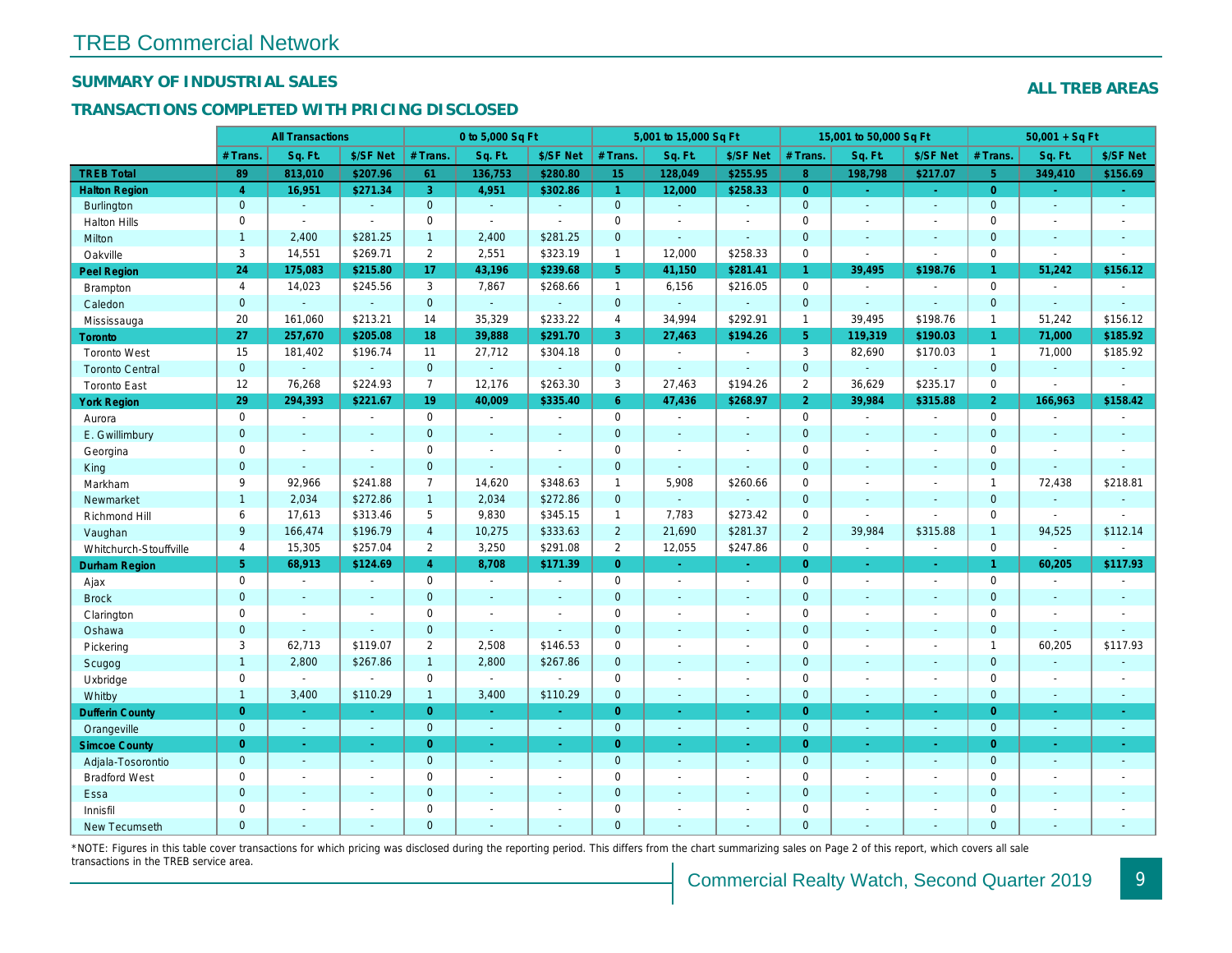# TREB Commercial Network

## SUMMARY OF INDUSTRIAL SALES

## TRANSACTIONS COMPLETED WITH PRICING DISCLOSED

**ALL TREB AREAS**

| | All Transactions | | | 0 to 5,000 Sq Ft | | | 5,001 to 15,000 Sq Ft | | | 15,001 to 50,000 Sq Ft | | | 50,001 + Sq Ft | | |
|---|---|---|---|---|---|---|---|---|---|---|---|---|---|---|---|
| | # Trans. | Sq. Ft. | $/SF Net | # Trans. | Sq. Ft. | $/SF Net | # Trans. | Sq. Ft. | $/SF Net | # Trans. | Sq. Ft. | $/SF Net | # Trans. | Sq. Ft. | $/SF Net |
| **TREB Total** | **89** | **813,010** | **$207.96** | **61** | **136,753** | **$280.80** | **15** | **128,049** | **$255.95** | **8** | **198,798** | **$217.07** | **5** | **349,410** | **$156.69** |
| **Halton Region** | **4** | **16,951** | **$271.34** | **3** | **4,951** | **$302.86** | **1** | **12,000** | **$258.33** | **0** | **-** | **-** | **0** | **-** | **-** |
| Burlington | 0 | - | - | 0 | - | - | 0 | - | - | 0 | - | - | 0 | - | - |
| Halton Hills | 0 | - | - | 0 | - | - | 0 | - | - | 0 | - | - | 0 | - | - |
| Milton | 1 | 2,400 | $281.25 | 1 | 2,400 | $281.25 | 0 | - | - | 0 | - | - | 0 | - | - |
| Oakville | 3 | 14,551 | $269.71 | 2 | 2,551 | $323.19 | 1 | 12,000 | $258.33 | 0 | - | - | 0 | - | - |
| **Peel Region** | **24** | **175,083** | **$215.80** | **17** | **43,196** | **$239.68** | **5** | **41,150** | **$281.41** | **1** | **39,495** | **$198.76** | **1** | **51,242** | **$156.12** |
| Brampton | 4 | 14,023 | $245.56 | 3 | 7,867 | $268.66 | 1 | 6,156 | $216.05 | 0 | - | - | 0 | - | - |
| Caledon | 0 | - | - | 0 | - | - | 0 | - | - | 0 | - | - | 0 | - | - |
| Mississauga | 20 | 161,060 | $213.21 | 14 | 35,329 | $233.22 | 4 | 34,994 | $292.91 | 1 | 39,495 | $198.76 | 1 | 51,242 | $156.12 |
| **Toronto** | **27** | **257,670** | **$205.08** | **18** | **39,888** | **$291.70** | **3** | **27,463** | **$194.26** | **5** | **119,319** | **$190.03** | **1** | **71,000** | **$185.92** |
| Toronto West | 15 | 181,402 | $196.74 | 11 | 27,712 | $304.18 | 0 | - | - | 3 | 82,690 | $170.03 | 1 | 71,000 | $185.92 |
| Toronto Central | 0 | - | - | 0 | - | - | 0 | - | - | 0 | - | - | 0 | - | - |
| Toronto East | 12 | 76,268 | $224.93 | 7 | 12,176 | $263.30 | 3 | 27,463 | $194.26 | 2 | 36,629 | $235.17 | 0 | - | - |
| **York Region** | **29** | **294,393** | **$221.67** | **19** | **40,009** | **$335.40** | **6** | **47,436** | **$268.97** | **2** | **39,984** | **$315.88** | **2** | **166,963** | **$158.42** |
| Aurora | 0 | - | - | 0 | - | - | 0 | - | - | 0 | - | - | 0 | - | - |
| E. Gwillimbury | 0 | - | - | 0 | - | - | 0 | - | - | 0 | - | - | 0 | - | - |
| Georgina | 0 | - | - | 0 | - | - | 0 | - | - | 0 | - | - | 0 | - | - |
| King | 0 | - | - | 0 | - | - | 0 | - | - | 0 | - | - | 0 | - | - |
| Markham | 9 | 92,966 | $241.88 | 7 | 14,620 | $348.63 | 1 | 5,908 | $260.66 | 0 | - | - | 1 | 72,438 | $218.81 |
| Newmarket | 1 | 2,034 | $272.86 | 1 | 2,034 | $272.86 | 0 | - | - | 0 | - | - | 0 | - | - |
| Richmond Hill | 6 | 17,613 | $313.46 | 5 | 9,830 | $345.15 | 1 | 7,783 | $273.42 | 0 | - | - | 0 | - | - |
| Vaughan | 9 | 166,474 | $196.79 | 4 | 10,275 | $333.63 | 2 | 21,690 | $281.37 | 2 | 39,984 | $315.88 | 1 | 94,525 | $112.14 |
| Whitchurch-Stouffville | 4 | 15,305 | $257.04 | 2 | 3,250 | $291.08 | 2 | 12,055 | $247.86 | 0 | - | - | 0 | - | - |
| **Durham Region** | **5** | **68,913** | **$124.69** | **4** | **8,708** | **$171.39** | **0** | **-** | **-** | **0** | **-** | **-** | **1** | **60,205** | **$117.93** |
| Ajax | 0 | - | - | 0 | - | - | 0 | - | - | 0 | - | - | 0 | - | - |
| Brock | 0 | - | - | 0 | - | - | 0 | - | - | 0 | - | - | 0 | - | - |
| Clarington | 0 | - | - | 0 | - | - | 0 | - | - | 0 | - | - | 0 | - | - |
| Oshawa | 0 | - | - | 0 | - | - | 0 | - | - | 0 | - | - | 0 | - | - |
| Pickering | 3 | 62,713 | $119.07 | 2 | 2,508 | $146.53 | 0 | - | - | 0 | - | - | 1 | 60,205 | $117.93 |
| Scugog | 1 | 2,800 | $267.86 | 1 | 2,800 | $267.86 | 0 | - | - | 0 | - | - | 0 | - | - |
| Uxbridge | 0 | - | - | 0 | - | - | 0 | - | - | 0 | - | - | 0 | - | - |
| Whitby | 1 | 3,400 | $110.29 | 1 | 3,400 | $110.29 | 0 | - | - | 0 | - | - | 0 | - | - |
| **Dufferin County** | **0** | **-** | **-** | **0** | **-** | **-** | **0** | **-** | **-** | **0** | **-** | **-** | **0** | **-** | **-** |
| Orangeville | 0 | - | - | 0 | - | - | 0 | - | - | 0 | - | - | 0 | - | - |
| **Simcoe County** | **0** | **-** | **-** | **0** | **-** | **-** | **0** | **-** | **-** | **0** | **-** | **-** | **0** | **-** | **-** |
| Adjala-Tosorontio | 0 | - | - | 0 | - | - | 0 | - | - | 0 | - | - | 0 | - | - |
| Bradford West | 0 | - | - | 0 | - | - | 0 | - | - | 0 | - | - | 0 | - | - |
| Essa | 0 | - | - | 0 | - | - | 0 | - | - | 0 | - | - | 0 | - | - |
| Innisfil | 0 | - | - | 0 | - | - | 0 | - | - | 0 | - | - | 0 | - | - |
| New Tecumseth | 0 | - | - | 0 | - | - | 0 | - | - | 0 | - | - | 0 | - | - |

*NOTE: Figures in this table cover transactions for which pricing was disclosed during the reporting period. This differs from the chart summarizing sales on Page 2 of this report, which covers all sale transactions in the TREB service area.

Commercial Realty Watch, Second Quarter 2019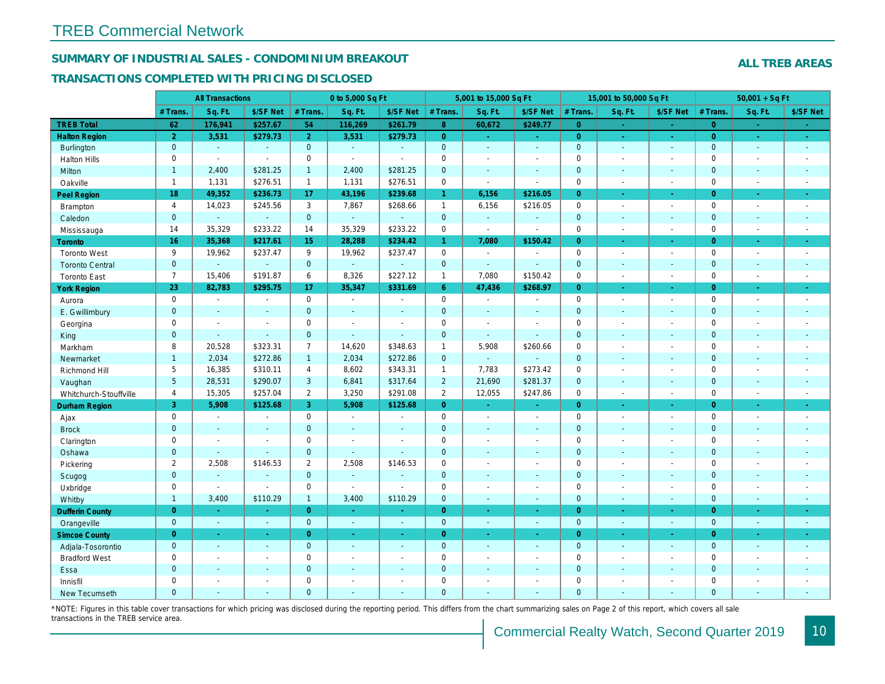# TREB Commercial Network

## SUMMARY OF INDUSTRIAL SALES - CONDOMINIUM BREAKOUT

## TRANSACTIONS COMPLETED WITH PRICING DISCLOSED

**ALL TREB AREAS**

| | All Transactions | | | 0 to 5,000 Sq Ft | | | 5,001 to 15,000 Sq Ft | | | 15,001 to 50,000 Sq Ft | | | 50,001 + Sq Ft | | |
|---|---|---|---|---|---|---|---|---|---|---|---|---|---|---|---|
| | # Trans. | Sq. Ft. | $/SF Net | # Trans. | Sq. Ft. | $/SF Net | # Trans. | Sq. Ft. | $/SF Net | # Trans. | Sq. Ft. | $/SF Net | # Trans. | Sq. Ft. | $/SF Net |
| **TREB Total** | 62 | 176,941 | $257.67 | 54 | 116,269 | $261.79 | 8 | 60,672 | $249.77 | 0 | - | - | 0 | - | - |
| **Halton Region** | 2 | 3,531 | $279.73 | 2 | 3,531 | $279.73 | 0 | - | - | 0 | - | - | 0 | - | - |
| Burlington | 0 | - | - | 0 | - | - | 0 | - | - | 0 | - | - | 0 | - | - |
| Halton Hills | 0 | - | - | 0 | - | - | 0 | - | - | 0 | - | - | 0 | - | - |
| Milton | 1 | 2,400 | $281.25 | 1 | 2,400 | $281.25 | 0 | - | - | 0 | - | - | 0 | - | - |
| Oakville | 1 | 1,131 | $276.51 | 1 | 1,131 | $276.51 | 0 | - | - | 0 | - | - | 0 | - | - |
| **Peel Region** | 18 | 49,352 | $236.73 | 17 | 43,196 | $239.68 | 1 | 6,156 | $216.05 | 0 | - | - | 0 | - | - |
| Brampton | 4 | 14,023 | $245.56 | 3 | 7,867 | $268.66 | 1 | 6,156 | $216.05 | 0 | - | - | 0 | - | - |
| Caledon | 0 | - | - | 0 | - | - | 0 | - | - | 0 | - | - | 0 | - | - |
| Mississauga | 14 | 35,329 | $233.22 | 14 | 35,329 | $233.22 | 0 | - | - | 0 | - | - | 0 | - | - |
| **Toronto** | 16 | 35,368 | $217.61 | 15 | 28,288 | $234.42 | 1 | 7,080 | $150.42 | 0 | - | - | 0 | - | - |
| Toronto West | 9 | 19,962 | $237.47 | 9 | 19,962 | $237.47 | 0 | - | - | 0 | - | - | 0 | - | - |
| Toronto Central | 0 | - | - | 0 | - | - | 0 | - | - | 0 | - | - | 0 | - | - |
| Toronto East | 7 | 15,406 | $191.87 | 6 | 8,326 | $227.12 | 1 | 7,080 | $150.42 | 0 | - | - | 0 | - | - |
| **York Region** | 23 | 82,783 | $295.75 | 17 | 35,347 | $331.69 | 6 | 47,436 | $268.97 | 0 | - | - | 0 | - | - |
| Aurora | 0 | - | - | 0 | - | - | 0 | - | - | 0 | - | - | 0 | - | - |
| E. Gwillimbury | 0 | - | - | 0 | - | - | 0 | - | - | 0 | - | - | 0 | - | - |
| Georgina | 0 | - | - | 0 | - | - | 0 | - | - | 0 | - | - | 0 | - | - |
| King | 0 | - | - | 0 | - | - | 0 | - | - | 0 | - | - | 0 | - | - |
| Markham | 8 | 20,528 | $323.31 | 7 | 14,620 | $348.63 | 1 | 5,908 | $260.66 | 0 | - | - | 0 | - | - |
| Newmarket | 1 | 2,034 | $272.86 | 1 | 2,034 | $272.86 | 0 | - | - | 0 | - | - | 0 | - | - |
| Richmond Hill | 5 | 16,385 | $310.11 | 4 | 8,602 | $343.31 | 1 | 7,783 | $273.42 | 0 | - | - | 0 | - | - |
| Vaughan | 5 | 28,531 | $290.07 | 3 | 6,841 | $317.64 | 2 | 21,690 | $281.37 | 0 | - | - | 0 | - | - |
| Whitchurch-Stouffville | 4 | 15,305 | $257.04 | 2 | 3,250 | $291.08 | 2 | 12,055 | $247.86 | 0 | - | - | 0 | - | - |
| **Durham Region** | 3 | 5,908 | $125.68 | 3 | 5,908 | $125.68 | 0 | - | - | 0 | - | - | 0 | - | - |
| Ajax | 0 | - | - | 0 | - | - | 0 | - | - | 0 | - | - | 0 | - | - |
| Brock | 0 | - | - | 0 | - | - | 0 | - | - | 0 | - | - | 0 | - | - |
| Clarington | 0 | - | - | 0 | - | - | 0 | - | - | 0 | - | - | 0 | - | - |
| Oshawa | 0 | - | - | 0 | - | - | 0 | - | - | 0 | - | - | 0 | - | - |
| Pickering | 2 | 2,508 | $146.53 | 2 | 2,508 | $146.53 | 0 | - | - | 0 | - | - | 0 | - | - |
| Scugog | 0 | - | - | 0 | - | - | 0 | - | - | 0 | - | - | 0 | - | - |
| Uxbridge | 0 | - | - | 0 | - | - | 0 | - | - | 0 | - | - | 0 | - | - |
| Whitby | 1 | 3,400 | $110.29 | 1 | 3,400 | $110.29 | 0 | - | - | 0 | - | - | 0 | - | - |
| **Dufferin County** | 0 | - | - | 0 | - | - | 0 | - | - | 0 | - | - | 0 | - | - |
| Orangeville | 0 | - | - | 0 | - | - | 0 | - | - | 0 | - | - | 0 | - | - |
| **Simcoe County** | 0 | - | - | 0 | - | - | 0 | - | - | 0 | - | - | 0 | - | - |
| Adjala-Tosorontio | 0 | - | - | 0 | - | - | 0 | - | - | 0 | - | - | 0 | - | - |
| Bradford West | 0 | - | - | 0 | - | - | 0 | - | - | 0 | - | - | 0 | - | - |
| Essa | 0 | - | - | 0 | - | - | 0 | - | - | 0 | - | - | 0 | - | - |
| Innisfil | 0 | - | - | 0 | - | - | 0 | - | - | 0 | - | - | 0 | - | - |
| New Tecumseth | 0 | - | - | 0 | - | - | 0 | - | - | 0 | - | - | 0 | - | - |

*NOTE: Figures in this table cover transactions for which pricing was disclosed during the reporting period. This differs from the chart summarizing sales on Page 2 of this report, which covers all sale transactions in the TREB service area.

Commercial Realty Watch, Second Quarter 2019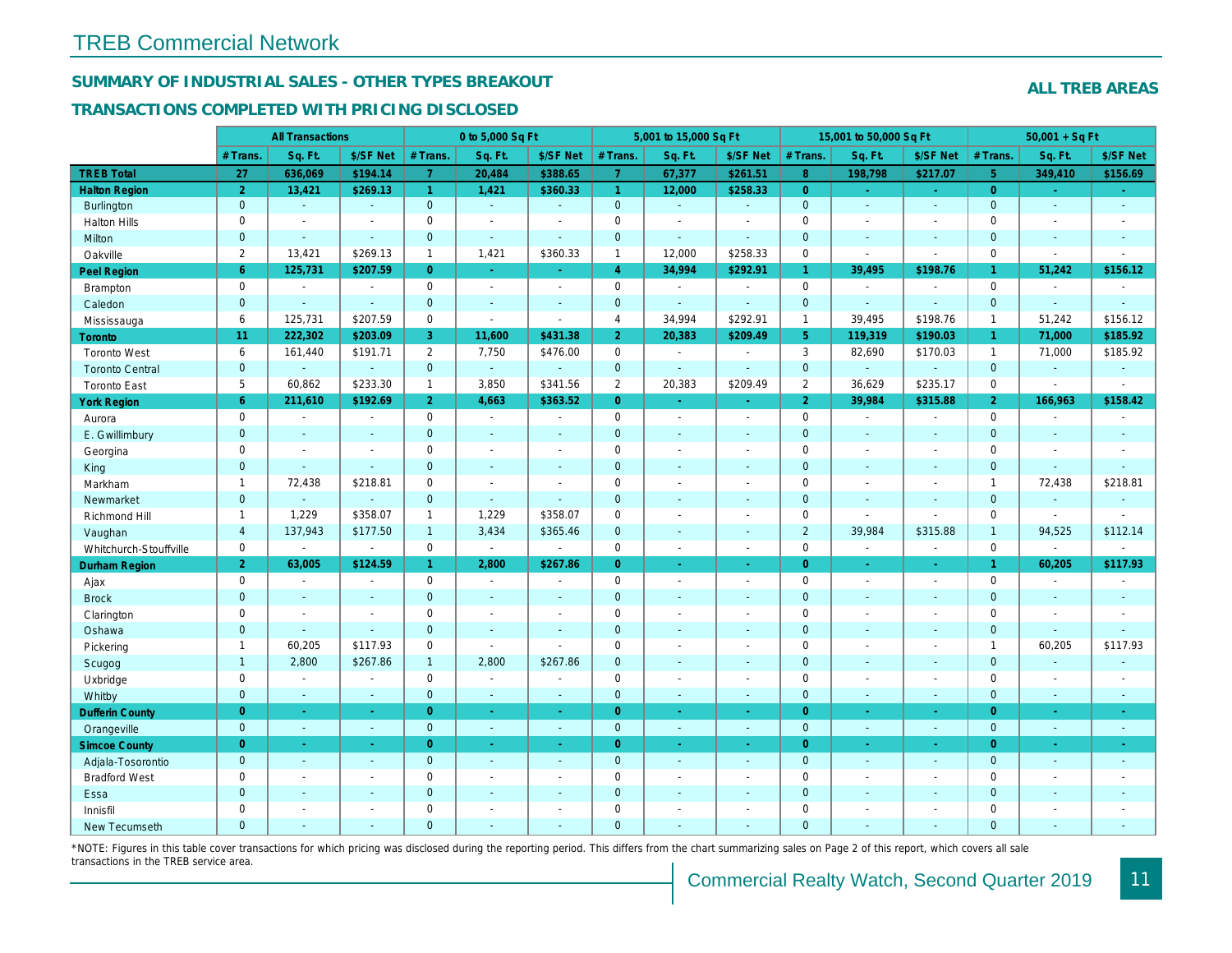# TREB Commercial Network

## SUMMARY OF INDUSTRIAL SALES - OTHER TYPES BREAKOUT

## TRANSACTIONS COMPLETED WITH PRICING DISCLOSED

**ALL TREB AREAS**

| | All Transactions | | | 0 to 5,000 Sq Ft | | | 5,001 to 15,000 Sq Ft | | | 15,001 to 50,000 Sq Ft | | | 50,001 + Sq Ft | | |
|---|---|---|---|---|---|---|---|---|---|---|---|---|---|---|---|
| | # Trans. | Sq. Ft. | $/SF Net | # Trans. | Sq. Ft. | $/SF Net | # Trans. | Sq. Ft. | $/SF Net | # Trans. | Sq. Ft. | $/SF Net | # Trans. | Sq. Ft. | $/SF Net |
| **TREB Total** | **27** | **636,069** | **$194.14** | **7** | **20,484** | **$388.65** | **7** | **67,377** | **$261.51** | **8** | **198,798** | **$217.07** | **5** | **349,410** | **$156.69** |
| **Halton Region** | **2** | **13,421** | **$269.13** | **1** | **1,421** | **$360.33** | **1** | **12,000** | **$258.33** | **0** | **-** | **-** | **0** | **-** | **-** |
| Burlington | 0 | - | - | 0 | - | - | 0 | - | - | 0 | - | - | 0 | - | - |
| Halton Hills | 0 | - | - | 0 | - | - | 0 | - | - | 0 | - | - | 0 | - | - |
| Milton | 0 | - | - | 0 | - | - | 0 | - | - | 0 | - | - | 0 | - | - |
| Oakville | 2 | 13,421 | $269.13 | 1 | 1,421 | $360.33 | 1 | 12,000 | $258.33 | 0 | - | - | 0 | - | - |
| **Peel Region** | **6** | **125,731** | **$207.59** | **0** | **-** | **-** | **4** | **34,994** | **$292.91** | **1** | **39,495** | **$198.76** | **1** | **51,242** | **$156.12** |
| Brampton | 0 | - | - | 0 | - | - | 0 | - | - | 0 | - | - | 0 | - | - |
| Caledon | 0 | - | - | 0 | - | - | 0 | - | - | 0 | - | - | 0 | - | - |
| Mississauga | 6 | 125,731 | $207.59 | 0 | - | - | 4 | 34,994 | $292.91 | 1 | 39,495 | $198.76 | 1 | 51,242 | $156.12 |
| **Toronto** | **11** | **222,302** | **$203.09** | **3** | **11,600** | **$431.38** | **2** | **20,383** | **$209.49** | **5** | **119,319** | **$190.03** | **1** | **71,000** | **$185.92** |
| Toronto West | 6 | 161,440 | $191.71 | 2 | 7,750 | $476.00 | 0 | - | - | 3 | 82,690 | $170.03 | 1 | 71,000 | $185.92 |
| Toronto Central | 0 | - | - | 0 | - | - | 0 | - | - | 0 | - | - | 0 | - | - |
| Toronto East | 5 | 60,862 | $233.30 | 1 | 3,850 | $341.56 | 2 | 20,383 | $209.49 | 2 | 36,629 | $235.17 | 0 | - | - |
| **York Region** | **6** | **211,610** | **$192.69** | **2** | **4,663** | **$363.52** | **0** | **-** | **-** | **2** | **39,984** | **$315.88** | **2** | **166,963** | **$158.42** |
| Aurora | 0 | - | - | 0 | - | - | 0 | - | - | 0 | - | - | 0 | - | - |
| E. Gwillimbury | 0 | - | - | 0 | - | - | 0 | - | - | 0 | - | - | 0 | - | - |
| Georgina | 0 | - | - | 0 | - | - | 0 | - | - | 0 | - | - | 0 | - | - |
| King | 0 | - | - | 0 | - | - | 0 | - | - | 0 | - | - | 0 | - | - |
| Markham | 1 | 72,438 | $218.81 | 0 | - | - | 0 | - | - | 0 | - | - | 1 | 72,438 | $218.81 |
| Newmarket | 0 | - | - | 0 | - | - | 0 | - | - | 0 | - | - | 0 | - | - |
| Richmond Hill | 1 | 1,229 | $358.07 | 1 | 1,229 | $358.07 | 0 | - | - | 0 | - | - | 0 | - | - |
| Vaughan | 4 | 137,943 | $177.50 | 1 | 3,434 | $365.46 | 0 | - | - | 2 | 39,984 | $315.88 | 1 | 94,525 | $112.14 |
| Whitchurch-Stouffville | 0 | - | - | 0 | - | - | 0 | - | - | 0 | - | - | 0 | - | - |
| **Durham Region** | **2** | **63,005** | **$124.59** | **1** | **2,800** | **$267.86** | **0** | **-** | **-** | **0** | **-** | **-** | **1** | **60,205** | **$117.93** |
| Ajax | 0 | - | - | 0 | - | - | 0 | - | - | 0 | - | - | 0 | - | - |
| Brock | 0 | - | - | 0 | - | - | 0 | - | - | 0 | - | - | 0 | - | - |
| Clarington | 0 | - | - | 0 | - | - | 0 | - | - | 0 | - | - | 0 | - | - |
| Oshawa | 0 | - | - | 0 | - | - | 0 | - | - | 0 | - | - | 0 | - | - |
| Pickering | 1 | 60,205 | $117.93 | 0 | - | - | 0 | - | - | 0 | - | - | 1 | 60,205 | $117.93 |
| Scugog | 1 | 2,800 | $267.86 | 1 | 2,800 | $267.86 | 0 | - | - | 0 | - | - | 0 | - | - |
| Uxbridge | 0 | - | - | 0 | - | - | 0 | - | - | 0 | - | - | 0 | - | - |
| Whitby | 0 | - | - | 0 | - | - | 0 | - | - | 0 | - | - | 0 | - | - |
| **Dufferin County** | **0** | **-** | **-** | **0** | **-** | **-** | **0** | **-** | **-** | **0** | **-** | **-** | **0** | **-** | **-** |
| Orangeville | 0 | - | - | 0 | - | - | 0 | - | - | 0 | - | - | 0 | - | - |
| **Simcoe County** | **0** | **-** | **-** | **0** | **-** | **-** | **0** | **-** | **-** | **0** | **-** | **-** | **0** | **-** | **-** |
| Adjala-Tosorontio | 0 | - | - | 0 | - | - | 0 | - | - | 0 | - | - | 0 | - | - |
| Bradford West | 0 | - | - | 0 | - | - | 0 | - | - | 0 | - | - | 0 | - | - |
| Essa | 0 | - | - | 0 | - | - | 0 | - | - | 0 | - | - | 0 | - | - |
| Innisfil | 0 | - | - | 0 | - | - | 0 | - | - | 0 | - | - | 0 | - | - |
| New Tecumseth | 0 | - | - | 0 | - | - | 0 | - | - | 0 | - | - | 0 | - | - |

*NOTE: Figures in this table cover transactions for which pricing was disclosed during the reporting period. This differs from the chart summarizing sales on Page 2 of this report, which covers all sale transactions in the TREB service area.

Commercial Realty Watch, Second Quarter 2019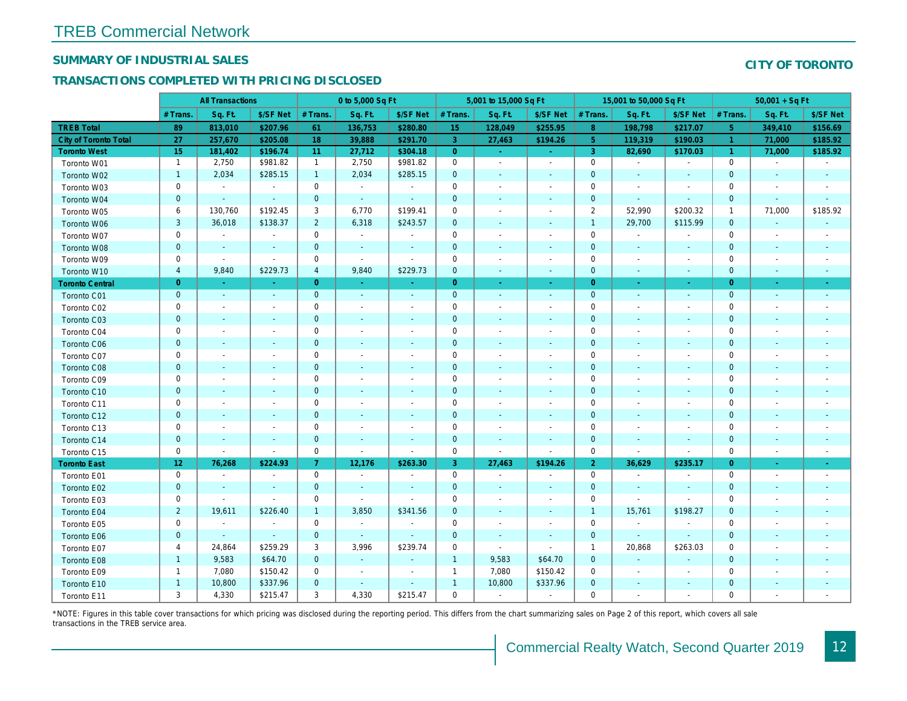# TREB Commercial Network

## SUMMARY OF INDUSTRIAL SALES

## TRANSACTIONS COMPLETED WITH PRICING DISCLOSED

**CITY OF TORONTO**

| | All Transactions | | | 0 to 5,000 Sq Ft | | | 5,001 to 15,000 Sq Ft | | | 15,001 to 50,000 Sq Ft | | | 50,001 + Sq Ft | | |
|---|---|---|---|---|---|---|---|---|---|---|---|---|---|---|---|
| | # Trans. | Sq. Ft. | $/SF Net | # Trans. | Sq. Ft. | $/SF Net | # Trans. | Sq. Ft. | $/SF Net | # Trans. | Sq. Ft. | $/SF Net | # Trans. | Sq. Ft. | $/SF Net |
| **TREB Total** | **89** | **813,010** | **$207.96** | **61** | **136,753** | **$280.80** | **15** | **128,049** | **$255.95** | **8** | **198,798** | **$217.07** | **5** | **349,410** | **$156.69** |
| **City of Toronto Total** | **27** | **257,670** | **$205.08** | **18** | **39,888** | **$291.70** | **3** | **27,463** | **$194.26** | **5** | **119,319** | **$190.03** | **1** | **71,000** | **$185.92** |
| **Toronto West** | **15** | **181,402** | **$196.74** | **11** | **27,712** | **$304.18** | **0** | **-** | **-** | **3** | **82,690** | **$170.03** | **1** | **71,000** | **$185.92** |
| Toronto W01 | 1 | 2,750 | $981.82 | 1 | 2,750 | $981.82 | 0 | - | - | 0 | - | - | 0 | - | - |
| Toronto W02 | 1 | 2,034 | $285.15 | 1 | 2,034 | $285.15 | 0 | - | - | 0 | - | - | 0 | - | - |
| Toronto W03 | 0 | - | - | 0 | - | - | 0 | - | - | 0 | - | - | 0 | - | - |
| Toronto W04 | 0 | - | - | 0 | - | - | 0 | - | - | 0 | - | - | 0 | - | - |
| Toronto W05 | 6 | 130,760 | $192.45 | 3 | 6,770 | $199.41 | 0 | - | - | 2 | 52,990 | $200.32 | 1 | 71,000 | $185.92 |
| Toronto W06 | 3 | 36,018 | $138.37 | 2 | 6,318 | $243.57 | 0 | - | - | 1 | 29,700 | $115.99 | 0 | - | - |
| Toronto W07 | 0 | - | - | 0 | - | - | 0 | - | - | 0 | - | - | 0 | - | - |
| Toronto W08 | 0 | - | - | 0 | - | - | 0 | - | - | 0 | - | - | 0 | - | - |
| Toronto W09 | 0 | - | - | 0 | - | - | 0 | - | - | 0 | - | - | 0 | - | - |
| Toronto W10 | 4 | 9,840 | $229.73 | 4 | 9,840 | $229.73 | 0 | - | - | 0 | - | - | 0 | - | - |
| **Toronto Central** | **0** | **-** | **-** | **0** | **-** | **-** | **0** | **-** | **-** | **0** | **-** | **-** | **0** | **-** | **-** |
| Toronto C01 | 0 | - | - | 0 | - | - | 0 | - | - | 0 | - | - | 0 | - | - |
| Toronto C02 | 0 | - | - | 0 | - | - | 0 | - | - | 0 | - | - | 0 | - | - |
| Toronto C03 | 0 | - | - | 0 | - | - | 0 | - | - | 0 | - | - | 0 | - | - |
| Toronto C04 | 0 | - | - | 0 | - | - | 0 | - | - | 0 | - | - | 0 | - | - |
| Toronto C06 | 0 | - | - | 0 | - | - | 0 | - | - | 0 | - | - | 0 | - | - |
| Toronto C07 | 0 | - | - | 0 | - | - | 0 | - | - | 0 | - | - | 0 | - | - |
| Toronto C08 | 0 | - | - | 0 | - | - | 0 | - | - | 0 | - | - | 0 | - | - |
| Toronto C09 | 0 | - | - | 0 | - | - | 0 | - | - | 0 | - | - | 0 | - | - |
| Toronto C10 | 0 | - | - | 0 | - | - | 0 | - | - | 0 | - | - | 0 | - | - |
| Toronto C11 | 0 | - | - | 0 | - | - | 0 | - | - | 0 | - | - | 0 | - | - |
| Toronto C12 | 0 | - | - | 0 | - | - | 0 | - | - | 0 | - | - | 0 | - | - |
| Toronto C13 | 0 | - | - | 0 | - | - | 0 | - | - | 0 | - | - | 0 | - | - |
| Toronto C14 | 0 | - | - | 0 | - | - | 0 | - | - | 0 | - | - | 0 | - | - |
| Toronto C15 | 0 | - | - | 0 | - | - | 0 | - | - | 0 | - | - | 0 | - | - |
| **Toronto East** | **12** | **76,268** | **$224.93** | **7** | **12,176** | **$263.30** | **3** | **27,463** | **$194.26** | **2** | **36,629** | **$235.17** | **0** | **-** | **-** |
| Toronto E01 | 0 | - | - | 0 | - | - | 0 | - | - | 0 | - | - | 0 | - | - |
| Toronto E02 | 0 | - | - | 0 | - | - | 0 | - | - | 0 | - | - | 0 | - | - |
| Toronto E03 | 0 | - | - | 0 | - | - | 0 | - | - | 0 | - | - | 0 | - | - |
| Toronto E04 | 2 | 19,611 | $226.40 | 1 | 3,850 | $341.56 | 0 | - | - | 1 | 15,761 | $198.27 | 0 | - | - |
| Toronto E05 | 0 | - | - | 0 | - | - | 0 | - | - | 0 | - | - | 0 | - | - |
| Toronto E06 | 0 | - | - | 0 | - | - | 0 | - | - | 0 | - | - | 0 | - | - |
| Toronto E07 | 4 | 24,864 | $259.29 | 3 | 3,996 | $239.74 | 0 | - | - | 1 | 20,868 | $263.03 | 0 | - | - |
| Toronto E08 | 1 | 9,583 | $64.70 | 0 | - | - | 1 | 9,583 | $64.70 | 0 | - | - | 0 | - | - |
| Toronto E09 | 1 | 7,080 | $150.42 | 0 | - | - | 1 | 7,080 | $150.42 | 0 | - | - | 0 | - | - |
| Toronto E10 | 1 | 10,800 | $337.96 | 0 | - | - | 1 | 10,800 | $337.96 | 0 | - | - | 0 | - | - |
| Toronto E11 | 3 | 4,330 | $215.47 | 3 | 4,330 | $215.47 | 0 | - | - | 0 | - | - | 0 | - | - |

*NOTE: Figures in this table cover transactions for which pricing was disclosed during the reporting period. This differs from the chart summarizing sales on Page 2 of this report, which covers all sale transactions in the TREB service area.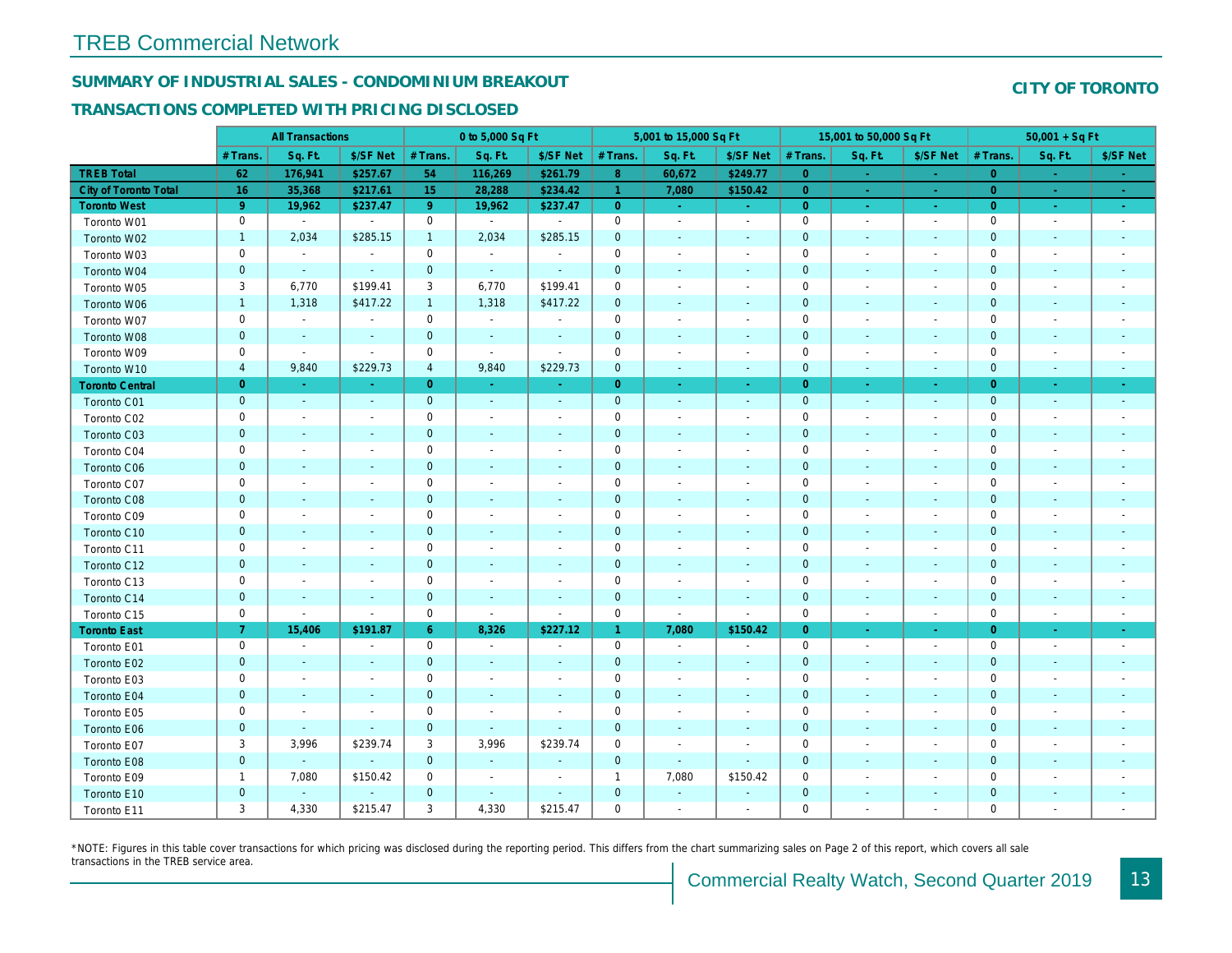# TREB Commercial Network

## SUMMARY OF INDUSTRIAL SALES - CONDOMINIUM BREAKOUT

## CITY OF TORONTO

### TRANSACTIONS COMPLETED WITH PRICING DISCLOSED

| | All Transactions | | | 0 to 5,000 Sq Ft | | | 5,001 to 15,000 Sq Ft | | | 15,001 to 50,000 Sq Ft | | | 50,001 + Sq Ft | | |
|---|---|---|---|---|---|---|---|---|---|---|---|---|---|---|---|
| | # Trans. | Sq. Ft. | $/SF Net | # Trans. | Sq. Ft. | $/SF Net | # Trans. | Sq. Ft. | $/SF Net | # Trans. | Sq. Ft. | $/SF Net | # Trans. | Sq. Ft. | $/SF Net |
| **TREB Total** | **62** | **176,941** | **$257.67** | **54** | **116,269** | **$261.79** | **8** | **60,672** | **$249.77** | **0** | **-** | **-** | **0** | **-** | **-** |
| **City of Toronto Total** | **16** | **35,368** | **$217.61** | **15** | **28,288** | **$234.42** | **1** | **7,080** | **$150.42** | **0** | **-** | **-** | **0** | **-** | **-** |
| **Toronto West** | **9** | **19,962** | **$237.47** | **9** | **19,962** | **$237.47** | **0** | **-** | **-** | **0** | **-** | **-** | **0** | **-** | **-** |
| Toronto W01 | 0 | - | - | 0 | - | - | 0 | - | - | 0 | - | - | 0 | - | - |
| Toronto W02 | 1 | 2,034 | $285.15 | 1 | 2,034 | $285.15 | 0 | - | - | 0 | - | - | 0 | - | - |
| Toronto W03 | 0 | - | - | 0 | - | - | 0 | - | - | 0 | - | - | 0 | - | - |
| Toronto W04 | 0 | - | - | 0 | - | - | 0 | - | - | 0 | - | - | 0 | - | - |
| Toronto W05 | 3 | 6,770 | $199.41 | 3 | 6,770 | $199.41 | 0 | - | - | 0 | - | - | 0 | - | - |
| Toronto W06 | 1 | 1,318 | $417.22 | 1 | 1,318 | $417.22 | 0 | - | - | 0 | - | - | 0 | - | - |
| Toronto W07 | 0 | - | - | 0 | - | - | 0 | - | - | 0 | - | - | 0 | - | - |
| Toronto W08 | 0 | - | - | 0 | - | - | 0 | - | - | 0 | - | - | 0 | - | - |
| Toronto W09 | 0 | - | - | 0 | - | - | 0 | - | - | 0 | - | - | 0 | - | - |
| Toronto W10 | 4 | 9,840 | $229.73 | 4 | 9,840 | $229.73 | 0 | - | - | 0 | - | - | 0 | - | - |
| **Toronto Central** | **0** | **-** | **-** | **0** | **-** | **-** | **0** | **-** | **-** | **0** | **-** | **-** | **0** | **-** | **-** |
| Toronto C01 | 0 | - | - | 0 | - | - | 0 | - | - | 0 | - | - | 0 | - | - |
| Toronto C02 | 0 | - | - | 0 | - | - | 0 | - | - | 0 | - | - | 0 | - | - |
| Toronto C03 | 0 | - | - | 0 | - | - | 0 | - | - | 0 | - | - | 0 | - | - |
| Toronto C04 | 0 | - | - | 0 | - | - | 0 | - | - | 0 | - | - | 0 | - | - |
| Toronto C06 | 0 | - | - | 0 | - | - | 0 | - | - | 0 | - | - | 0 | - | - |
| Toronto C07 | 0 | - | - | 0 | - | - | 0 | - | - | 0 | - | - | 0 | - | - |
| Toronto C08 | 0 | - | - | 0 | - | - | 0 | - | - | 0 | - | - | 0 | - | - |
| Toronto C09 | 0 | - | - | 0 | - | - | 0 | - | - | 0 | - | - | 0 | - | - |
| Toronto C10 | 0 | - | - | 0 | - | - | 0 | - | - | 0 | - | - | 0 | - | - |
| Toronto C11 | 0 | - | - | 0 | - | - | 0 | - | - | 0 | - | - | 0 | - | - |
| Toronto C12 | 0 | - | - | 0 | - | - | 0 | - | - | 0 | - | - | 0 | - | - |
| Toronto C13 | 0 | - | - | 0 | - | - | 0 | - | - | 0 | - | - | 0 | - | - |
| Toronto C14 | 0 | - | - | 0 | - | - | 0 | - | - | 0 | - | - | 0 | - | - |
| Toronto C15 | 0 | - | - | 0 | - | - | 0 | - | - | 0 | - | - | 0 | - | - |
| **Toronto East** | **7** | **15,406** | **$191.87** | **6** | **8,326** | **$227.12** | **1** | **7,080** | **$150.42** | **0** | **-** | **-** | **0** | **-** | **-** |
| Toronto E01 | 0 | - | - | 0 | - | - | 0 | - | - | 0 | - | - | 0 | - | - |
| Toronto E02 | 0 | - | - | 0 | - | - | 0 | - | - | 0 | - | - | 0 | - | - |
| Toronto E03 | 0 | - | - | 0 | - | - | 0 | - | - | 0 | - | - | 0 | - | - |
| Toronto E04 | 0 | - | - | 0 | - | - | 0 | - | - | 0 | - | - | 0 | - | - |
| Toronto E05 | 0 | - | - | 0 | - | - | 0 | - | - | 0 | - | - | 0 | - | - |
| Toronto E06 | 0 | - | - | 0 | - | - | 0 | - | - | 0 | - | - | 0 | - | - |
| Toronto E07 | 3 | 3,996 | $239.74 | 3 | 3,996 | $239.74 | 0 | - | - | 0 | - | - | 0 | - | - |
| Toronto E08 | 0 | - | - | 0 | - | - | 0 | - | - | 0 | - | - | 0 | - | - |
| Toronto E09 | 1 | 7,080 | $150.42 | 0 | - | - | 1 | 7,080 | $150.42 | 0 | - | - | 0 | - | - |
| Toronto E10 | 0 | - | - | 0 | - | - | 0 | - | - | 0 | - | - | 0 | - | - |
| Toronto E11 | 3 | 4,330 | $215.47 | 3 | 4,330 | $215.47 | 0 | - | - | 0 | - | - | 0 | - | - |

*NOTE: Figures in this table cover transactions for which pricing was disclosed during the reporting period. This differs from the chart summarizing sales on Page 2 of this report, which covers all sale transactions in the TREB service area.

Commercial Realty Watch, Second Quarter 2019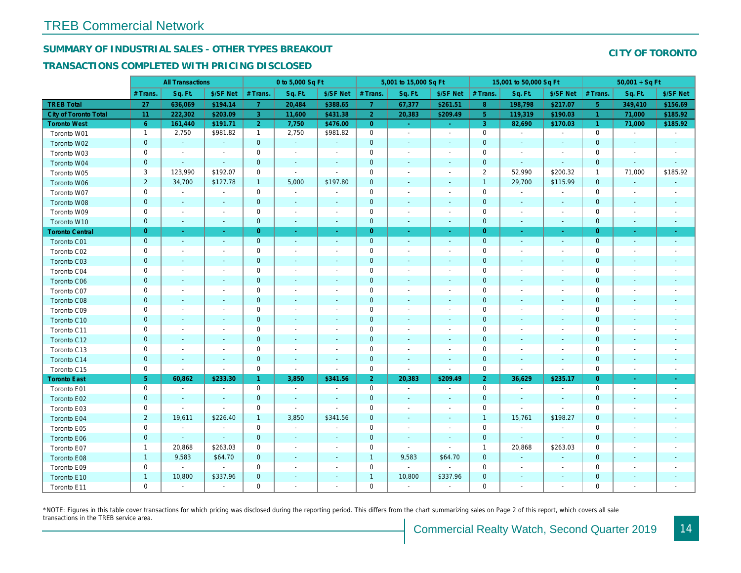# TREB Commercial Network

## SUMMARY OF INDUSTRIAL SALES - OTHER TYPES BREAKOUT

## TRANSACTIONS COMPLETED WITH PRICING DISCLOSED

## CITY OF TORONTO

| | All Transactions | | | 0 to 5,000 Sq Ft | | | 5,001 to 15,000 Sq Ft | | | 15,001 to 50,000 Sq Ft | | | 50,001 + Sq Ft | | |
|---|---|---|---|---|---|---|---|---|---|---|---|---|---|---|---|
| | # Trans. | Sq. Ft. | $/SF Net | # Trans. | Sq. Ft. | $/SF Net | # Trans. | Sq. Ft. | $/SF Net | # Trans. | Sq. Ft. | $/SF Net | # Trans. | Sq. Ft. | $/SF Net |
| **TREB Total** | **27** | **636,069** | **$194.14** | **7** | **20,484** | **$388.65** | **7** | **67,377** | **$261.51** | **8** | **198,798** | **$217.07** | **5** | **349,410** | **$156.69** |
| **City of Toronto Total** | **11** | **222,302** | **$203.09** | **3** | **11,600** | **$431.38** | **2** | **20,383** | **$209.49** | **5** | **119,319** | **$190.03** | **1** | **71,000** | **$185.92** |
| **Toronto West** | **6** | **161,440** | **$191.71** | **2** | **7,750** | **$476.00** | **0** | **-** | **-** | **3** | **82,690** | **$170.03** | **1** | **71,000** | **$185.92** |
| Toronto W01 | 1 | 2,750 | $981.82 | 1 | 2,750 | $981.82 | 0 | - | - | 0 | - | - | 0 | - | - |
| Toronto W02 | 0 | - | - | 0 | - | - | 0 | - | - | 0 | - | - | 0 | - | - |
| Toronto W03 | 0 | - | - | 0 | - | - | 0 | - | - | 0 | - | - | 0 | - | - |
| Toronto W04 | 0 | - | - | 0 | - | - | 0 | - | - | 0 | - | - | 0 | - | - |
| Toronto W05 | 3 | 123,990 | $192.07 | 0 | - | - | 0 | - | - | 2 | 52,990 | $200.32 | 1 | 71,000 | $185.92 |
| Toronto W06 | 2 | 34,700 | $127.78 | 1 | 5,000 | $197.80 | 0 | - | - | 1 | 29,700 | $115.99 | 0 | - | - |
| Toronto W07 | 0 | - | - | 0 | - | - | 0 | - | - | 0 | - | - | 0 | - | - |
| Toronto W08 | 0 | - | - | 0 | - | - | 0 | - | - | 0 | - | - | 0 | - | - |
| Toronto W09 | 0 | - | - | 0 | - | - | 0 | - | - | 0 | - | - | 0 | - | - |
| Toronto W10 | 0 | - | - | 0 | - | - | 0 | - | - | 0 | - | - | 0 | - | - |
| **Toronto Central** | **0** | **-** | **-** | **0** | **-** | **-** | **0** | **-** | **-** | **0** | **-** | **-** | **0** | **-** | **-** |
| Toronto C01 | 0 | - | - | 0 | - | - | 0 | - | - | 0 | - | - | 0 | - | - |
| Toronto C02 | 0 | - | - | 0 | - | - | 0 | - | - | 0 | - | - | 0 | - | - |
| Toronto C03 | 0 | - | - | 0 | - | - | 0 | - | - | 0 | - | - | 0 | - | - |
| Toronto C04 | 0 | - | - | 0 | - | - | 0 | - | - | 0 | - | - | 0 | - | - |
| Toronto C06 | 0 | - | - | 0 | - | - | 0 | - | - | 0 | - | - | 0 | - | - |
| Toronto C07 | 0 | - | - | 0 | - | - | 0 | - | - | 0 | - | - | 0 | - | - |
| Toronto C08 | 0 | - | - | 0 | - | - | 0 | - | - | 0 | - | - | 0 | - | - |
| Toronto C09 | 0 | - | - | 0 | - | - | 0 | - | - | 0 | - | - | 0 | - | - |
| Toronto C10 | 0 | - | - | 0 | - | - | 0 | - | - | 0 | - | - | 0 | - | - |
| Toronto C11 | 0 | - | - | 0 | - | - | 0 | - | - | 0 | - | - | 0 | - | - |
| Toronto C12 | 0 | - | - | 0 | - | - | 0 | - | - | 0 | - | - | 0 | - | - |
| Toronto C13 | 0 | - | - | 0 | - | - | 0 | - | - | 0 | - | - | 0 | - | - |
| Toronto C14 | 0 | - | - | 0 | - | - | 0 | - | - | 0 | - | - | 0 | - | - |
| Toronto C15 | 0 | - | - | 0 | - | - | 0 | - | - | 0 | - | - | 0 | - | - |
| **Toronto East** | **5** | **60,862** | **$233.30** | **1** | **3,850** | **$341.56** | **2** | **20,383** | **$209.49** | **2** | **36,629** | **$235.17** | **0** | **-** | **-** |
| Toronto E01 | 0 | - | - | 0 | - | - | 0 | - | - | 0 | - | - | 0 | - | - |
| Toronto E02 | 0 | - | - | 0 | - | - | 0 | - | - | 0 | - | - | 0 | - | - |
| Toronto E03 | 0 | - | - | 0 | - | - | 0 | - | - | 0 | - | - | 0 | - | - |
| Toronto E04 | 2 | 19,611 | $226.40 | 1 | 3,850 | $341.56 | 0 | - | - | 1 | 15,761 | $198.27 | 0 | - | - |
| Toronto E05 | 0 | - | - | 0 | - | - | 0 | - | - | 0 | - | - | 0 | - | - |
| Toronto E06 | 0 | - | - | 0 | - | - | 0 | - | - | 0 | - | - | 0 | - | - |
| Toronto E07 | 1 | 20,868 | $263.03 | 0 | - | - | 0 | - | - | 1 | 20,868 | $263.03 | 0 | - | - |
| Toronto E08 | 1 | 9,583 | $64.70 | 0 | - | - | 1 | 9,583 | $64.70 | 0 | - | - | 0 | - | - |
| Toronto E09 | 0 | - | - | 0 | - | - | 0 | - | - | 0 | - | - | 0 | - | - |
| Toronto E10 | 1 | 10,800 | $337.96 | 0 | - | - | 1 | 10,800 | $337.96 | 0 | - | - | 0 | - | - |
| Toronto E11 | 0 | - | - | 0 | - | - | 0 | - | - | 0 | - | - | 0 | - | - |

*NOTE: Figures in this table cover transactions for which pricing was disclosed during the reporting period. This differs from the chart summarizing sales on Page 2 of this report, which covers all sale transactions in the TREB service area.

Commercial Realty Watch, Second Quarter 2019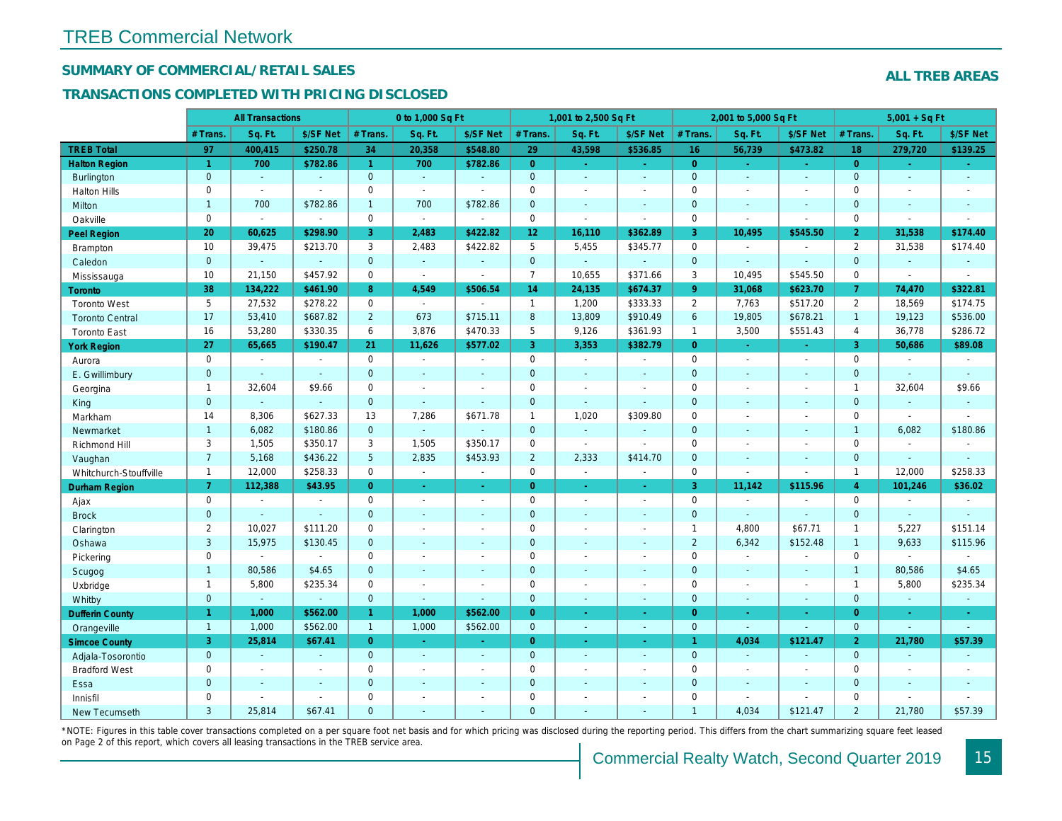# TREB Commercial Network

## SUMMARY OF COMMERCIAL/RETAIL SALES

## TRANSACTIONS COMPLETED WITH PRICING DISCLOSED

**ALL TREB AREAS**

| | All Transactions | | | 0 to 1,000 Sq Ft | | | 1,001 to 2,500 Sq Ft | | | 2,001 to 5,000 Sq Ft | | | 5,001 + Sq Ft | | |
|---|---|---|---|---|---|---|---|---|---|---|---|---|---|---|---|
| | # Trans. | Sq. Ft. | $/SF Net | # Trans. | Sq. Ft. | $/SF Net | # Trans. | Sq. Ft. | $/SF Net | # Trans. | Sq. Ft. | $/SF Net | # Trans. | Sq. Ft. | $/SF Net |
| **TREB Total** | **97** | **400,415** | **$250.78** | **34** | **20,358** | **$548.80** | **29** | **43,598** | **$536.85** | **16** | **56,739** | **$473.82** | **18** | **279,720** | **$139.25** |
| **Halton Region** | **1** | **700** | **$782.86** | **1** | **700** | **$782.86** | **0** | **-** | **-** | **0** | **-** | **-** | **0** | **-** | **-** |
| Burlington | 0 | - | - | 0 | - | - | 0 | - | - | 0 | - | - | 0 | - | - |
| Halton Hills | 0 | - | - | 0 | - | - | 0 | - | - | 0 | - | - | 0 | - | - |
| Milton | 1 | 700 | $782.86 | 1 | 700 | $782.86 | 0 | - | - | 0 | - | - | 0 | - | - |
| Oakville | 0 | - | - | 0 | - | - | 0 | - | - | 0 | - | - | 0 | - | - |
| **Peel Region** | **20** | **60,625** | **$298.90** | **3** | **2,483** | **$422.82** | **12** | **16,110** | **$362.89** | **3** | **10,495** | **$545.50** | **2** | **31,538** | **$174.40** |
| Brampton | 10 | 39,475 | $213.70 | 3 | 2,483 | $422.82 | 5 | 5,455 | $345.77 | 0 | - | - | 2 | 31,538 | $174.40 |
| Caledon | 0 | - | - | 0 | - | - | 0 | - | - | 0 | - | - | 0 | - | - |
| Mississauga | 10 | 21,150 | $457.92 | 0 | - | - | 7 | 10,655 | $371.66 | 3 | 10,495 | $545.50 | 0 | - | - |
| **Toronto** | **38** | **134,222** | **$461.90** | **8** | **4,549** | **$506.54** | **14** | **24,135** | **$674.37** | **9** | **31,068** | **$623.70** | **7** | **74,470** | **$322.81** |
| Toronto West | 5 | 27,532 | $278.22 | 0 | - | - | 1 | 1,200 | $333.33 | 2 | 7,763 | $517.20 | 2 | 18,569 | $174.75 |
| Toronto Central | 17 | 53,410 | $687.82 | 2 | 673 | $715.11 | 8 | 13,809 | $910.49 | 6 | 19,805 | $678.21 | 1 | 19,123 | $536.00 |
| Toronto East | 16 | 53,280 | $330.35 | 6 | 3,876 | $470.33 | 5 | 9,126 | $361.93 | 1 | 3,500 | $551.43 | 4 | 36,778 | $286.72 |
| **York Region** | **27** | **65,665** | **$190.47** | **21** | **11,626** | **$577.02** | **3** | **3,353** | **$382.79** | **0** | **-** | **-** | **3** | **50,686** | **$89.08** |
| Aurora | 0 | - | - | 0 | - | - | 0 | - | - | 0 | - | - | 0 | - | - |
| E. Gwillimbury | 0 | - | - | 0 | - | - | 0 | - | - | 0 | - | - | 0 | - | - |
| Georgina | 1 | 32,604 | $9.66 | 0 | - | - | 0 | - | - | 0 | - | - | 1 | 32,604 | $9.66 |
| King | 0 | - | - | 0 | - | - | 0 | - | - | 0 | - | - | 0 | - | - |
| Markham | 14 | 8,306 | $627.33 | 13 | 7,286 | $671.78 | 1 | 1,020 | $309.80 | 0 | - | - | 0 | - | - |
| Newmarket | 1 | 6,082 | $180.86 | 0 | - | - | 0 | - | - | 0 | - | - | 1 | 6,082 | $180.86 |
| Richmond Hill | 3 | 1,505 | $350.17 | 3 | 1,505 | $350.17 | 0 | - | - | 0 | - | - | 0 | - | - |
| Vaughan | 7 | 5,168 | $436.22 | 5 | 2,835 | $453.93 | 2 | 2,333 | $414.70 | 0 | - | - | 0 | - | - |
| Whitchurch-Stouffville | 1 | 12,000 | $258.33 | 0 | - | - | 0 | - | - | 0 | - | - | 1 | 12,000 | $258.33 |
| **Durham Region** | **7** | **112,388** | **$43.95** | **0** | **-** | **-** | **0** | **-** | **-** | **3** | **11,142** | **$115.96** | **4** | **101,246** | **$36.02** |
| Ajax | 0 | - | - | 0 | - | - | 0 | - | - | 0 | - | - | 0 | - | - |
| Brock | 0 | - | - | 0 | - | - | 0 | - | - | 0 | - | - | 0 | - | - |
| Clarington | 2 | 10,027 | $111.20 | 0 | - | - | 0 | - | - | 1 | 4,800 | $67.71 | 1 | 5,227 | $151.14 |
| Oshawa | 3 | 15,975 | $130.45 | 0 | - | - | 0 | - | - | 2 | 6,342 | $152.48 | 1 | 9,633 | $115.96 |
| Pickering | 0 | - | - | 0 | - | - | 0 | - | - | 0 | - | - | 0 | - | - |
| Scugog | 1 | 80,586 | $4.65 | 0 | - | - | 0 | - | - | 0 | - | - | 1 | 80,586 | $4.65 |
| Uxbridge | 1 | 5,800 | $235.34 | 0 | - | - | 0 | - | - | 0 | - | - | 1 | 5,800 | $235.34 |
| Whitby | 0 | - | - | 0 | - | - | 0 | - | - | 0 | - | - | 0 | - | - |
| **Dufferin County** | **1** | **1,000** | **$562.00** | **1** | **1,000** | **$562.00** | **0** | **-** | **-** | **0** | **-** | **-** | **0** | **-** | **-** |
| Orangeville | 1 | 1,000 | $562.00 | 1 | 1,000 | $562.00 | 0 | - | - | 0 | - | - | 0 | - | - |
| **Simcoe County** | **3** | **25,814** | **$67.41** | **0** | **-** | **-** | **0** | **-** | **-** | **1** | **4,034** | **$121.47** | **2** | **21,780** | **$57.39** |
| Adjala-Tosorontio | 0 | - | - | 0 | - | - | 0 | - | - | 0 | - | - | 0 | - | - |
| Bradford West | 0 | - | - | 0 | - | - | 0 | - | - | 0 | - | - | 0 | - | - |
| Essa | 0 | - | - | 0 | - | - | 0 | - | - | 0 | - | - | 0 | - | - |
| Innisfil | 0 | - | - | 0 | - | - | 0 | - | - | 0 | - | - | 0 | - | - |
| New Tecumseth | 3 | 25,814 | $67.41 | 0 | - | - | 0 | - | - | 1 | 4,034 | $121.47 | 2 | 21,780 | $57.39 |

*NOTE: Figures in this table cover transactions completed on a per square foot net basis and for which pricing was disclosed during the reporting period. This differs from the chart summarizing square feet leased on Page 2 of this report, which covers all leasing transactions in the TREB service area.

Commercial Realty Watch, Second Quarter 2019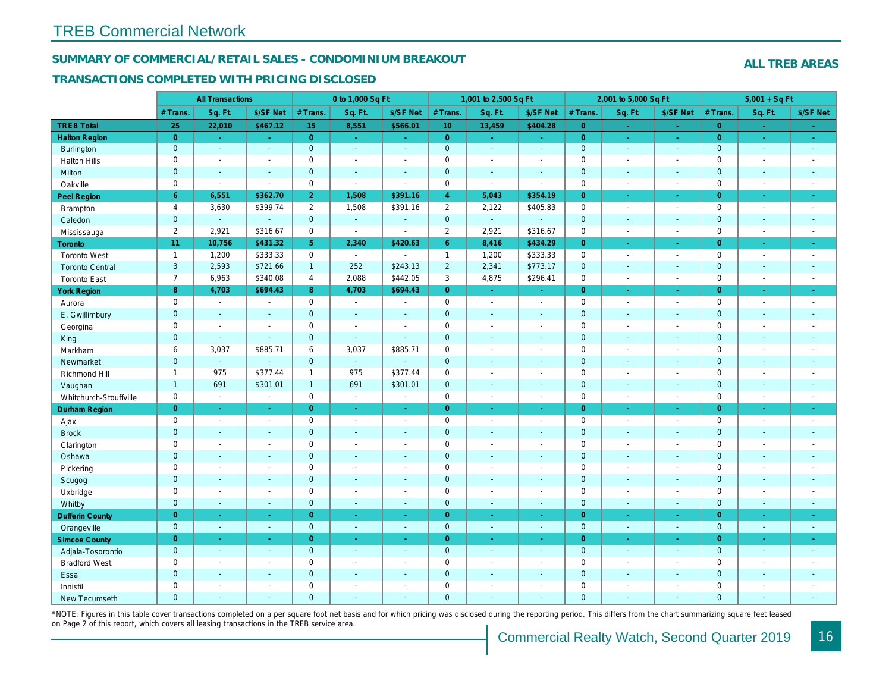# TREB Commercial Network

## SUMMARY OF COMMERCIAL/RETAIL SALES - CONDOMINIUM BREAKOUT

**ALL TREB AREAS**

### TRANSACTIONS COMPLETED WITH PRICING DISCLOSED

| | All Transactions | | | 0 to 1,000 Sq Ft | | | 1,001 to 2,500 Sq Ft | | | 2,001 to 5,000 Sq Ft | | | 5,001 + Sq Ft | | |
|---|---|---|---|---|---|---|---|---|---|---|---|---|---|---|---|
| | # Trans. | Sq. Ft. | $/SF Net | # Trans. | Sq. Ft. | $/SF Net | # Trans. | Sq. Ft. | $/SF Net | # Trans. | Sq. Ft. | $/SF Net | # Trans. | Sq. Ft. | $/SF Net |
| **TREB Total** | **25** | **22,010** | **$467.12** | **15** | **8,551** | **$566.01** | **10** | **13,459** | **$404.28** | **0** | **-** | **-** | **0** | **-** | **-** |
| **Halton Region** | **0** | **-** | **-** | **0** | **-** | **-** | **0** | **-** | **-** | **0** | **-** | **-** | **0** | **-** | **-** |
| Burlington | 0 | - | - | 0 | - | - | 0 | - | - | 0 | - | - | 0 | - | - |
| Halton Hills | 0 | - | - | 0 | - | - | 0 | - | - | 0 | - | - | 0 | - | - |
| Milton | 0 | - | - | 0 | - | - | 0 | - | - | 0 | - | - | 0 | - | - |
| Oakville | 0 | - | - | 0 | - | - | 0 | - | - | 0 | - | - | 0 | - | - |
| **Peel Region** | **6** | **6,551** | **$362.70** | **2** | **1,508** | **$391.16** | **4** | **5,043** | **$354.19** | **0** | **-** | **-** | **0** | **-** | **-** |
| Brampton | 4 | 3,630 | $399.74 | 2 | 1,508 | $391.16 | 2 | 2,122 | $405.83 | 0 | - | - | 0 | - | - |
| Caledon | 0 | - | - | 0 | - | - | 0 | - | - | 0 | - | - | 0 | - | - |
| Mississauga | 2 | 2,921 | $316.67 | 0 | - | - | 2 | 2,921 | $316.67 | 0 | - | - | 0 | - | - |
| **Toronto** | **11** | **10,756** | **$431.32** | **5** | **2,340** | **$420.63** | **6** | **8,416** | **$434.29** | **0** | **-** | **-** | **0** | **-** | **-** |
| Toronto West | 1 | 1,200 | $333.33 | 0 | - | - | 1 | 1,200 | $333.33 | 0 | - | - | 0 | - | - |
| Toronto Central | 3 | 2,593 | $721.66 | 1 | 252 | $243.13 | 2 | 2,341 | $773.17 | 0 | - | - | 0 | - | - |
| Toronto East | 7 | 6,963 | $340.08 | 4 | 2,088 | $442.05 | 3 | 4,875 | $296.41 | 0 | - | - | 0 | - | - |
| **York Region** | **8** | **4,703** | **$694.43** | **8** | **4,703** | **$694.43** | **0** | **-** | **-** | **0** | **-** | **-** | **0** | **-** | **-** |
| Aurora | 0 | - | - | 0 | - | - | 0 | - | - | 0 | - | - | 0 | - | - |
| E. Gwillimbury | 0 | - | - | 0 | - | - | 0 | - | - | 0 | - | - | 0 | - | - |
| Georgina | 0 | - | - | 0 | - | - | 0 | - | - | 0 | - | - | 0 | - | - |
| King | 0 | - | - | 0 | - | - | 0 | - | - | 0 | - | - | 0 | - | - |
| Markham | 6 | 3,037 | $885.71 | 6 | 3,037 | $885.71 | 0 | - | - | 0 | - | - | 0 | - | - |
| Newmarket | 0 | - | - | 0 | - | - | 0 | - | - | 0 | - | - | 0 | - | - |
| Richmond Hill | 1 | 975 | $377.44 | 1 | 975 | $377.44 | 0 | - | - | 0 | - | - | 0 | - | - |
| Vaughan | 1 | 691 | $301.01 | 1 | 691 | $301.01 | 0 | - | - | 0 | - | - | 0 | - | - |
| Whitchurch-Stouffville | 0 | - | - | 0 | - | - | 0 | - | - | 0 | - | - | 0 | - | - |
| **Durham Region** | **0** | **-** | **-** | **0** | **-** | **-** | **0** | **-** | **-** | **0** | **-** | **-** | **0** | **-** | **-** |
| Ajax | 0 | - | - | 0 | - | - | 0 | - | - | 0 | - | - | 0 | - | - |
| Brock | 0 | - | - | 0 | - | - | 0 | - | - | 0 | - | - | 0 | - | - |
| Clarington | 0 | - | - | 0 | - | - | 0 | - | - | 0 | - | - | 0 | - | - |
| Oshawa | 0 | - | - | 0 | - | - | 0 | - | - | 0 | - | - | 0 | - | - |
| Pickering | 0 | - | - | 0 | - | - | 0 | - | - | 0 | - | - | 0 | - | - |
| Scugog | 0 | - | - | 0 | - | - | 0 | - | - | 0 | - | - | 0 | - | - |
| Uxbridge | 0 | - | - | 0 | - | - | 0 | - | - | 0 | - | - | 0 | - | - |
| Whitby | 0 | - | - | 0 | - | - | 0 | - | - | 0 | - | - | 0 | - | - |
| **Dufferin County** | **0** | **-** | **-** | **0** | **-** | **-** | **0** | **-** | **-** | **0** | **-** | **-** | **0** | **-** | **-** |
| Orangeville | 0 | - | - | 0 | - | - | 0 | - | - | 0 | - | - | 0 | - | - |
| **Simcoe County** | **0** | **-** | **-** | **0** | **-** | **-** | **0** | **-** | **-** | **0** | **-** | **-** | **0** | **-** | **-** |
| Adjala-Tosorontio | 0 | - | - | 0 | - | - | 0 | - | - | 0 | - | - | 0 | - | - |
| Bradford West | 0 | - | - | 0 | - | - | 0 | - | - | 0 | - | - | 0 | - | - |
| Essa | 0 | - | - | 0 | - | - | 0 | - | - | 0 | - | - | 0 | - | - |
| Innisfil | 0 | - | - | 0 | - | - | 0 | - | - | 0 | - | - | 0 | - | - |
| New Tecumseth | 0 | - | - | 0 | - | - | 0 | - | - | 0 | - | - | 0 | - | - |

*NOTE: Figures in this table cover transactions completed on a per square foot net basis and for which pricing was disclosed during the reporting period. This differs from the chart summarizing square feet leased on Page 2 of this report, which covers all leasing transactions in the TREB service area.

Commercial Realty Watch, Second Quarter 2019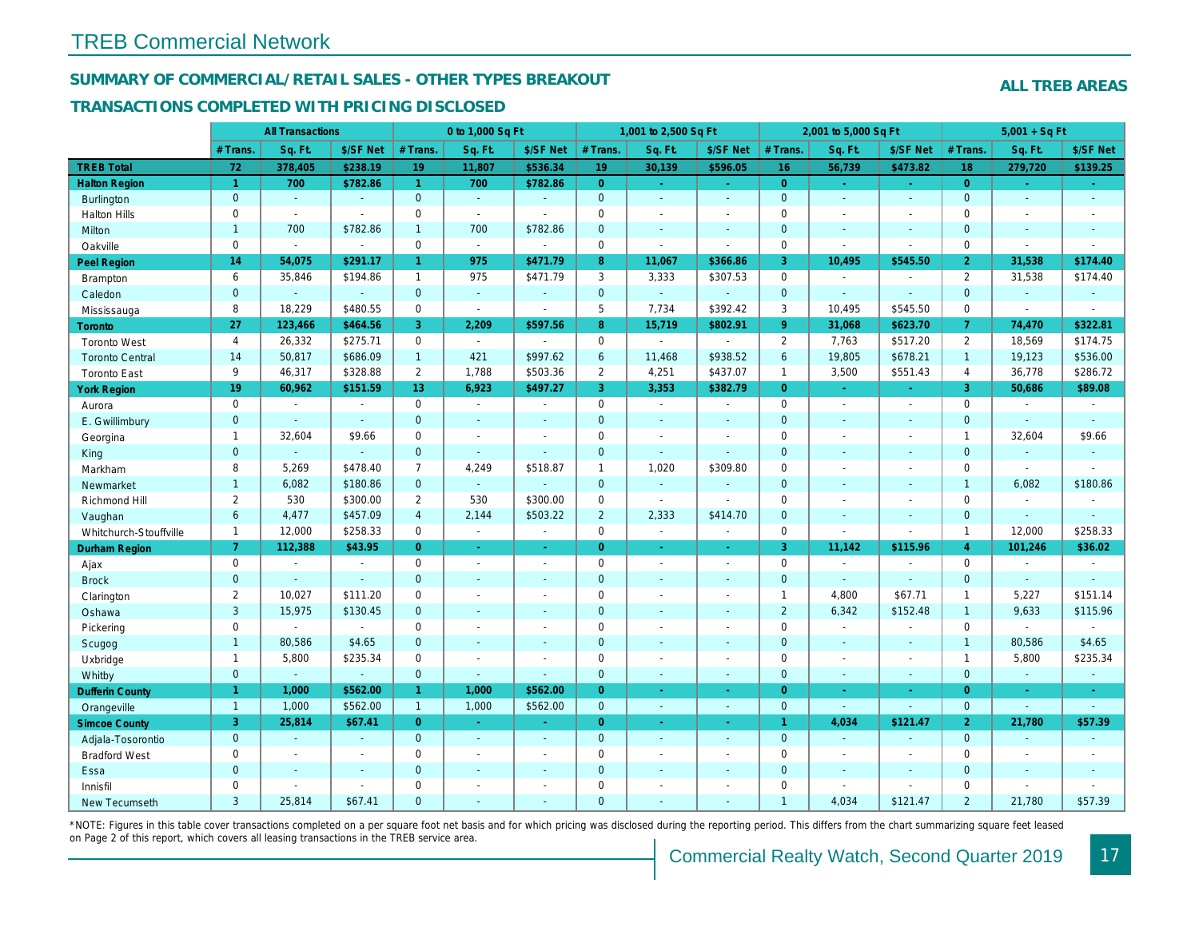# TREB Commercial Network

## SUMMARY OF COMMERCIAL/RETAIL SALES - OTHER TYPES BREAKOUT

### TRANSACTIONS COMPLETED WITH PRICING DISCLOSED

**ALL TREB AREAS**

| | All Transactions | | | 0 to 1,000 Sq Ft | | | 1,001 to 2,500 Sq Ft | | | 2,001 to 5,000 Sq Ft | | | 5,001 + Sq Ft | | |
|---|---|---|---|---|---|---|---|---|---|---|---|---|---|---|---|
| | # Trans. | Sq. Ft. | $/SF Net | # Trans. | Sq. Ft. | $/SF Net | # Trans. | Sq. Ft. | $/SF Net | # Trans. | Sq. Ft. | $/SF Net | # Trans. | Sq. Ft. | $/SF Net |
| **TREB Total** | **72** | **378,405** | **$238.19** | **19** | **11,807** | **$536.34** | **19** | **30,139** | **$596.05** | **16** | **56,739** | **$473.82** | **18** | **279,720** | **$139.25** |
| **Halton Region** | **1** | **700** | **$782.86** | **1** | **700** | **$782.86** | **0** | **-** | **-** | **0** | **-** | **-** | **0** | **-** | **-** |
| Burlington | 0 | - | - | 0 | - | - | 0 | - | - | 0 | - | - | 0 | - | - |
| Halton Hills | 0 | - | - | 0 | - | - | 0 | - | - | 0 | - | - | 0 | - | - |
| Milton | 1 | 700 | $782.86 | 1 | 700 | $782.86 | 0 | - | - | 0 | - | - | 0 | - | - |
| Oakville | 0 | - | - | 0 | - | - | 0 | - | - | 0 | - | - | 0 | - | - |
| **Peel Region** | **14** | **54,075** | **$291.17** | **1** | **975** | **$471.79** | **8** | **11,067** | **$366.86** | **3** | **10,495** | **$545.50** | **2** | **31,538** | **$174.40** |
| Brampton | 6 | 35,846 | $194.86 | 1 | 975 | $471.79 | 3 | 3,333 | $307.53 | 0 | - | - | 2 | 31,538 | $174.40 |
| Caledon | 0 | - | - | 0 | - | - | 0 | - | - | 0 | - | - | 0 | - | - |
| Mississauga | 8 | 18,229 | $480.55 | 0 | - | - | 5 | 7,734 | $392.42 | 3 | 10,495 | $545.50 | 0 | - | - |
| **Toronto** | **27** | **123,466** | **$464.56** | **3** | **2,209** | **$597.56** | **8** | **15,719** | **$802.91** | **9** | **31,068** | **$623.70** | **7** | **74,470** | **$322.81** |
| Toronto West | 4 | 26,332 | $275.71 | 0 | - | - | 0 | - | - | 2 | 7,763 | $517.20 | 2 | 18,569 | $174.75 |
| Toronto Central | 14 | 50,817 | $686.09 | 1 | 421 | $997.62 | 6 | 11,468 | $938.52 | 6 | 19,805 | $678.21 | 1 | 19,123 | $536.00 |
| Toronto East | 9 | 46,317 | $328.88 | 2 | 1,788 | $503.36 | 2 | 4,251 | $437.07 | 1 | 3,500 | $551.43 | 4 | 36,778 | $286.72 |
| **York Region** | **19** | **60,962** | **$151.59** | **13** | **6,923** | **$497.27** | **3** | **3,353** | **$382.79** | **0** | **-** | **-** | **3** | **50,686** | **$89.08** |
| Aurora | 0 | - | - | 0 | - | - | 0 | - | - | 0 | - | - | 0 | - | - |
| E. Gwillimbury | 0 | - | - | 0 | - | - | 0 | - | - | 0 | - | - | 0 | - | - |
| Georgina | 1 | 32,604 | $9.66 | 0 | - | - | 0 | - | - | 0 | - | - | 1 | 32,604 | $9.66 |
| King | 0 | - | - | 0 | - | - | 0 | - | - | 0 | - | - | 0 | - | - |
| Markham | 8 | 5,269 | $478.40 | 7 | 4,249 | $518.87 | 1 | 1,020 | $309.80 | 0 | - | - | 0 | - | - |
| Newmarket | 1 | 6,082 | $180.86 | 0 | - | - | 0 | - | - | 0 | - | - | 1 | 6,082 | $180.86 |
| Richmond Hill | 2 | 530 | $300.00 | 2 | 530 | $300.00 | 0 | - | - | 0 | - | - | 0 | - | - |
| Vaughan | 6 | 4,477 | $457.09 | 4 | 2,144 | $503.22 | 2 | 2,333 | $414.70 | 0 | - | - | 0 | - | - |
| Whitchurch-Stouffville | 1 | 12,000 | $258.33 | 0 | - | - | 0 | - | - | 0 | - | - | 1 | 12,000 | $258.33 |
| **Durham Region** | **7** | **112,388** | **$43.95** | **0** | **-** | **-** | **0** | **-** | **-** | **3** | **11,142** | **$115.96** | **4** | **101,246** | **$36.02** |
| Ajax | 0 | - | - | 0 | - | - | 0 | - | - | 0 | - | - | 0 | - | - |
| Brock | 0 | - | - | 0 | - | - | 0 | - | - | 0 | - | - | 0 | - | - |
| Clarington | 2 | 10,027 | $111.20 | 0 | - | - | 0 | - | - | 1 | 4,800 | $67.71 | 1 | 5,227 | $151.14 |
| Oshawa | 3 | 15,975 | $130.45 | 0 | - | - | 0 | - | - | 2 | 6,342 | $152.48 | 1 | 9,633 | $115.96 |
| Pickering | 0 | - | - | 0 | - | - | 0 | - | - | 0 | - | - | 0 | - | - |
| Scugog | 1 | 80,586 | $4.65 | 0 | - | - | 0 | - | - | 0 | - | - | 1 | 80,586 | $4.65 |
| Uxbridge | 1 | 5,800 | $235.34 | 0 | - | - | 0 | - | - | 0 | - | - | 1 | 5,800 | $235.34 |
| Whitby | 0 | - | - | 0 | - | - | 0 | - | - | 0 | - | - | 0 | - | - |
| **Dufferin County** | **1** | **1,000** | **$562.00** | **1** | **1,000** | **$562.00** | **0** | **-** | **-** | **0** | **-** | **-** | **0** | **-** | **-** |
| Orangeville | 1 | 1,000 | $562.00 | 1 | 1,000 | $562.00 | 0 | - | - | 0 | - | - | 0 | - | - |
| **Simcoe County** | **3** | **25,814** | **$67.41** | **0** | **-** | **-** | **0** | **-** | **-** | **1** | **4,034** | **$121.47** | **2** | **21,780** | **$57.39** |
| Adjala-Tosorontio | 0 | - | - | 0 | - | - | 0 | - | - | 0 | - | - | 0 | - | - |
| Bradford West | 0 | - | - | 0 | - | - | 0 | - | - | 0 | - | - | 0 | - | - |
| Essa | 0 | - | - | 0 | - | - | 0 | - | - | 0 | - | - | 0 | - | - |
| Innisfil | 0 | - | - | 0 | - | - | 0 | - | - | 0 | - | - | 0 | - | - |
| New Tecumseth | 3 | 25,814 | $67.41 | 0 | - | - | 0 | - | - | 1 | 4,034 | $121.47 | 2 | 21,780 | $57.39 |

*NOTE: Figures in this table cover transactions completed on a per square foot net basis and for which pricing was disclosed during the reporting period. This differs from the chart summarizing square feet leased on Page 2 of this report, which covers all leasing transactions in the TREB service area.

Commercial Realty Watch, Second Quarter 2019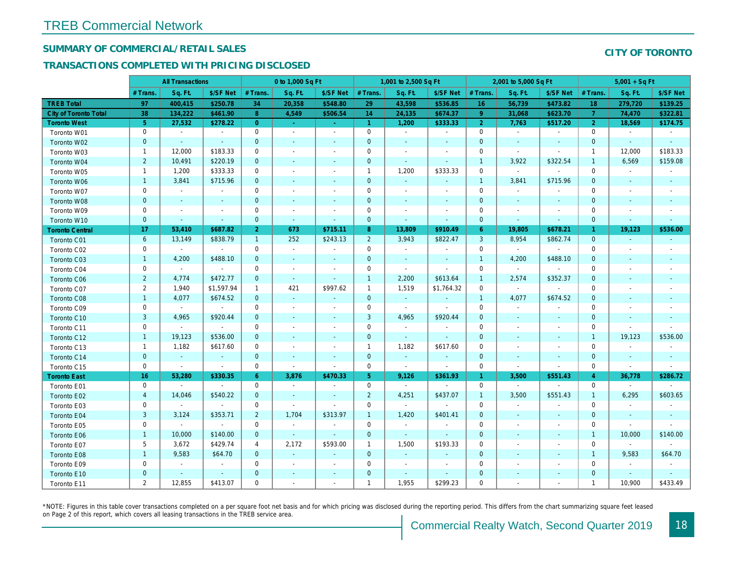# TREB Commercial Network

## SUMMARY OF COMMERCIAL/RETAIL SALES

### TRANSACTIONS COMPLETED WITH PRICING DISCLOSED

**CITY OF TORONTO**

| | All Transactions | | | 0 to 1,000 Sq Ft | | | 1,001 to 2,500 Sq Ft | | | 2,001 to 5,000 Sq Ft | | | 5,001 + Sq Ft | | |
|---|---|---|---|---|---|---|---|---|---|---|---|---|---|---|---|
| | # Trans. | Sq. Ft. | $/SF Net | # Trans. | Sq. Ft. | $/SF Net | # Trans. | Sq. Ft. | $/SF Net | # Trans. | Sq. Ft. | $/SF Net | # Trans. | Sq. Ft. | $/SF Net |
| **TREB Total** | **97** | **400,415** | **$250.78** | **34** | **20,358** | **$548.80** | **29** | **43,598** | **$536.85** | **16** | **56,739** | **$473.82** | **18** | **279,720** | **$139.25** |
| **City of Toronto Total** | **38** | **134,222** | **$461.90** | **8** | **4,549** | **$506.54** | **14** | **24,135** | **$674.37** | **9** | **31,068** | **$623.70** | **7** | **74,470** | **$322.81** |
| **Toronto West** | **5** | **27,532** | **$278.22** | **0** | **-** | **-** | **1** | **1,200** | **$333.33** | **2** | **7,763** | **$517.20** | **2** | **18,569** | **$174.75** |
| Toronto W01 | 0 | - | - | 0 | - | - | 0 | - | - | 0 | - | - | 0 | - | - |
| Toronto W02 | 0 | - | - | 0 | - | - | 0 | - | - | 0 | - | - | 0 | - | - |
| Toronto W03 | 1 | 12,000 | $183.33 | 0 | - | - | 0 | - | - | 0 | - | - | 1 | 12,000 | $183.33 |
| Toronto W04 | 2 | 10,491 | $220.19 | 0 | - | - | 0 | - | - | 1 | 3,922 | $322.54 | 1 | 6,569 | $159.08 |
| Toronto W05 | 1 | 1,200 | $333.33 | 0 | - | - | 1 | 1,200 | $333.33 | 0 | - | - | 0 | - | - |
| Toronto W06 | 1 | 3,841 | $715.96 | 0 | - | - | 0 | - | - | 1 | 3,841 | $715.96 | 0 | - | - |
| Toronto W07 | 0 | - | - | 0 | - | - | 0 | - | - | 0 | - | - | 0 | - | - |
| Toronto W08 | 0 | - | - | 0 | - | - | 0 | - | - | 0 | - | - | 0 | - | - |
| Toronto W09 | 0 | - | - | 0 | - | - | 0 | - | - | 0 | - | - | 0 | - | - |
| Toronto W10 | 0 | - | - | 0 | - | - | 0 | - | - | 0 | - | - | 0 | - | - |
| **Toronto Central** | **17** | **53,410** | **$687.82** | **2** | **673** | **$715.11** | **8** | **13,809** | **$910.49** | **6** | **19,805** | **$678.21** | **1** | **19,123** | **$536.00** |
| Toronto C01 | 6 | 13,149 | $838.79 | 1 | 252 | $243.13 | 2 | 3,943 | $822.47 | 3 | 8,954 | $862.74 | 0 | - | - |
| Toronto C02 | 0 | - | - | 0 | - | - | 0 | - | - | 0 | - | - | 0 | - | - |
| Toronto C03 | 1 | 4,200 | $488.10 | 0 | - | - | 0 | - | - | 1 | 4,200 | $488.10 | 0 | - | - |
| Toronto C04 | 0 | - | - | 0 | - | - | 0 | - | - | 0 | - | - | 0 | - | - |
| Toronto C06 | 2 | 4,774 | $472.77 | 0 | - | - | 1 | 2,200 | $613.64 | 1 | 2,574 | $352.37 | 0 | - | - |
| Toronto C07 | 2 | 1,940 | $1,597.94 | 1 | 421 | $997.62 | 1 | 1,519 | $1,764.32 | 0 | - | - | 0 | - | - |
| Toronto C08 | 1 | 4,077 | $674.52 | 0 | - | - | 0 | - | - | 1 | 4,077 | $674.52 | 0 | - | - |
| Toronto C09 | 0 | - | - | 0 | - | - | 0 | - | - | 0 | - | - | 0 | - | - |
| Toronto C10 | 3 | 4,965 | $920.44 | 0 | - | - | 3 | 4,965 | $920.44 | 0 | - | - | 0 | - | - |
| Toronto C11 | 0 | - | - | 0 | - | - | 0 | - | - | 0 | - | - | 0 | - | - |
| Toronto C12 | 1 | 19,123 | $536.00 | 0 | - | - | 0 | - | - | 0 | - | - | 1 | 19,123 | $536.00 |
| Toronto C13 | 1 | 1,182 | $617.60 | 0 | - | - | 1 | 1,182 | $617.60 | 0 | - | - | 0 | - | - |
| Toronto C14 | 0 | - | - | 0 | - | - | 0 | - | - | 0 | - | - | 0 | - | - |
| Toronto C15 | 0 | - | - | 0 | - | - | 0 | - | - | 0 | - | - | 0 | - | - |
| **Toronto East** | **16** | **53,280** | **$330.35** | **6** | **3,876** | **$470.33** | **5** | **9,126** | **$361.93** | **1** | **3,500** | **$551.43** | **4** | **36,778** | **$286.72** |
| Toronto E01 | 0 | - | - | 0 | - | - | 0 | - | - | 0 | - | - | 0 | - | - |
| Toronto E02 | 4 | 14,046 | $540.22 | 0 | - | - | 2 | 4,251 | $437.07 | 1 | 3,500 | $551.43 | 1 | 6,295 | $603.65 |
| Toronto E03 | 0 | - | - | 0 | - | - | 0 | - | - | 0 | - | - | 0 | - | - |
| Toronto E04 | 3 | 3,124 | $353.71 | 2 | 1,704 | $313.97 | 1 | 1,420 | $401.41 | 0 | - | - | 0 | - | - |
| Toronto E05 | 0 | - | - | 0 | - | - | 0 | - | - | 0 | - | - | 0 | - | - |
| Toronto E06 | 1 | 10,000 | $140.00 | 0 | - | - | 0 | - | - | 0 | - | - | 1 | 10,000 | $140.00 |
| Toronto E07 | 5 | 3,672 | $429.74 | 4 | 2,172 | $593.00 | 1 | 1,500 | $193.33 | 0 | - | - | 0 | - | - |
| Toronto E08 | 1 | 9,583 | $64.70 | 0 | - | - | 0 | - | - | 0 | - | - | 1 | 9,583 | $64.70 |
| Toronto E09 | 0 | - | - | 0 | - | - | 0 | - | - | 0 | - | - | 0 | - | - |
| Toronto E10 | 0 | - | - | 0 | - | - | 0 | - | - | 0 | - | - | 0 | - | - |
| Toronto E11 | 2 | 12,855 | $413.07 | 0 | - | - | 1 | 1,955 | $299.23 | 0 | - | - | 1 | 10,900 | $433.49 |

*NOTE: Figures in this table cover transactions completed on a per square foot net basis and for which pricing was disclosed during the reporting period. This differs from the chart summarizing square feet leased on Page 2 of this report, which covers all leasing transactions in the TREB service area.

Commercial Realty Watch, Second Quarter 2019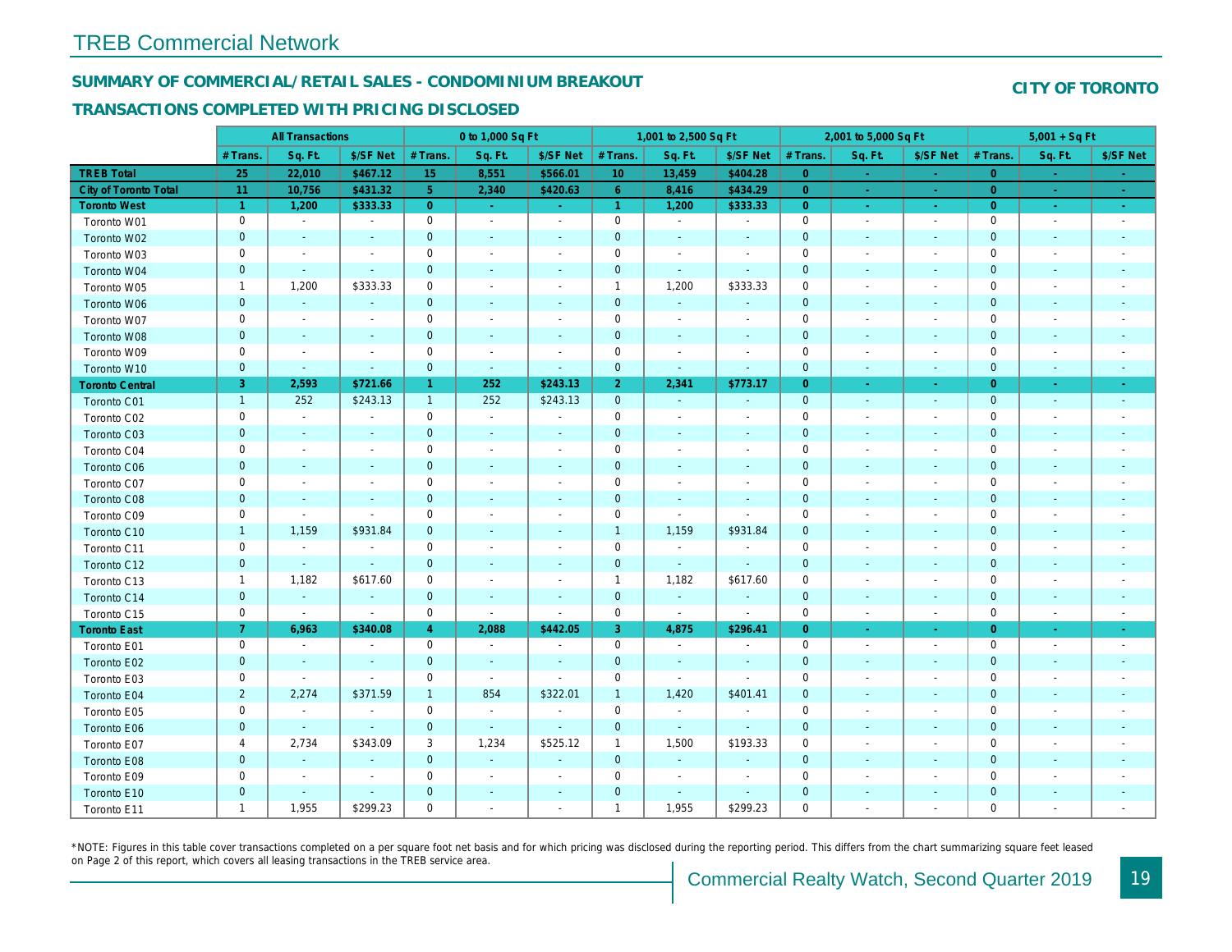# TREB Commercial Network

## SUMMARY OF COMMERCIAL/RETAIL SALES - CONDOMINIUM BREAKOUT

## TRANSACTIONS COMPLETED WITH PRICING DISCLOSED

**CITY OF TORONTO**

| | All Transactions | | | 0 to 1,000 Sq Ft | | | 1,001 to 2,500 Sq Ft | | | 2,001 to 5,000 Sq Ft | | | 5,001 + Sq Ft | | |
|---|---|---|---|---|---|---|---|---|---|---|---|---|---|---|---|
| | # Trans. | Sq. Ft. | $/SF Net | # Trans. | Sq. Ft. | $/SF Net | # Trans. | Sq. Ft. | $/SF Net | # Trans. | Sq. Ft. | $/SF Net | # Trans. | Sq. Ft. | $/SF Net |
| **TREB Total** | **25** | **22,010** | **$467.12** | **15** | **8,551** | **$566.01** | **10** | **13,459** | **$404.28** | **0** | **-** | **-** | **0** | **-** | **-** |
| **City of Toronto Total** | **11** | **10,756** | **$431.32** | **5** | **2,340** | **$420.63** | **6** | **8,416** | **$434.29** | **0** | **-** | **-** | **0** | **-** | **-** |
| **Toronto West** | **1** | **1,200** | **$333.33** | **0** | **-** | **-** | **1** | **1,200** | **$333.33** | **0** | **-** | **-** | **0** | **-** | **-** |
| Toronto W01 | 0 | - | - | 0 | - | - | 0 | - | - | 0 | - | - | 0 | - | - |
| Toronto W02 | 0 | - | - | 0 | - | - | 0 | - | - | 0 | - | - | 0 | - | - |
| Toronto W03 | 0 | - | - | 0 | - | - | 0 | - | - | 0 | - | - | 0 | - | - |
| Toronto W04 | 0 | - | - | 0 | - | - | 0 | - | - | 0 | - | - | 0 | - | - |
| Toronto W05 | 1 | 1,200 | $333.33 | 0 | - | - | 1 | 1,200 | $333.33 | 0 | - | - | 0 | - | - |
| Toronto W06 | 0 | - | - | 0 | - | - | 0 | - | - | 0 | - | - | 0 | - | - |
| Toronto W07 | 0 | - | - | 0 | - | - | 0 | - | - | 0 | - | - | 0 | - | - |
| Toronto W08 | 0 | - | - | 0 | - | - | 0 | - | - | 0 | - | - | 0 | - | - |
| Toronto W09 | 0 | - | - | 0 | - | - | 0 | - | - | 0 | - | - | 0 | - | - |
| Toronto W10 | 0 | - | - | 0 | - | - | 0 | - | - | 0 | - | - | 0 | - | - |
| **Toronto Central** | **3** | **2,593** | **$721.66** | **1** | **252** | **$243.13** | **2** | **2,341** | **$773.17** | **0** | **-** | **-** | **0** | **-** | **-** |
| Toronto C01 | 1 | 252 | $243.13 | 1 | 252 | $243.13 | 0 | - | - | 0 | - | - | 0 | - | - |
| Toronto C02 | 0 | - | - | 0 | - | - | 0 | - | - | 0 | - | - | 0 | - | - |
| Toronto C03 | 0 | - | - | 0 | - | - | 0 | - | - | 0 | - | - | 0 | - | - |
| Toronto C04 | 0 | - | - | 0 | - | - | 0 | - | - | 0 | - | - | 0 | - | - |
| Toronto C06 | 0 | - | - | 0 | - | - | 0 | - | - | 0 | - | - | 0 | - | - |
| Toronto C07 | 0 | - | - | 0 | - | - | 0 | - | - | 0 | - | - | 0 | - | - |
| Toronto C08 | 0 | - | - | 0 | - | - | 0 | - | - | 0 | - | - | 0 | - | - |
| Toronto C09 | 0 | - | - | 0 | - | - | 0 | - | - | 0 | - | - | 0 | - | - |
| Toronto C10 | 1 | 1,159 | $931.84 | 0 | - | - | 1 | 1,159 | $931.84 | 0 | - | - | 0 | - | - |
| Toronto C11 | 0 | - | - | 0 | - | - | 0 | - | - | 0 | - | - | 0 | - | - |
| Toronto C12 | 0 | - | - | 0 | - | - | 0 | - | - | 0 | - | - | 0 | - | - |
| Toronto C13 | 1 | 1,182 | $617.60 | 0 | - | - | 1 | 1,182 | $617.60 | 0 | - | - | 0 | - | - |
| Toronto C14 | 0 | - | - | 0 | - | - | 0 | - | - | 0 | - | - | 0 | - | - |
| Toronto C15 | 0 | - | - | 0 | - | - | 0 | - | - | 0 | - | - | 0 | - | - |
| **Toronto East** | **7** | **6,963** | **$340.08** | **4** | **2,088** | **$442.05** | **3** | **4,875** | **$296.41** | **0** | **-** | **-** | **0** | **-** | **-** |
| Toronto E01 | 0 | - | - | 0 | - | - | 0 | - | - | 0 | - | - | 0 | - | - |
| Toronto E02 | 0 | - | - | 0 | - | - | 0 | - | - | 0 | - | - | 0 | - | - |
| Toronto E03 | 0 | - | - | 0 | - | - | 0 | - | - | 0 | - | - | 0 | - | - |
| Toronto E04 | 2 | 2,274 | $371.59 | 1 | 854 | $322.01 | 1 | 1,420 | $401.41 | 0 | - | - | 0 | - | - |
| Toronto E05 | 0 | - | - | 0 | - | - | 0 | - | - | 0 | - | - | 0 | - | - |
| Toronto E06 | 0 | - | - | 0 | - | - | 0 | - | - | 0 | - | - | 0 | - | - |
| Toronto E07 | 4 | 2,734 | $343.09 | 3 | 1,234 | $525.12 | 1 | 1,500 | $193.33 | 0 | - | - | 0 | - | - |
| Toronto E08 | 0 | - | - | 0 | - | - | 0 | - | - | 0 | - | - | 0 | - | - |
| Toronto E09 | 0 | - | - | 0 | - | - | 0 | - | - | 0 | - | - | 0 | - | - |
| Toronto E10 | 0 | - | - | 0 | - | - | 0 | - | - | 0 | - | - | 0 | - | - |
| Toronto E11 | 1 | 1,955 | $299.23 | 0 | - | - | 1 | 1,955 | $299.23 | 0 | - | - | 0 | - | - |

*NOTE: Figures in this table cover transactions completed on a per square foot net basis and for which pricing was disclosed during the reporting period. This differs from the chart summarizing square feet leased on Page 2 of this report, which covers all leasing transactions in the TREB service area.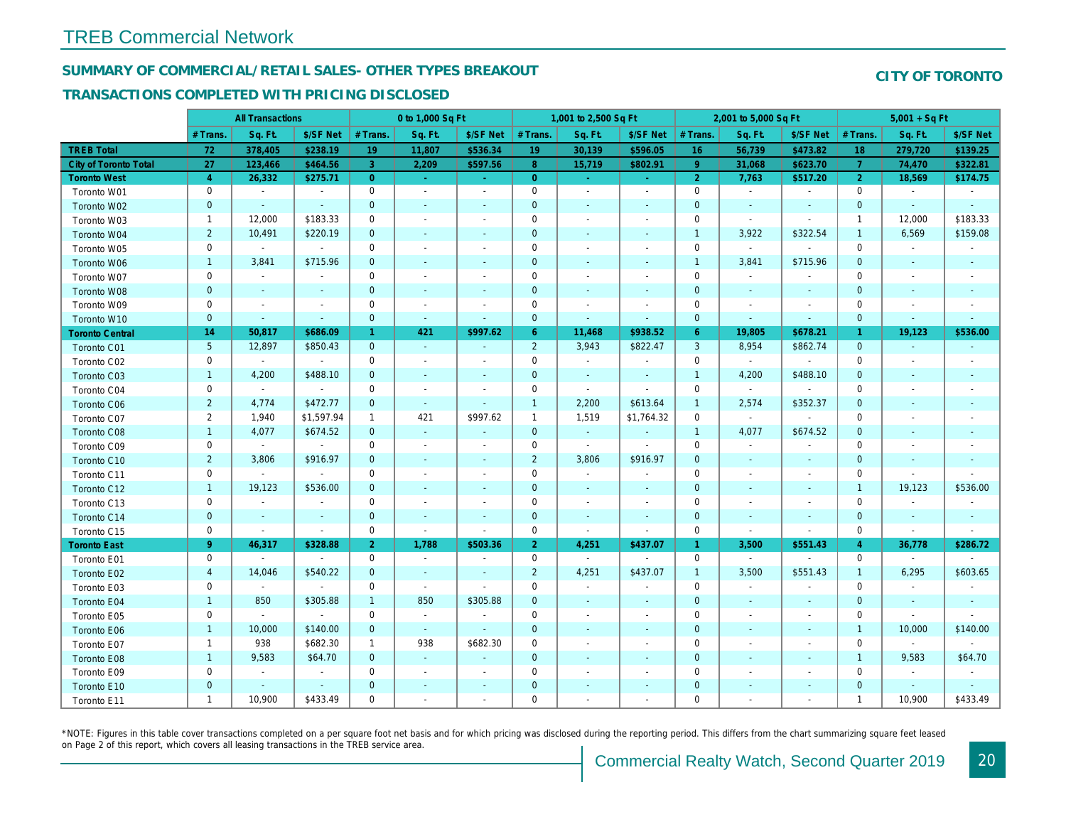## SUMMARY OF COMMERCIAL/RETAIL SALES- OTHER TYPES BREAKOUT

## TRANSACTIONS COMPLETED WITH PRICING DISCLOSED

**CITY OF TORONTO**

| | All Transactions | | | 0 to 1,000 Sq Ft | | | 1,001 to 2,500 Sq Ft | | | 2,001 to 5,000 Sq Ft | | | 5,001 + Sq Ft | | |
|---|---|---|---|---|---|---|---|---|---|---|---|---|---|---|---|
| | # Trans. | Sq. Ft. | $/SF Net | # Trans. | Sq. Ft. | $/SF Net | # Trans. | Sq. Ft. | $/SF Net | # Trans. | Sq. Ft. | $/SF Net | # Trans. | Sq. Ft. | $/SF Net |
| **TREB Total** | 72 | 378,405 | $238.19 | 19 | 11,807 | $536.34 | 19 | 30,139 | $596.05 | 16 | 56,739 | $473.82 | 18 | 279,720 | $139.25 |
| **City of Toronto Total** | 27 | 123,466 | $464.56 | 3 | 2,209 | $597.56 | 8 | 15,719 | $802.91 | 9 | 31,068 | $623.70 | 7 | 74,470 | $322.81 |
| **Toronto West** | 4 | 26,332 | $275.71 | 0 | - | - | 0 | - | - | 2 | 7,763 | $517.20 | 2 | 18,569 | $174.75 |
| Toronto W01 | 0 | - | - | 0 | - | - | 0 | - | - | 0 | - | - | 0 | - | - |
| Toronto W02 | 0 | - | - | 0 | - | - | 0 | - | - | 0 | - | - | 0 | - | - |
| Toronto W03 | 1 | 12,000 | $183.33 | 0 | - | - | 0 | - | - | 0 | - | - | 1 | 12,000 | $183.33 |
| Toronto W04 | 2 | 10,491 | $220.19 | 0 | - | - | 0 | - | - | 1 | 3,922 | $322.54 | 1 | 6,569 | $159.08 |
| Toronto W05 | 0 | - | - | 0 | - | - | 0 | - | - | 0 | - | - | 0 | - | - |
| Toronto W06 | 1 | 3,841 | $715.96 | 0 | - | - | 0 | - | - | 1 | 3,841 | $715.96 | 0 | - | - |
| Toronto W07 | 0 | - | - | 0 | - | - | 0 | - | - | 0 | - | - | 0 | - | - |
| Toronto W08 | 0 | - | - | 0 | - | - | 0 | - | - | 0 | - | - | 0 | - | - |
| Toronto W09 | 0 | - | - | 0 | - | - | 0 | - | - | 0 | - | - | 0 | - | - |
| Toronto W10 | 0 | - | - | 0 | - | - | 0 | - | - | 0 | - | - | 0 | - | - |
| **Toronto Central** | 14 | 50,817 | $686.09 | 1 | 421 | $997.62 | 6 | 11,468 | $938.52 | 6 | 19,805 | $678.21 | 1 | 19,123 | $536.00 |
| Toronto C01 | 5 | 12,897 | $850.43 | 0 | - | - | 2 | 3,943 | $822.47 | 3 | 8,954 | $862.74 | 0 | - | - |
| Toronto C02 | 0 | - | - | 0 | - | - | 0 | - | - | 0 | - | - | 0 | - | - |
| Toronto C03 | 1 | 4,200 | $488.10 | 0 | - | - | 0 | - | - | 1 | 4,200 | $488.10 | 0 | - | - |
| Toronto C04 | 0 | - | - | 0 | - | - | 0 | - | - | 0 | - | - | 0 | - | - |
| Toronto C06 | 2 | 4,774 | $472.77 | 0 | - | - | 1 | 2,200 | $613.64 | 1 | 2,574 | $352.37 | 0 | - | - |
| Toronto C07 | 2 | 1,940 | $1,597.94 | 1 | 421 | $997.62 | 1 | 1,519 | $1,764.32 | 0 | - | - | 0 | - | - |
| Toronto C08 | 1 | 4,077 | $674.52 | 0 | - | - | 0 | - | - | 1 | 4,077 | $674.52 | 0 | - | - |
| Toronto C09 | 0 | - | - | 0 | - | - | 0 | - | - | 0 | - | - | 0 | - | - |
| Toronto C10 | 2 | 3,806 | $916.97 | 0 | - | - | 2 | 3,806 | $916.97 | 0 | - | - | 0 | - | - |
| Toronto C11 | 0 | - | - | 0 | - | - | 0 | - | - | 0 | - | - | 0 | - | - |
| Toronto C12 | 1 | 19,123 | $536.00 | 0 | - | - | 0 | - | - | 0 | - | - | 1 | 19,123 | $536.00 |
| Toronto C13 | 0 | - | - | 0 | - | - | 0 | - | - | 0 | - | - | 0 | - | - |
| Toronto C14 | 0 | - | - | 0 | - | - | 0 | - | - | 0 | - | - | 0 | - | - |
| Toronto C15 | 0 | - | - | 0 | - | - | 0 | - | - | 0 | - | - | 0 | - | - |
| **Toronto East** | 9 | 46,317 | $328.88 | 2 | 1,788 | $503.36 | 2 | 4,251 | $437.07 | 1 | 3,500 | $551.43 | 4 | 36,778 | $286.72 |
| Toronto E01 | 0 | - | - | 0 | - | - | 0 | - | - | 0 | - | - | 0 | - | - |
| Toronto E02 | 4 | 14,046 | $540.22 | 0 | - | - | 2 | 4,251 | $437.07 | 1 | 3,500 | $551.43 | 1 | 6,295 | $603.65 |
| Toronto E03 | 0 | - | - | 0 | - | - | 0 | - | - | 0 | - | - | 0 | - | - |
| Toronto E04 | 1 | 850 | $305.88 | 1 | 850 | $305.88 | 0 | - | - | 0 | - | - | 0 | - | - |
| Toronto E05 | 0 | - | - | 0 | - | - | 0 | - | - | 0 | - | - | 0 | - | - |
| Toronto E06 | 1 | 10,000 | $140.00 | 0 | - | - | 0 | - | - | 0 | - | - | 1 | 10,000 | $140.00 |
| Toronto E07 | 1 | 938 | $682.30 | 1 | 938 | $682.30 | 0 | - | - | 0 | - | - | 0 | - | - |
| Toronto E08 | 1 | 9,583 | $64.70 | 0 | - | - | 0 | - | - | 0 | - | - | 1 | 9,583 | $64.70 |
| Toronto E09 | 0 | - | - | 0 | - | - | 0 | - | - | 0 | - | - | 0 | - | - |
| Toronto E10 | 0 | - | - | 0 | - | - | 0 | - | - | 0 | - | - | 0 | - | - |
| Toronto E11 | 1 | 10,900 | $433.49 | 0 | - | - | 0 | - | - | 0 | - | - | 1 | 10,900 | $433.49 |

*NOTE: Figures in this table cover transactions completed on a per square foot net basis and for which pricing was disclosed during the reporting period. This differs from the chart summarizing square feet leased on Page 2 of this report, which covers all leasing transactions in the TREB service area.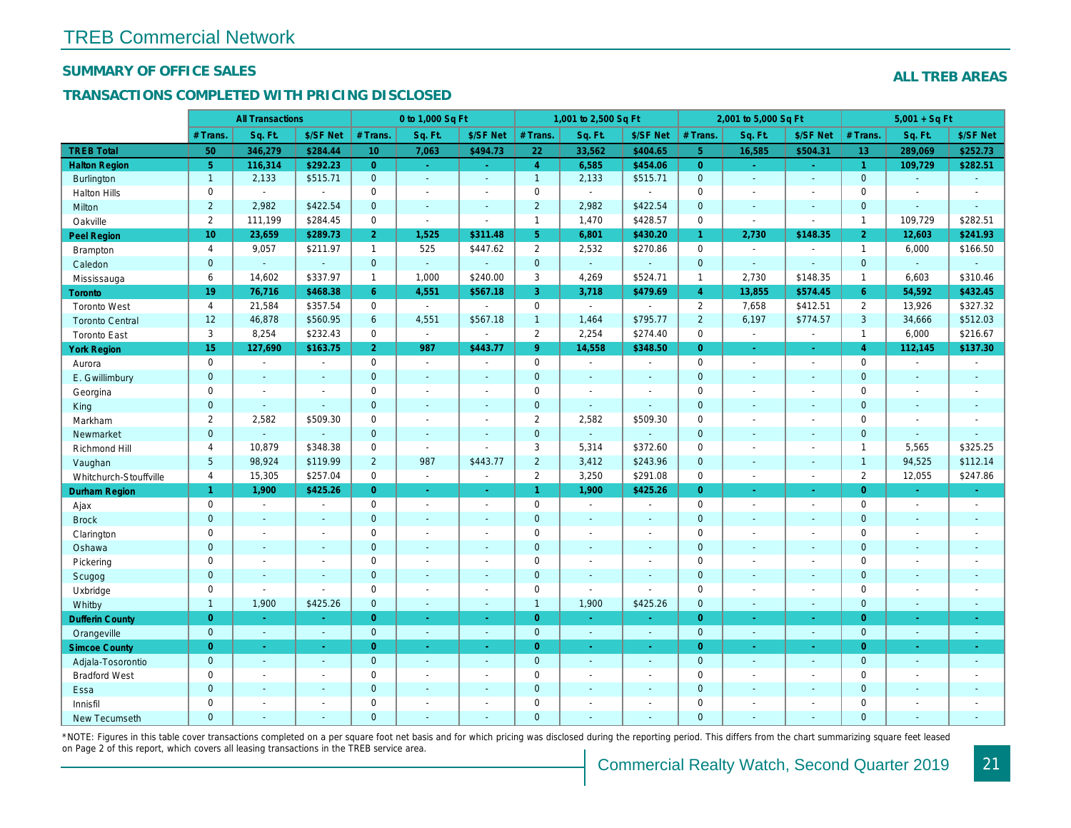# TREB Commercial Network

## SUMMARY OF OFFICE SALES

**ALL TREB AREAS**

### TRANSACTIONS COMPLETED WITH PRICING DISCLOSED

| | All Transactions | | | 0 to 1,000 Sq Ft | | | 1,001 to 2,500 Sq Ft | | | 2,001 to 5,000 Sq Ft | | | 5,001 + Sq Ft | | |
|---|---|---|---|---|---|---|---|---|---|---|---|---|---|---|---|
| | # Trans. | Sq. Ft. | $/SF Net | # Trans. | Sq. Ft. | $/SF Net | # Trans. | Sq. Ft. | $/SF Net | # Trans. | Sq. Ft. | $/SF Net | # Trans. | Sq. Ft. | $/SF Net |
| **TREB Total** | **50** | **346,279** | **$284.44** | **10** | **7,063** | **$494.73** | **22** | **33,562** | **$404.65** | **5** | **16,585** | **$504.31** | **13** | **289,069** | **$252.73** |
| **Halton Region** | **5** | **116,314** | **$292.23** | **0** | **-** | **-** | **4** | **6,585** | **$454.06** | **0** | **-** | **-** | **1** | **109,729** | **$282.51** |
| Burlington | 1 | 2,133 | $515.71 | 0 | - | - | 1 | 2,133 | $515.71 | 0 | - | - | 0 | - | - |
| Halton Hills | 0 | - | - | 0 | - | - | 0 | - | - | 0 | - | - | 0 | - | - |
| Milton | 2 | 2,982 | $422.54 | 0 | - | - | 2 | 2,982 | $422.54 | 0 | - | - | 0 | - | - |
| Oakville | 2 | 111,199 | $284.45 | 0 | - | - | 1 | 1,470 | $428.57 | 0 | - | - | 1 | 109,729 | $282.51 |
| **Peel Region** | **10** | **23,659** | **$289.73** | **2** | **1,525** | **$311.48** | **5** | **6,801** | **$430.20** | **1** | **2,730** | **$148.35** | **2** | **12,603** | **$241.93** |
| Brampton | 4 | 9,057 | $211.97 | 1 | 525 | $447.62 | 2 | 2,532 | $270.86 | 0 | - | - | 1 | 6,000 | $166.50 |
| Caledon | 0 | - | - | 0 | - | - | 0 | - | - | 0 | - | - | 0 | - | - |
| Mississauga | 6 | 14,602 | $337.97 | 1 | 1,000 | $240.00 | 3 | 4,269 | $524.71 | 1 | 2,730 | $148.35 | 1 | 6,603 | $310.46 |
| **Toronto** | **19** | **76,716** | **$468.38** | **6** | **4,551** | **$567.18** | **3** | **3,718** | **$479.69** | **4** | **13,855** | **$574.45** | **6** | **54,592** | **$432.45** |
| Toronto West | 4 | 21,584 | $357.54 | 0 | - | - | 0 | - | - | 2 | 7,658 | $412.51 | 2 | 13,926 | $327.32 |
| Toronto Central | 12 | 46,878 | $560.95 | 6 | 4,551 | $567.18 | 1 | 1,464 | $795.77 | 2 | 6,197 | $774.57 | 3 | 34,666 | $512.03 |
| Toronto East | 3 | 8,254 | $232.43 | 0 | - | - | 2 | 2,254 | $274.40 | 0 | - | - | 1 | 6,000 | $216.67 |
| **York Region** | **15** | **127,690** | **$163.75** | **2** | **987** | **$443.77** | **9** | **14,558** | **$348.50** | **0** | **-** | **-** | **4** | **112,145** | **$137.30** |
| Aurora | 0 | - | - | 0 | - | - | 0 | - | - | 0 | - | - | 0 | - | - |
| E. Gwillimbury | 0 | - | - | 0 | - | - | 0 | - | - | 0 | - | - | 0 | - | - |
| Georgina | 0 | - | - | 0 | - | - | 0 | - | - | 0 | - | - | 0 | - | - |
| King | 0 | - | - | 0 | - | - | 0 | - | - | 0 | - | - | 0 | - | - |
| Markham | 2 | 2,582 | $509.30 | 0 | - | - | 2 | 2,582 | $509.30 | 0 | - | - | 0 | - | - |
| Newmarket | 0 | - | - | 0 | - | - | 0 | - | - | 0 | - | - | 0 | - | - |
| Richmond Hill | 4 | 10,879 | $348.38 | 0 | - | - | 3 | 5,314 | $372.60 | 0 | - | - | 1 | 5,565 | $325.25 |
| Vaughan | 5 | 98,924 | $119.99 | 2 | 987 | $443.77 | 2 | 3,412 | $243.96 | 0 | - | - | 1 | 94,525 | $112.14 |
| Whitchurch-Stouffville | 4 | 15,305 | $257.04 | 0 | - | - | 2 | 3,250 | $291.08 | 0 | - | - | 2 | 12,055 | $247.86 |
| **Durham Region** | **1** | **1,900** | **$425.26** | **0** | **-** | **-** | **1** | **1,900** | **$425.26** | **0** | **-** | **-** | **0** | **-** | **-** |
| Ajax | 0 | - | - | 0 | - | - | 0 | - | - | 0 | - | - | 0 | - | - |
| Brock | 0 | - | - | 0 | - | - | 0 | - | - | 0 | - | - | 0 | - | - |
| Clarington | 0 | - | - | 0 | - | - | 0 | - | - | 0 | - | - | 0 | - | - |
| Oshawa | 0 | - | - | 0 | - | - | 0 | - | - | 0 | - | - | 0 | - | - |
| Pickering | 0 | - | - | 0 | - | - | 0 | - | - | 0 | - | - | 0 | - | - |
| Scugog | 0 | - | - | 0 | - | - | 0 | - | - | 0 | - | - | 0 | - | - |
| Uxbridge | 0 | - | - | 0 | - | - | 0 | - | - | 0 | - | - | 0 | - | - |
| Whitby | 1 | 1,900 | $425.26 | 0 | - | - | 1 | 1,900 | $425.26 | 0 | - | - | 0 | - | - |
| **Dufferin County** | **0** | **-** | **-** | **0** | **-** | **-** | **0** | **-** | **-** | **0** | **-** | **-** | **0** | **-** | **-** |
| Orangeville | 0 | - | - | 0 | - | - | 0 | - | - | 0 | - | - | 0 | - | - |
| **Simcoe County** | **0** | **-** | **-** | **0** | **-** | **-** | **0** | **-** | **-** | **0** | **-** | **-** | **0** | **-** | **-** |
| Adjala-Tosorontio | 0 | - | - | 0 | - | - | 0 | - | - | 0 | - | - | 0 | - | - |
| Bradford West | 0 | - | - | 0 | - | - | 0 | - | - | 0 | - | - | 0 | - | - |
| Essa | 0 | - | - | 0 | - | - | 0 | - | - | 0 | - | - | 0 | - | - |
| Innisfil | 0 | - | - | 0 | - | - | 0 | - | - | 0 | - | - | 0 | - | - |
| New Tecumseth | 0 | - | - | 0 | - | - | 0 | - | - | 0 | - | - | 0 | - | - |

*NOTE: Figures in this table cover transactions completed on a per square foot net basis and for which pricing was disclosed during the reporting period. This differs from the chart summarizing square feet leased on Page 2 of this report, which covers all leasing transactions in the TREB service area.

Commercial Realty Watch, Second Quarter 2019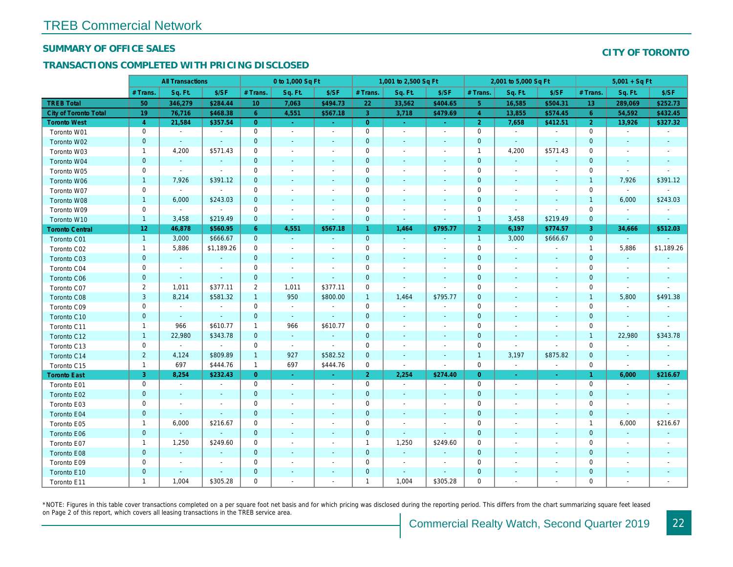# TREB Commercial Network

## SUMMARY OF OFFICE SALES

## TRANSACTIONS COMPLETED WITH PRICING DISCLOSED

**CITY OF TORONTO**

| | All Transactions | | | 0 to 1,000 Sq Ft | | | 1,001 to 2,500 Sq Ft | | | 2,001 to 5,000 Sq Ft | | | 5,001 + Sq Ft | | |
|---|---|---|---|---|---|---|---|---|---|---|---|---|---|---|---|
| | # Trans. | Sq. Ft. | $/SF | # Trans. | Sq. Ft. | $/SF | # Trans. | Sq. Ft. | $/SF | # Trans. | Sq. Ft. | $/SF | # Trans. | Sq. Ft. | $/SF |
| **TREB Total** | **50** | **346,279** | **$284.44** | **10** | **7,063** | **$494.73** | **22** | **33,562** | **$404.65** | **5** | **16,585** | **$504.31** | **13** | **289,069** | **$252.73** |
| **City of Toronto Total** | **19** | **76,716** | **$468.38** | **6** | **4,551** | **$567.18** | **3** | **3,718** | **$479.69** | **4** | **13,855** | **$574.45** | **6** | **54,592** | **$432.45** |
| **Toronto West** | **4** | **21,584** | **$357.54** | **0** | **-** | **-** | **0** | **-** | **-** | **2** | **7,658** | **$412.51** | **2** | **13,926** | **$327.32** |
| Toronto W01 | 0 | - | - | 0 | - | - | 0 | - | - | 0 | - | - | 0 | - | - |
| Toronto W02 | 0 | - | - | 0 | - | - | 0 | - | - | 0 | - | - | 0 | - | - |
| Toronto W03 | 1 | 4,200 | $571.43 | 0 | - | - | 0 | - | - | 1 | 4,200 | $571.43 | 0 | - | - |
| Toronto W04 | 0 | - | - | 0 | - | - | 0 | - | - | 0 | - | - | 0 | - | - |
| Toronto W05 | 0 | - | - | 0 | - | - | 0 | - | - | 0 | - | - | 0 | - | - |
| Toronto W06 | 1 | 7,926 | $391.12 | 0 | - | - | 0 | - | - | 0 | - | - | 1 | 7,926 | $391.12 |
| Toronto W07 | 0 | - | - | 0 | - | - | 0 | - | - | 0 | - | - | 0 | - | - |
| Toronto W08 | 1 | 6,000 | $243.03 | 0 | - | - | 0 | - | - | 0 | - | - | 1 | 6,000 | $243.03 |
| Toronto W09 | 0 | - | - | 0 | - | - | 0 | - | - | 0 | - | - | 0 | - | - |
| Toronto W10 | 1 | 3,458 | $219.49 | 0 | - | - | 0 | - | - | 1 | 3,458 | $219.49 | 0 | - | - |
| **Toronto Central** | **12** | **46,878** | **$560.95** | **6** | **4,551** | **$567.18** | **1** | **1,464** | **$795.77** | **2** | **6,197** | **$774.57** | **3** | **34,666** | **$512.03** |
| Toronto C01 | 1 | 3,000 | $666.67 | 0 | - | - | 0 | - | - | 1 | 3,000 | $666.67 | 0 | - | - |
| Toronto C02 | 1 | 5,886 | $1,189.26 | 0 | - | - | 0 | - | - | 0 | - | - | 1 | 5,886 | $1,189.26 |
| Toronto C03 | 0 | - | - | 0 | - | - | 0 | - | - | 0 | - | - | 0 | - | - |
| Toronto C04 | 0 | - | - | 0 | - | - | 0 | - | - | 0 | - | - | 0 | - | - |
| Toronto C06 | 0 | - | - | 0 | - | - | 0 | - | - | 0 | - | - | 0 | - | - |
| Toronto C07 | 2 | 1,011 | $377.11 | 2 | 1,011 | $377.11 | 0 | - | - | 0 | - | - | 0 | - | - |
| Toronto C08 | 3 | 8,214 | $581.32 | 1 | 950 | $800.00 | 1 | 1,464 | $795.77 | 0 | - | - | 1 | 5,800 | $491.38 |
| Toronto C09 | 0 | - | - | 0 | - | - | 0 | - | - | 0 | - | - | 0 | - | - |
| Toronto C10 | 0 | - | - | 0 | - | - | 0 | - | - | 0 | - | - | 0 | - | - |
| Toronto C11 | 1 | 966 | $610.77 | 1 | 966 | $610.77 | 0 | - | - | 0 | - | - | 0 | - | - |
| Toronto C12 | 1 | 22,980 | $343.78 | 0 | - | - | 0 | - | - | 0 | - | - | 1 | 22,980 | $343.78 |
| Toronto C13 | 0 | - | - | 0 | - | - | 0 | - | - | 0 | - | - | 0 | - | - |
| Toronto C14 | 2 | 4,124 | $809.89 | 1 | 927 | $582.52 | 0 | - | - | 1 | 3,197 | $875.82 | 0 | - | - |
| Toronto C15 | 1 | 697 | $444.76 | 1 | 697 | $444.76 | 0 | - | - | 0 | - | - | 0 | - | - |
| **Toronto East** | **3** | **8,254** | **$232.43** | **0** | **-** | **-** | **2** | **2,254** | **$274.40** | **0** | **-** | **-** | **1** | **6,000** | **$216.67** |
| Toronto E01 | 0 | - | - | 0 | - | - | 0 | - | - | 0 | - | - | 0 | - | - |
| Toronto E02 | 0 | - | - | 0 | - | - | 0 | - | - | 0 | - | - | 0 | - | - |
| Toronto E03 | 0 | - | - | 0 | - | - | 0 | - | - | 0 | - | - | 0 | - | - |
| Toronto E04 | 0 | - | - | 0 | - | - | 0 | - | - | 0 | - | - | 0 | - | - |
| Toronto E05 | 1 | 6,000 | $216.67 | 0 | - | - | 0 | - | - | 0 | - | - | 1 | 6,000 | $216.67 |
| Toronto E06 | 0 | - | - | 0 | - | - | 0 | - | - | 0 | - | - | 0 | - | - |
| Toronto E07 | 1 | 1,250 | $249.60 | 0 | - | - | 1 | 1,250 | $249.60 | 0 | - | - | 0 | - | - |
| Toronto E08 | 0 | - | - | 0 | - | - | 0 | - | - | 0 | - | - | 0 | - | - |
| Toronto E09 | 0 | - | - | 0 | - | - | 0 | - | - | 0 | - | - | 0 | - | - |
| Toronto E10 | 0 | - | - | 0 | - | - | 0 | - | - | 0 | - | - | 0 | - | - |
| Toronto E11 | 1 | 1,004 | $305.28 | 0 | - | - | 1 | 1,004 | $305.28 | 0 | - | - | 0 | - | - |

*NOTE: Figures in this table cover transactions completed on a per square foot net basis and for which pricing was disclosed during the reporting period. This differs from the chart summarizing square feet leased on Page 2 of this report, which covers all leasing transactions in the TREB service area.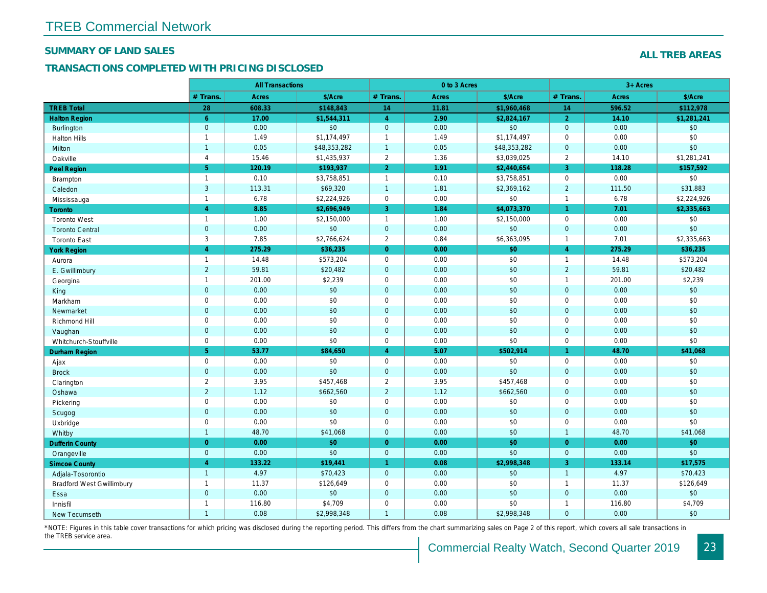# TREB Commercial Network

## SUMMARY OF LAND SALES

## TRANSACTIONS COMPLETED WITH PRICING DISCLOSED

**ALL TREB AREAS**

| | All Transactions | | | 0 to 3 Acres | | | 3+ Acres | | |
|---|---|---|---|---|---|---|---|---|---|
| | # Trans. | Acres | $/Acre | # Trans. | Acres | $/Acre | # Trans. | Acres | $/Acre |
| **TREB Total** | **28** | **608.33** | **$148,843** | **14** | **11.81** | **$1,960,468** | **14** | **596.52** | **$112,978** |
| **Halton Region** | **6** | **17.00** | **$1,544,311** | **4** | **2.90** | **$2,824,167** | **2** | **14.10** | **$1,281,241** |
| Burlington | 0 | 0.00 | $0 | 0 | 0.00 | $0 | 0 | 0.00 | $0 |
| Halton Hills | 1 | 1.49 | $1,174,497 | 1 | 1.49 | $1,174,497 | 0 | 0.00 | $0 |
| Milton | 1 | 0.05 | $48,353,282 | 1 | 0.05 | $48,353,282 | 0 | 0.00 | $0 |
| Oakville | 4 | 15.46 | $1,435,937 | 2 | 1.36 | $3,039,025 | 2 | 14.10 | $1,281,241 |
| **Peel Region** | **5** | **120.19** | **$193,937** | **2** | **1.91** | **$2,440,654** | **3** | **118.28** | **$157,592** |
| Brampton | 1 | 0.10 | $3,758,851 | 1 | 0.10 | $3,758,851 | 0 | 0.00 | $0 |
| Caledon | 3 | 113.31 | $69,320 | 1 | 1.81 | $2,369,162 | 2 | 111.50 | $31,883 |
| Mississauga | 1 | 6.78 | $2,224,926 | 0 | 0.00 | $0 | 1 | 6.78 | $2,224,926 |
| **Toronto** | **4** | **8.85** | **$2,696,949** | **3** | **1.84** | **$4,073,370** | **1** | **7.01** | **$2,335,663** |
| Toronto West | 1 | 1.00 | $2,150,000 | 1 | 1.00 | $2,150,000 | 0 | 0.00 | $0 |
| Toronto Central | 0 | 0.00 | $0 | 0 | 0.00 | $0 | 0 | 0.00 | $0 |
| Toronto East | 3 | 7.85 | $2,766,624 | 2 | 0.84 | $6,363,095 | 1 | 7.01 | $2,335,663 |
| **York Region** | **4** | **275.29** | **$36,235** | **0** | **0.00** | **$0** | **4** | **275.29** | **$36,235** |
| Aurora | 1 | 14.48 | $573,204 | 0 | 0.00 | $0 | 1 | 14.48 | $573,204 |
| E. Gwillimbury | 2 | 59.81 | $20,482 | 0 | 0.00 | $0 | 2 | 59.81 | $20,482 |
| Georgina | 1 | 201.00 | $2,239 | 0 | 0.00 | $0 | 1 | 201.00 | $2,239 |
| King | 0 | 0.00 | $0 | 0 | 0.00 | $0 | 0 | 0.00 | $0 |
| Markham | 0 | 0.00 | $0 | 0 | 0.00 | $0 | 0 | 0.00 | $0 |
| Newmarket | 0 | 0.00 | $0 | 0 | 0.00 | $0 | 0 | 0.00 | $0 |
| Richmond Hill | 0 | 0.00 | $0 | 0 | 0.00 | $0 | 0 | 0.00 | $0 |
| Vaughan | 0 | 0.00 | $0 | 0 | 0.00 | $0 | 0 | 0.00 | $0 |
| Whitchurch-Stouffville | 0 | 0.00 | $0 | 0 | 0.00 | $0 | 0 | 0.00 | $0 |
| **Durham Region** | **5** | **53.77** | **$84,650** | **4** | **5.07** | **$502,914** | **1** | **48.70** | **$41,068** |
| Ajax | 0 | 0.00 | $0 | 0 | 0.00 | $0 | 0 | 0.00 | $0 |
| Brock | 0 | 0.00 | $0 | 0 | 0.00 | $0 | 0 | 0.00 | $0 |
| Clarington | 2 | 3.95 | $457,468 | 2 | 3.95 | $457,468 | 0 | 0.00 | $0 |
| Oshawa | 2 | 1.12 | $662,560 | 2 | 1.12 | $662,560 | 0 | 0.00 | $0 |
| Pickering | 0 | 0.00 | $0 | 0 | 0.00 | $0 | 0 | 0.00 | $0 |
| Scugog | 0 | 0.00 | $0 | 0 | 0.00 | $0 | 0 | 0.00 | $0 |
| Uxbridge | 0 | 0.00 | $0 | 0 | 0.00 | $0 | 0 | 0.00 | $0 |
| Whitby | 1 | 48.70 | $41,068 | 0 | 0.00 | $0 | 1 | 48.70 | $41,068 |
| **Dufferin County** | **0** | **0.00** | **$0** | **0** | **0.00** | **$0** | **0** | **0.00** | **$0** |
| Orangeville | 0 | 0.00 | $0 | 0 | 0.00 | $0 | 0 | 0.00 | $0 |
| **Simcoe County** | **4** | **133.22** | **$19,441** | **1** | **0.08** | **$2,998,348** | **3** | **133.14** | **$17,575** |
| Adjala-Tosorontio | 1 | 4.97 | $70,423 | 0 | 0.00 | $0 | 1 | 4.97 | $70,423 |
| Bradford West Gwillimbury | 1 | 11.37 | $126,649 | 0 | 0.00 | $0 | 1 | 11.37 | $126,649 |
| Essa | 0 | 0.00 | $0 | 0 | 0.00 | $0 | 0 | 0.00 | $0 |
| Innisfil | 1 | 116.80 | $4,709 | 0 | 0.00 | $0 | 1 | 116.80 | $4,709 |
| New Tecumseth | 1 | 0.08 | $2,998,348 | 1 | 0.08 | $2,998,348 | 0 | 0.00 | $0 |

*NOTE: Figures in this table cover transactions for which pricing was disclosed during the reporting period. This differs from the chart summarizing sales on Page 2 of this report, which covers all sale transactions in the TREB service area.

Commercial Realty Watch, Second Quarter 2019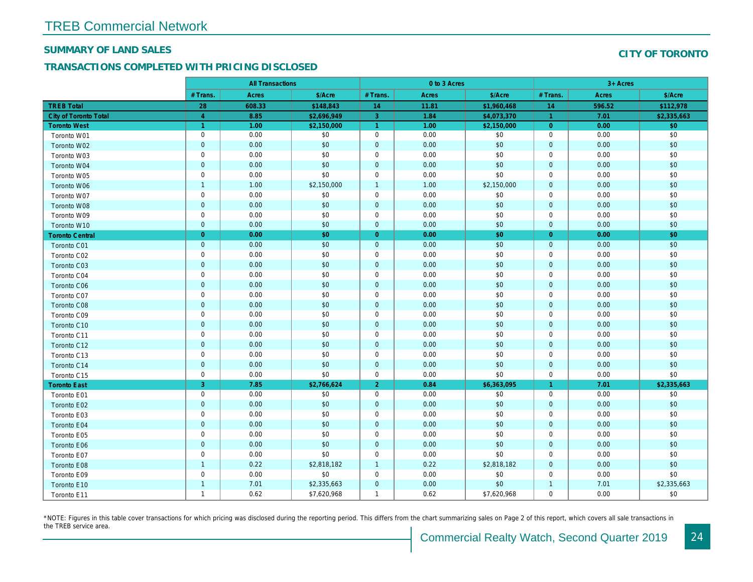## TREB Commercial Network

### SUMMARY OF LAND SALES

**CITY OF TORONTO**

### TRANSACTIONS COMPLETED WITH PRICING DISCLOSED

| | All Transactions | | | 0 to 3 Acres | | | 3+ Acres | | |
|---|---|---|---|---|---|---|---|---|---|
| | # Trans. | Acres | $/Acre | # Trans. | Acres | $/Acre | # Trans. | Acres | $/Acre |
| **TREB Total** | **28** | **608.33** | **$148,843** | **14** | **11.81** | **$1,960,468** | **14** | **596.52** | **$112,978** |
| **City of Toronto Total** | **4** | **8.85** | **$2,696,949** | **3** | **1.84** | **$4,073,370** | **1** | **7.01** | **$2,335,663** |
| **Toronto West** | **1** | **1.00** | **$2,150,000** | **1** | **1.00** | **$2,150,000** | **0** | **0.00** | **$0** |
| Toronto W01 | 0 | 0.00 | $0 | 0 | 0.00 | $0 | 0 | 0.00 | $0 |
| Toronto W02 | 0 | 0.00 | $0 | 0 | 0.00 | $0 | 0 | 0.00 | $0 |
| Toronto W03 | 0 | 0.00 | $0 | 0 | 0.00 | $0 | 0 | 0.00 | $0 |
| Toronto W04 | 0 | 0.00 | $0 | 0 | 0.00 | $0 | 0 | 0.00 | $0 |
| Toronto W05 | 0 | 0.00 | $0 | 0 | 0.00 | $0 | 0 | 0.00 | $0 |
| Toronto W06 | 1 | 1.00 | $2,150,000 | 1 | 1.00 | $2,150,000 | 0 | 0.00 | $0 |
| Toronto W07 | 0 | 0.00 | $0 | 0 | 0.00 | $0 | 0 | 0.00 | $0 |
| Toronto W08 | 0 | 0.00 | $0 | 0 | 0.00 | $0 | 0 | 0.00 | $0 |
| Toronto W09 | 0 | 0.00 | $0 | 0 | 0.00 | $0 | 0 | 0.00 | $0 |
| Toronto W10 | 0 | 0.00 | $0 | 0 | 0.00 | $0 | 0 | 0.00 | $0 |
| **Toronto Central** | **0** | **0.00** | **$0** | **0** | **0.00** | **$0** | **0** | **0.00** | **$0** |
| Toronto C01 | 0 | 0.00 | $0 | 0 | 0.00 | $0 | 0 | 0.00 | $0 |
| Toronto C02 | 0 | 0.00 | $0 | 0 | 0.00 | $0 | 0 | 0.00 | $0 |
| Toronto C03 | 0 | 0.00 | $0 | 0 | 0.00 | $0 | 0 | 0.00 | $0 |
| Toronto C04 | 0 | 0.00 | $0 | 0 | 0.00 | $0 | 0 | 0.00 | $0 |
| Toronto C06 | 0 | 0.00 | $0 | 0 | 0.00 | $0 | 0 | 0.00 | $0 |
| Toronto C07 | 0 | 0.00 | $0 | 0 | 0.00 | $0 | 0 | 0.00 | $0 |
| Toronto C08 | 0 | 0.00 | $0 | 0 | 0.00 | $0 | 0 | 0.00 | $0 |
| Toronto C09 | 0 | 0.00 | $0 | 0 | 0.00 | $0 | 0 | 0.00 | $0 |
| Toronto C10 | 0 | 0.00 | $0 | 0 | 0.00 | $0 | 0 | 0.00 | $0 |
| Toronto C11 | 0 | 0.00 | $0 | 0 | 0.00 | $0 | 0 | 0.00 | $0 |
| Toronto C12 | 0 | 0.00 | $0 | 0 | 0.00 | $0 | 0 | 0.00 | $0 |
| Toronto C13 | 0 | 0.00 | $0 | 0 | 0.00 | $0 | 0 | 0.00 | $0 |
| Toronto C14 | 0 | 0.00 | $0 | 0 | 0.00 | $0 | 0 | 0.00 | $0 |
| Toronto C15 | 0 | 0.00 | $0 | 0 | 0.00 | $0 | 0 | 0.00 | $0 |
| **Toronto East** | **3** | **7.85** | **$2,766,624** | **2** | **0.84** | **$6,363,095** | **1** | **7.01** | **$2,335,663** |
| Toronto E01 | 0 | 0.00 | $0 | 0 | 0.00 | $0 | 0 | 0.00 | $0 |
| Toronto E02 | 0 | 0.00 | $0 | 0 | 0.00 | $0 | 0 | 0.00 | $0 |
| Toronto E03 | 0 | 0.00 | $0 | 0 | 0.00 | $0 | 0 | 0.00 | $0 |
| Toronto E04 | 0 | 0.00 | $0 | 0 | 0.00 | $0 | 0 | 0.00 | $0 |
| Toronto E05 | 0 | 0.00 | $0 | 0 | 0.00 | $0 | 0 | 0.00 | $0 |
| Toronto E06 | 0 | 0.00 | $0 | 0 | 0.00 | $0 | 0 | 0.00 | $0 |
| Toronto E07 | 0 | 0.00 | $0 | 0 | 0.00 | $0 | 0 | 0.00 | $0 |
| Toronto E08 | 1 | 0.22 | $2,818,182 | 1 | 0.22 | $2,818,182 | 0 | 0.00 | $0 |
| Toronto E09 | 0 | 0.00 | $0 | 0 | 0.00 | $0 | 0 | 0.00 | $0 |
| Toronto E10 | 1 | 7.01 | $2,335,663 | 0 | 0.00 | $0 | 1 | 7.01 | $2,335,663 |
| Toronto E11 | 1 | 0.62 | $7,620,968 | 1 | 0.62 | $7,620,968 | 0 | 0.00 | $0 |

*NOTE: Figures in this table cover transactions for which pricing was disclosed during the reporting period. This differs from the chart summarizing sales on Page 2 of this report, which covers all sale transactions in the TREB service area.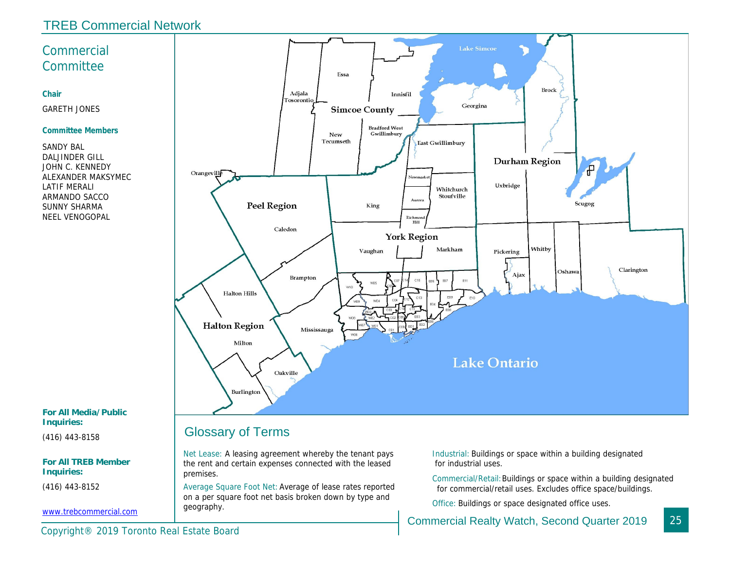## TREB Commercial Network

### Commercial Committee

**Chair**

GARETH JONES

**Committee Members**

SANDY BAL
DALJINDER GILL
JOHN C. KENNEDY
ALEXANDER MAKSYMEC
LATIF MERALI
ARMANDO SACCO
SUNNY SHARMA
NEEL VENOGOPAL

**For All Media/Public Inquiries:**

(416) 443-8158

**For All TREB Member Inquiries:**

(416) 443-8152

www.trebcommercial.com

Lake Simcoe
Essa
Adjala Tosorontio
Innisfil
Simcoe County
Georgina
Brock
New Tecumseth
Bradford West Gwillimbury
East Gwillimbury
Durham Region
Orangeville
Newmarket
Whitchurch Stoufville
Uxbridge
Aurora
Peel Region
King
Scugog
Richmond Hill
Caledon
York Region
Vaughan
Markham
Pickering
Whitby
Oshawa
Clarington
Ajax
Brampton
Halton Hills
Halton Region
Mississauga
Milton
Oakville
Burlington
Lake Ontario

## Glossary of Terms

Net Lease: A leasing agreement whereby the tenant pays the rent and certain expenses connected with the leased premises.

Average Square Foot Net: Average of lease rates reported on a per square foot net basis broken down by type and geography.

Industrial: Buildings or space within a building designated for industrial uses.

Commercial/Retail: Buildings or space within a building designated for commercial/retail uses. Excludes office space/buildings.

Office: Buildings or space designated office uses.

Copyright® 2019 Toronto Real Estate Board